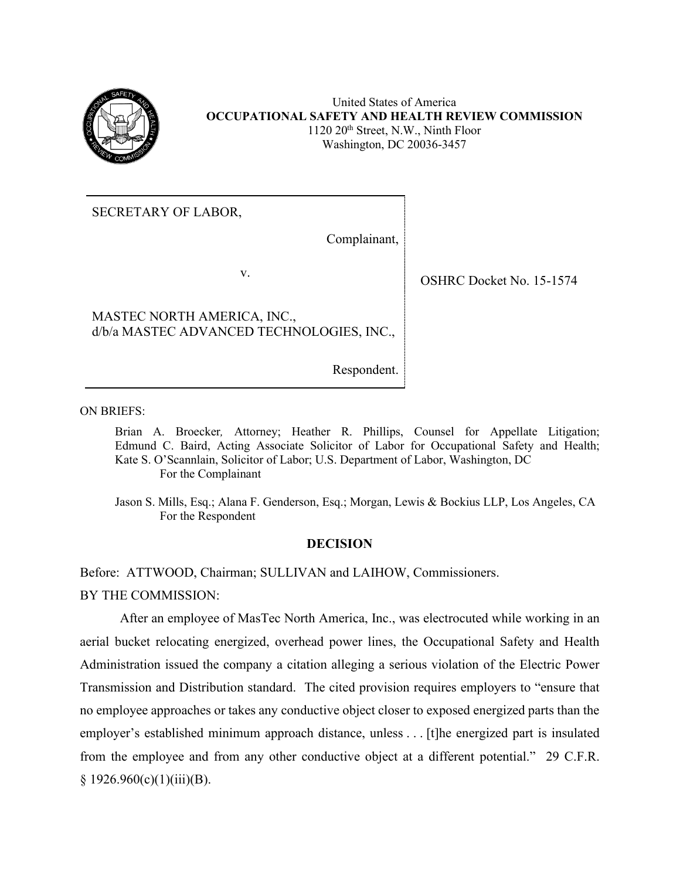United States of America
**OCCUPATIONAL SAFETY AND HEALTH REVIEW COMMISSION**
1120 20th Street, N.W., Ninth Floor
Washington, DC 20036-3457

| | |
|---|---|
| SECRETARY OF LABOR,<br><br>Complainant,<br><br>v.<br><br>MASTEC NORTH AMERICA, INC., d/b/a MASTEC ADVANCED TECHNOLOGIES, INC.,<br><br>Respondent. | OSHRC Docket No. 15-1574 |

ON BRIEFS:

Brian A. Broecker, Attorney; Heather R. Phillips, Counsel for Appellate Litigation; Edmund C. Baird, Acting Associate Solicitor of Labor for Occupational Safety and Health; Kate S. O'Scannlain, Solicitor of Labor; U.S. Department of Labor, Washington, DC
For the Complainant

Jason S. Mills, Esq.; Alana F. Genderson, Esq.; Morgan, Lewis & Bockius LLP, Los Angeles, CA
For the Respondent

## DECISION

Before: ATTWOOD, Chairman; SULLIVAN and LAIHOW, Commissioners.

BY THE COMMISSION:

After an employee of MasTec North America, Inc., was electrocuted while working in an aerial bucket relocating energized, overhead power lines, the Occupational Safety and Health Administration issued the company a citation alleging a serious violation of the Electric Power Transmission and Distribution standard. The cited provision requires employers to "ensure that no employee approaches or takes any conductive object closer to exposed energized parts than the employer's established minimum approach distance, unless . . . [t]he energized part is insulated from the employee and from any other conductive object at a different potential." 29 C.F.R. § 1926.960(c)(1)(iii)(B).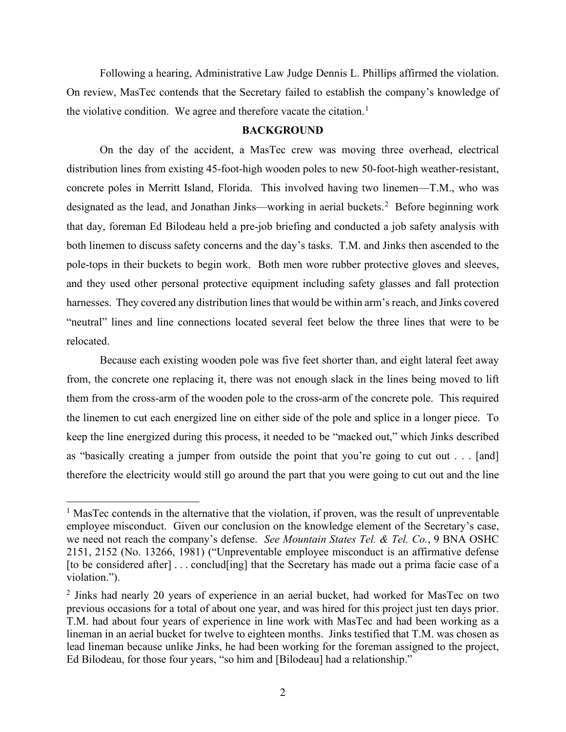Following a hearing, Administrative Law Judge Dennis L. Phillips affirmed the violation. On review, MasTec contends that the Secretary failed to establish the company's knowledge of the violative condition. We agree and therefore vacate the citation.[1]

## BACKGROUND

On the day of the accident, a MasTec crew was moving three overhead, electrical distribution lines from existing 45-foot-high wooden poles to new 50-foot-high weather-resistant, concrete poles in Merritt Island, Florida. This involved having two linemen—T.M., who was designated as the lead, and Jonathan Jinks—working in aerial buckets.[2] Before beginning work that day, foreman Ed Bilodeau held a pre-job briefing and conducted a job safety analysis with both linemen to discuss safety concerns and the day's tasks. T.M. and Jinks then ascended to the pole-tops in their buckets to begin work. Both men wore rubber protective gloves and sleeves, and they used other personal protective equipment including safety glasses and fall protection harnesses. They covered any distribution lines that would be within arm's reach, and Jinks covered "neutral" lines and line connections located several feet below the three lines that were to be relocated.

Because each existing wooden pole was five feet shorter than, and eight lateral feet away from, the concrete one replacing it, there was not enough slack in the lines being moved to lift them from the cross-arm of the wooden pole to the cross-arm of the concrete pole. This required the linemen to cut each energized line on either side of the pole and splice in a longer piece. To keep the line energized during this process, it needed to be "macked out," which Jinks described as "basically creating a jumper from outside the point that you're going to cut out . . . [and] therefore the electricity would still go around the part that you were going to cut out and the line

---

[1] MasTec contends in the alternative that the violation, if proven, was the result of unpreventable employee misconduct. Given our conclusion on the knowledge element of the Secretary's case, we need not reach the company's defense. *See Mountain States Tel. & Tel. Co.*, 9 BNA OSHC 2151, 2152 (No. 13266, 1981) ("Unpreventable employee misconduct is an affirmative defense [to be considered after] . . . conclud[ing] that the Secretary has made out a prima facie case of a violation.").

[2] Jinks had nearly 20 years of experience in an aerial bucket, had worked for MasTec on two previous occasions for a total of about one year, and was hired for this project just ten days prior. T.M. had about four years of experience in line work with MasTec and had been working as a lineman in an aerial bucket for twelve to eighteen months. Jinks testified that T.M. was chosen as lead lineman because unlike Jinks, he had been working for the foreman assigned to the project, Ed Bilodeau, for those four years, "so him and [Bilodeau] had a relationship."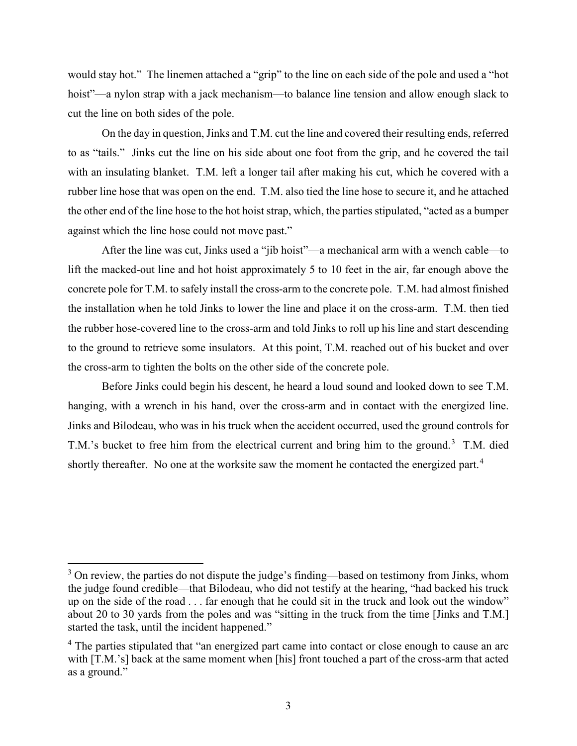would stay hot." The linemen attached a "grip" to the line on each side of the pole and used a "hot hoist"—a nylon strap with a jack mechanism—to balance line tension and allow enough slack to cut the line on both sides of the pole.

On the day in question, Jinks and T.M. cut the line and covered their resulting ends, referred to as "tails." Jinks cut the line on his side about one foot from the grip, and he covered the tail with an insulating blanket. T.M. left a longer tail after making his cut, which he covered with a rubber line hose that was open on the end. T.M. also tied the line hose to secure it, and he attached the other end of the line hose to the hot hoist strap, which, the parties stipulated, "acted as a bumper against which the line hose could not move past."

After the line was cut, Jinks used a "jib hoist"—a mechanical arm with a wench cable—to lift the macked-out line and hot hoist approximately 5 to 10 feet in the air, far enough above the concrete pole for T.M. to safely install the cross-arm to the concrete pole. T.M. had almost finished the installation when he told Jinks to lower the line and place it on the cross-arm. T.M. then tied the rubber hose-covered line to the cross-arm and told Jinks to roll up his line and start descending to the ground to retrieve some insulators. At this point, T.M. reached out of his bucket and over the cross-arm to tighten the bolts on the other side of the concrete pole.

Before Jinks could begin his descent, he heard a loud sound and looked down to see T.M. hanging, with a wrench in his hand, over the cross-arm and in contact with the energized line. Jinks and Bilodeau, who was in his truck when the accident occurred, used the ground controls for T.M.'s bucket to free him from the electrical current and bring him to the ground.[3] T.M. died shortly thereafter. No one at the worksite saw the moment he contacted the energized part.[4]

---

[3] On review, the parties do not dispute the judge's finding—based on testimony from Jinks, whom the judge found credible—that Bilodeau, who did not testify at the hearing, "had backed his truck up on the side of the road . . . far enough that he could sit in the truck and look out the window" about 20 to 30 yards from the poles and was "sitting in the truck from the time [Jinks and T.M.] started the task, until the incident happened."

[4] The parties stipulated that "an energized part came into contact or close enough to cause an arc with [T.M.'s] back at the same moment when [his] front touched a part of the cross-arm that acted as a ground."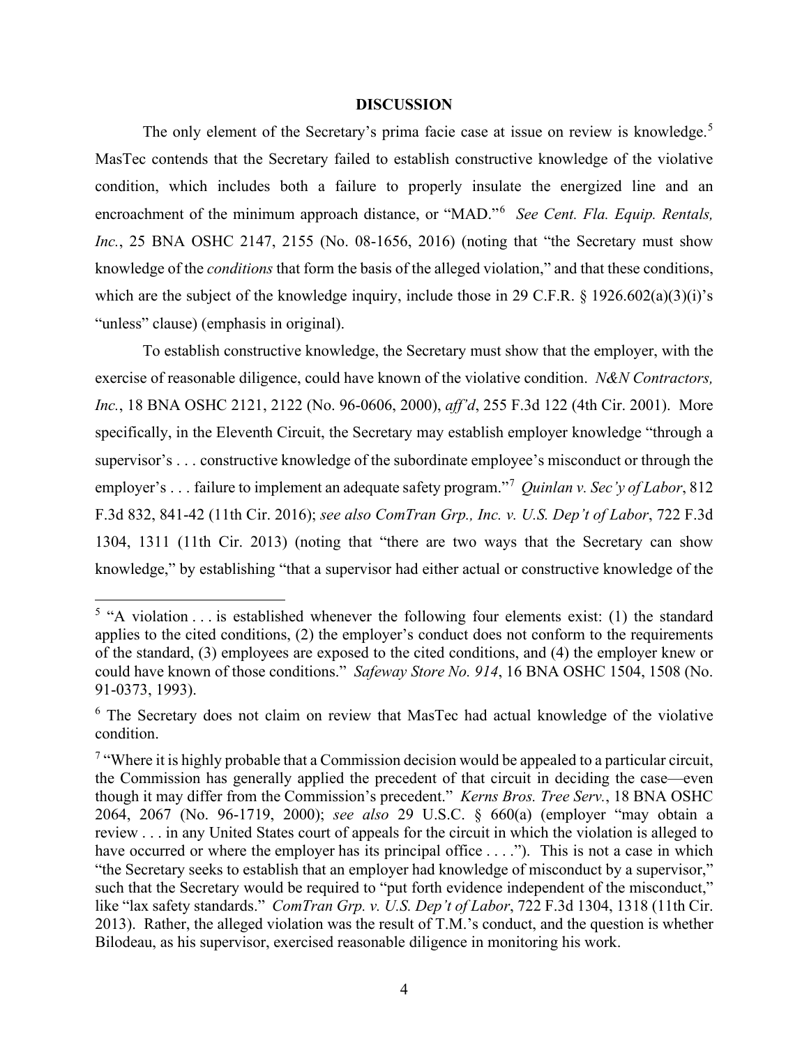## DISCUSSION

The only element of the Secretary's prima facie case at issue on review is knowledge.[5] MasTec contends that the Secretary failed to establish constructive knowledge of the violative condition, which includes both a failure to properly insulate the energized line and an encroachment of the minimum approach distance, or "MAD."[6] *See Cent. Fla. Equip. Rentals, Inc.*, 25 BNA OSHC 2147, 2155 (No. 08-1656, 2016) (noting that "the Secretary must show knowledge of the *conditions* that form the basis of the alleged violation," and that these conditions, which are the subject of the knowledge inquiry, include those in 29 C.F.R. § 1926.602(a)(3)(i)'s "unless" clause) (emphasis in original).

To establish constructive knowledge, the Secretary must show that the employer, with the exercise of reasonable diligence, could have known of the violative condition. *N&N Contractors, Inc.*, 18 BNA OSHC 2121, 2122 (No. 96-0606, 2000), *aff'd*, 255 F.3d 122 (4th Cir. 2001). More specifically, in the Eleventh Circuit, the Secretary may establish employer knowledge "through a supervisor's . . . constructive knowledge of the subordinate employee's misconduct or through the employer's . . . failure to implement an adequate safety program."[7] *Quinlan v. Sec'y of Labor*, 812 F.3d 832, 841-42 (11th Cir. 2016); *see also ComTran Grp., Inc. v. U.S. Dep't of Labor*, 722 F.3d 1304, 1311 (11th Cir. 2013) (noting that "there are two ways that the Secretary can show knowledge," by establishing "that a supervisor had either actual or constructive knowledge of the

---

[5] "A violation . . . is established whenever the following four elements exist: (1) the standard applies to the cited conditions, (2) the employer's conduct does not conform to the requirements of the standard, (3) employees are exposed to the cited conditions, and (4) the employer knew or could have known of those conditions." *Safeway Store No. 914*, 16 BNA OSHC 1504, 1508 (No. 91-0373, 1993).

[6] The Secretary does not claim on review that MasTec had actual knowledge of the violative condition.

[7] "Where it is highly probable that a Commission decision would be appealed to a particular circuit, the Commission has generally applied the precedent of that circuit in deciding the case—even though it may differ from the Commission's precedent." *Kerns Bros. Tree Serv.*, 18 BNA OSHC 2064, 2067 (No. 96-1719, 2000); *see also* 29 U.S.C. § 660(a) (employer "may obtain a review . . . in any United States court of appeals for the circuit in which the violation is alleged to have occurred or where the employer has its principal office . . . ."). This is not a case in which "the Secretary seeks to establish that an employer had knowledge of misconduct by a supervisor," such that the Secretary would be required to "put forth evidence independent of the misconduct," like "lax safety standards." *ComTran Grp. v. U.S. Dep't of Labor*, 722 F.3d 1304, 1318 (11th Cir. 2013). Rather, the alleged violation was the result of T.M.'s conduct, and the question is whether Bilodeau, as his supervisor, exercised reasonable diligence in monitoring his work.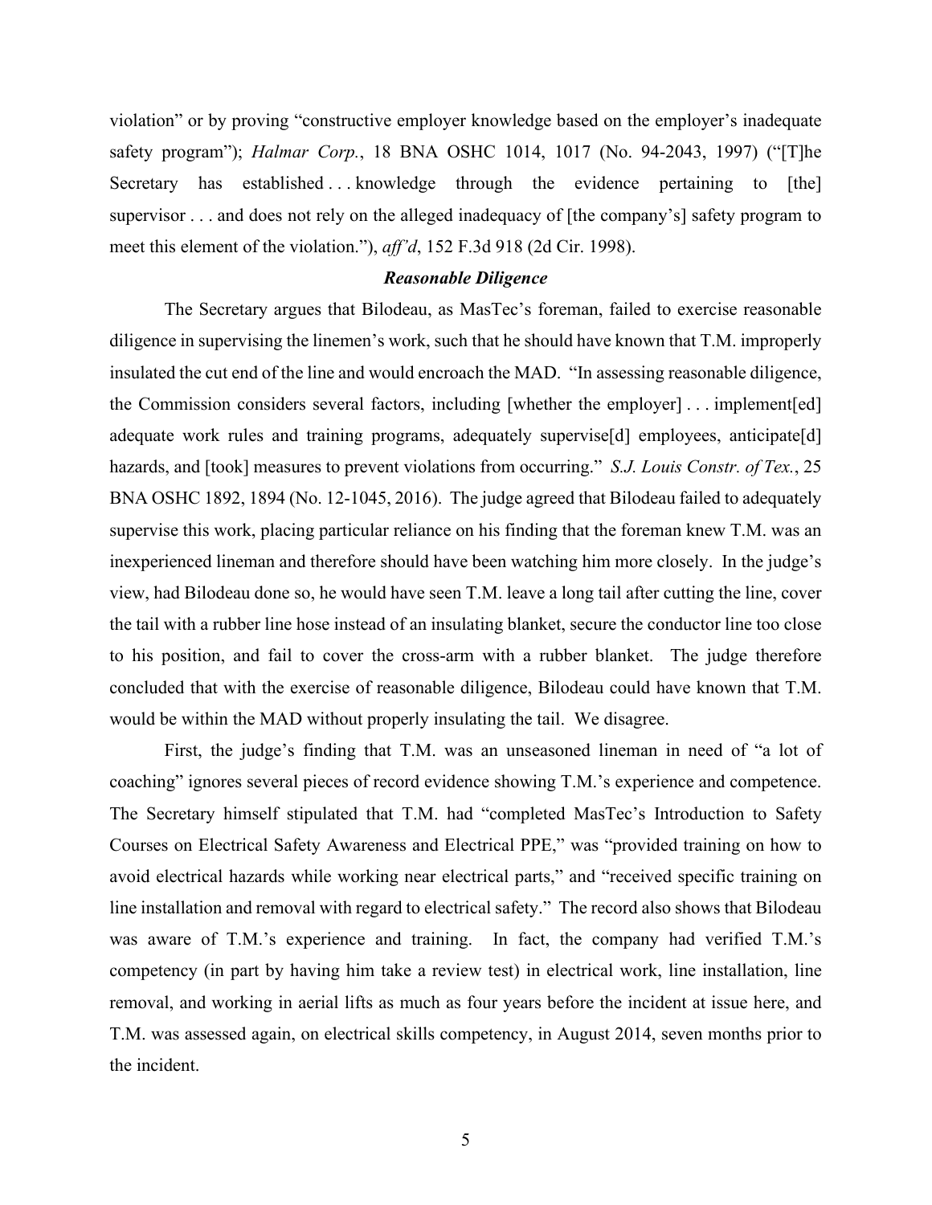violation" or by proving "constructive employer knowledge based on the employer's inadequate safety program"); *Halmar Corp.*, 18 BNA OSHC 1014, 1017 (No. 94-2043, 1997) ("[T]he Secretary has established . . . knowledge through the evidence pertaining to [the] supervisor . . . and does not rely on the alleged inadequacy of [the company's] safety program to meet this element of the violation."), *aff'd*, 152 F.3d 918 (2d Cir. 1998).

### *Reasonable Diligence*

The Secretary argues that Bilodeau, as MasTec's foreman, failed to exercise reasonable diligence in supervising the linemen's work, such that he should have known that T.M. improperly insulated the cut end of the line and would encroach the MAD. "In assessing reasonable diligence, the Commission considers several factors, including [whether the employer] . . . implement[ed] adequate work rules and training programs, adequately supervise[d] employees, anticipate[d] hazards, and [took] measures to prevent violations from occurring." *S.J. Louis Constr. of Tex.*, 25 BNA OSHC 1892, 1894 (No. 12-1045, 2016). The judge agreed that Bilodeau failed to adequately supervise this work, placing particular reliance on his finding that the foreman knew T.M. was an inexperienced lineman and therefore should have been watching him more closely. In the judge's view, had Bilodeau done so, he would have seen T.M. leave a long tail after cutting the line, cover the tail with a rubber line hose instead of an insulating blanket, secure the conductor line too close to his position, and fail to cover the cross-arm with a rubber blanket. The judge therefore concluded that with the exercise of reasonable diligence, Bilodeau could have known that T.M. would be within the MAD without properly insulating the tail. We disagree.

First, the judge's finding that T.M. was an unseasoned lineman in need of "a lot of coaching" ignores several pieces of record evidence showing T.M.'s experience and competence. The Secretary himself stipulated that T.M. had "completed MasTec's Introduction to Safety Courses on Electrical Safety Awareness and Electrical PPE," was "provided training on how to avoid electrical hazards while working near electrical parts," and "received specific training on line installation and removal with regard to electrical safety." The record also shows that Bilodeau was aware of T.M.'s experience and training. In fact, the company had verified T.M.'s competency (in part by having him take a review test) in electrical work, line installation, line removal, and working in aerial lifts as much as four years before the incident at issue here, and T.M. was assessed again, on electrical skills competency, in August 2014, seven months prior to the incident.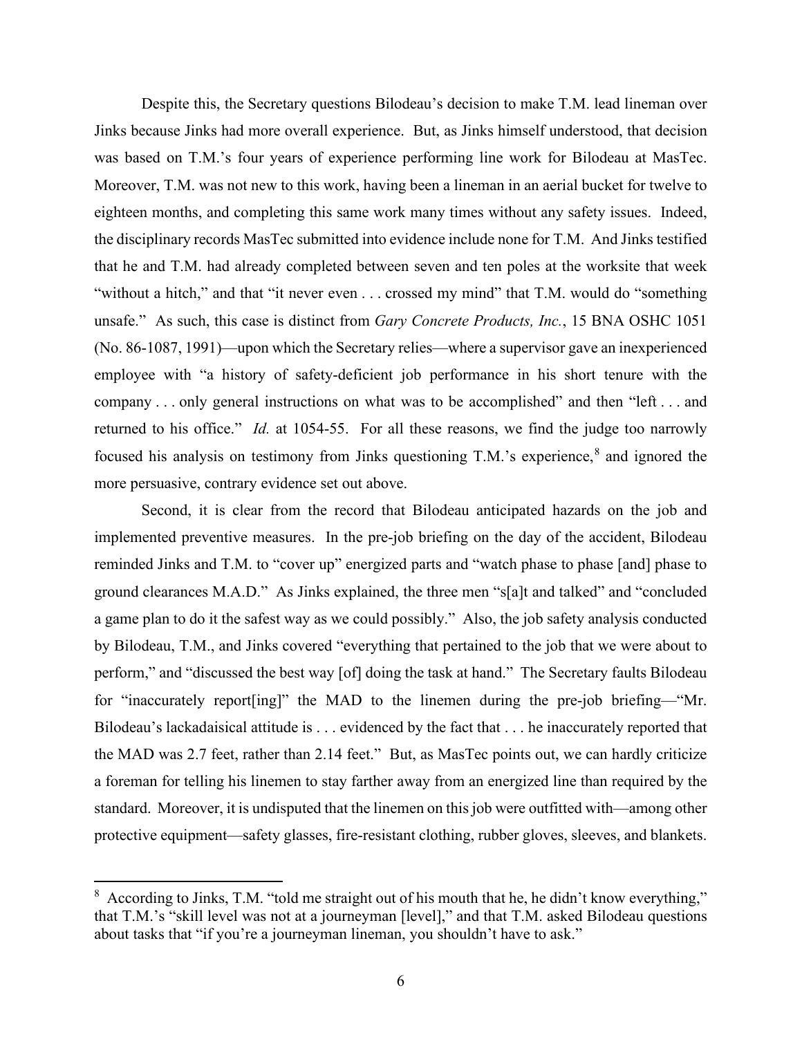Despite this, the Secretary questions Bilodeau's decision to make T.M. lead lineman over Jinks because Jinks had more overall experience. But, as Jinks himself understood, that decision was based on T.M.'s four years of experience performing line work for Bilodeau at MasTec. Moreover, T.M. was not new to this work, having been a lineman in an aerial bucket for twelve to eighteen months, and completing this same work many times without any safety issues. Indeed, the disciplinary records MasTec submitted into evidence include none for T.M. And Jinks testified that he and T.M. had already completed between seven and ten poles at the worksite that week "without a hitch," and that "it never even . . . crossed my mind" that T.M. would do "something unsafe." As such, this case is distinct from *Gary Concrete Products, Inc.*, 15 BNA OSHC 1051 (No. 86-1087, 1991)—upon which the Secretary relies—where a supervisor gave an inexperienced employee with "a history of safety-deficient job performance in his short tenure with the company . . . only general instructions on what was to be accomplished" and then "left . . . and returned to his office." *Id.* at 1054-55. For all these reasons, we find the judge too narrowly focused his analysis on testimony from Jinks questioning T.M.'s experience,[8] and ignored the more persuasive, contrary evidence set out above.

Second, it is clear from the record that Bilodeau anticipated hazards on the job and implemented preventive measures. In the pre-job briefing on the day of the accident, Bilodeau reminded Jinks and T.M. to "cover up" energized parts and "watch phase to phase [and] phase to ground clearances M.A.D." As Jinks explained, the three men "s[a]t and talked" and "concluded a game plan to do it the safest way as we could possibly." Also, the job safety analysis conducted by Bilodeau, T.M., and Jinks covered "everything that pertained to the job that we were about to perform," and "discussed the best way [of] doing the task at hand." The Secretary faults Bilodeau for "inaccurately report[ing]" the MAD to the linemen during the pre-job briefing—"Mr. Bilodeau's lackadaisical attitude is . . . evidenced by the fact that . . . he inaccurately reported that the MAD was 2.7 feet, rather than 2.14 feet." But, as MasTec points out, we can hardly criticize a foreman for telling his linemen to stay farther away from an energized line than required by the standard. Moreover, it is undisputed that the linemen on this job were outfitted with—among other protective equipment—safety glasses, fire-resistant clothing, rubber gloves, sleeves, and blankets.

---

[8] According to Jinks, T.M. "told me straight out of his mouth that he, he didn't know everything," that T.M.'s "skill level was not at a journeyman [level]," and that T.M. asked Bilodeau questions about tasks that "if you're a journeyman lineman, you shouldn't have to ask."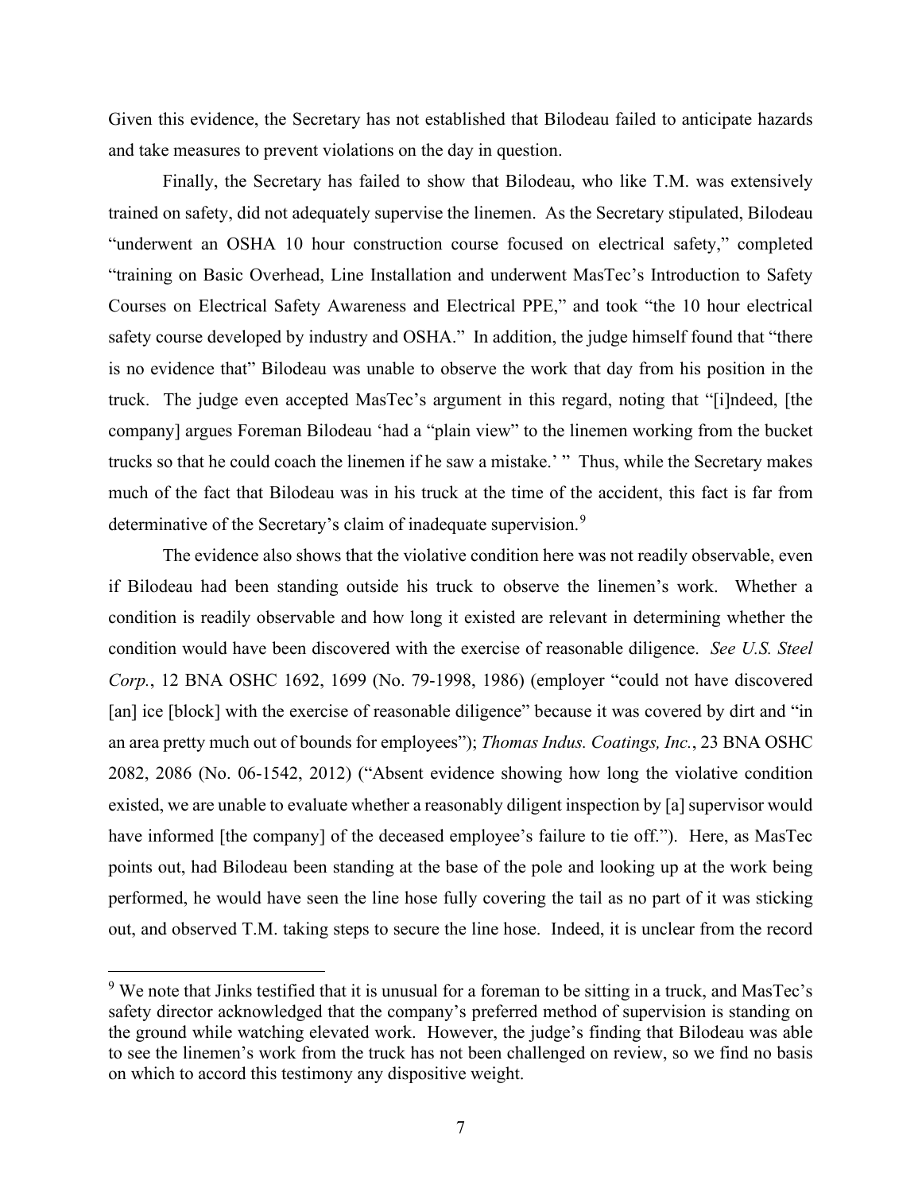Given this evidence, the Secretary has not established that Bilodeau failed to anticipate hazards and take measures to prevent violations on the day in question.

Finally, the Secretary has failed to show that Bilodeau, who like T.M. was extensively trained on safety, did not adequately supervise the linemen. As the Secretary stipulated, Bilodeau "underwent an OSHA 10 hour construction course focused on electrical safety," completed "training on Basic Overhead, Line Installation and underwent MasTec's Introduction to Safety Courses on Electrical Safety Awareness and Electrical PPE," and took "the 10 hour electrical safety course developed by industry and OSHA." In addition, the judge himself found that "there is no evidence that" Bilodeau was unable to observe the work that day from his position in the truck. The judge even accepted MasTec's argument in this regard, noting that "[i]ndeed, [the company] argues Foreman Bilodeau 'had a "plain view" to the linemen working from the bucket trucks so that he could coach the linemen if he saw a mistake.' " Thus, while the Secretary makes much of the fact that Bilodeau was in his truck at the time of the accident, this fact is far from determinative of the Secretary's claim of inadequate supervision.[9]

The evidence also shows that the violative condition here was not readily observable, even if Bilodeau had been standing outside his truck to observe the linemen's work. Whether a condition is readily observable and how long it existed are relevant in determining whether the condition would have been discovered with the exercise of reasonable diligence. *See U.S. Steel Corp.*, 12 BNA OSHC 1692, 1699 (No. 79-1998, 1986) (employer "could not have discovered [an] ice [block] with the exercise of reasonable diligence" because it was covered by dirt and "in an area pretty much out of bounds for employees"); *Thomas Indus. Coatings, Inc.*, 23 BNA OSHC 2082, 2086 (No. 06-1542, 2012) ("Absent evidence showing how long the violative condition existed, we are unable to evaluate whether a reasonably diligent inspection by [a] supervisor would have informed [the company] of the deceased employee's failure to tie off."). Here, as MasTec points out, had Bilodeau been standing at the base of the pole and looking up at the work being performed, he would have seen the line hose fully covering the tail as no part of it was sticking out, and observed T.M. taking steps to secure the line hose. Indeed, it is unclear from the record

[9] We note that Jinks testified that it is unusual for a foreman to be sitting in a truck, and MasTec's safety director acknowledged that the company's preferred method of supervision is standing on the ground while watching elevated work. However, the judge's finding that Bilodeau was able to see the linemen's work from the truck has not been challenged on review, so we find no basis on which to accord this testimony any dispositive weight.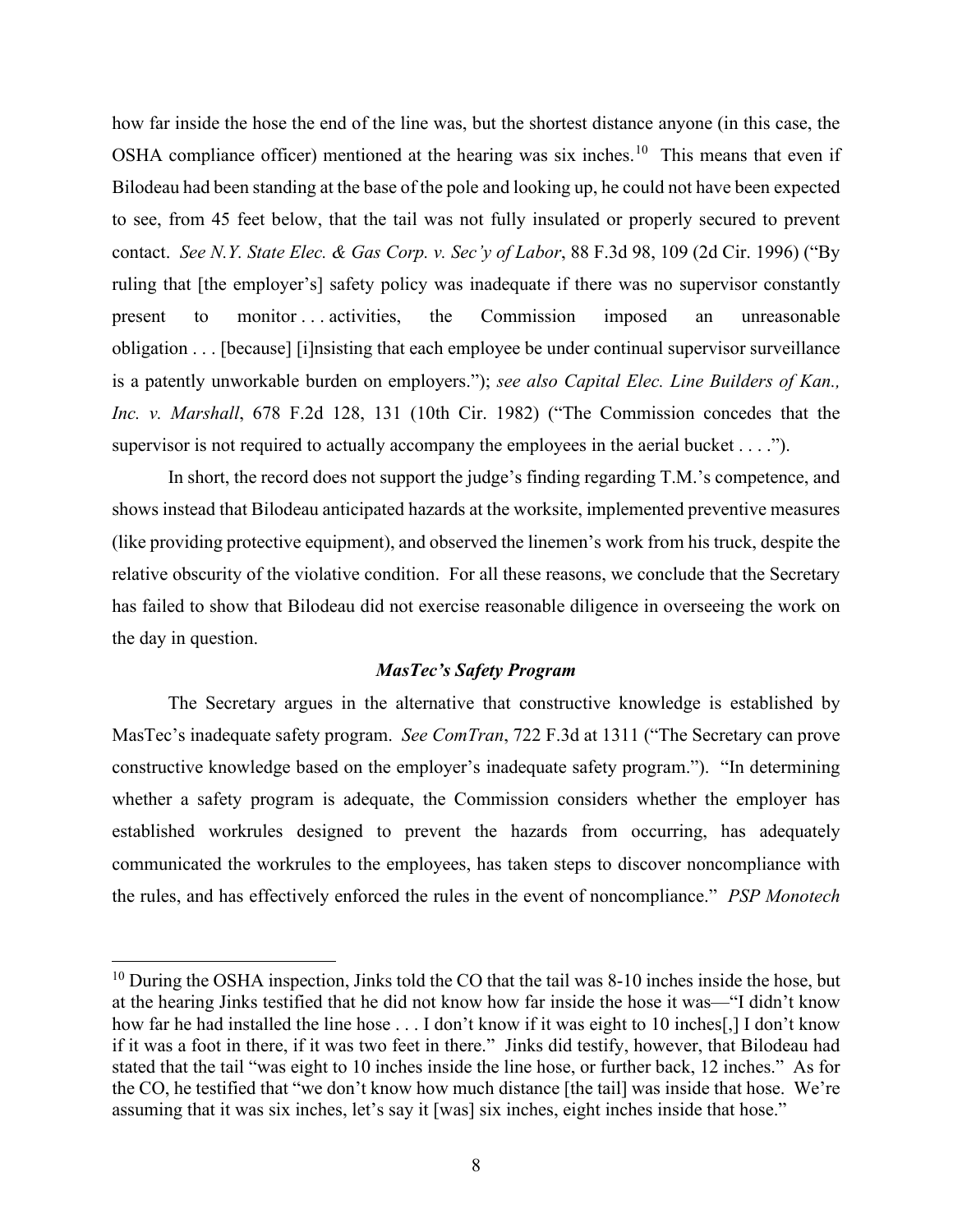how far inside the hose the end of the line was, but the shortest distance anyone (in this case, the OSHA compliance officer) mentioned at the hearing was six inches.[10] This means that even if Bilodeau had been standing at the base of the pole and looking up, he could not have been expected to see, from 45 feet below, that the tail was not fully insulated or properly secured to prevent contact. *See N.Y. State Elec. & Gas Corp. v. Sec'y of Labor*, 88 F.3d 98, 109 (2d Cir. 1996) ("By ruling that [the employer's] safety policy was inadequate if there was no supervisor constantly present to monitor . . . activities, the Commission imposed an unreasonable obligation . . . [because] [i]nsisting that each employee be under continual supervisor surveillance is a patently unworkable burden on employers."); *see also Capital Elec. Line Builders of Kan., Inc. v. Marshall*, 678 F.2d 128, 131 (10th Cir. 1982) ("The Commission concedes that the supervisor is not required to actually accompany the employees in the aerial bucket . . . .").

In short, the record does not support the judge's finding regarding T.M.'s competence, and shows instead that Bilodeau anticipated hazards at the worksite, implemented preventive measures (like providing protective equipment), and observed the linemen's work from his truck, despite the relative obscurity of the violative condition. For all these reasons, we conclude that the Secretary has failed to show that Bilodeau did not exercise reasonable diligence in overseeing the work on the day in question.

### *MasTec's Safety Program*

The Secretary argues in the alternative that constructive knowledge is established by MasTec's inadequate safety program. *See ComTran*, 722 F.3d at 1311 ("The Secretary can prove constructive knowledge based on the employer's inadequate safety program."). "In determining whether a safety program is adequate, the Commission considers whether the employer has established workrules designed to prevent the hazards from occurring, has adequately communicated the workrules to the employees, has taken steps to discover noncompliance with the rules, and has effectively enforced the rules in the event of noncompliance." *PSP Monotech*

---

[10] During the OSHA inspection, Jinks told the CO that the tail was 8-10 inches inside the hose, but at the hearing Jinks testified that he did not know how far inside the hose it was—"I didn't know how far he had installed the line hose . . . I don't know if it was eight to 10 inches[,] I don't know if it was a foot in there, if it was two feet in there." Jinks did testify, however, that Bilodeau had stated that the tail "was eight to 10 inches inside the line hose, or further back, 12 inches." As for the CO, he testified that "we don't know how much distance [the tail] was inside that hose. We're assuming that it was six inches, let's say it [was] six inches, eight inches inside that hose."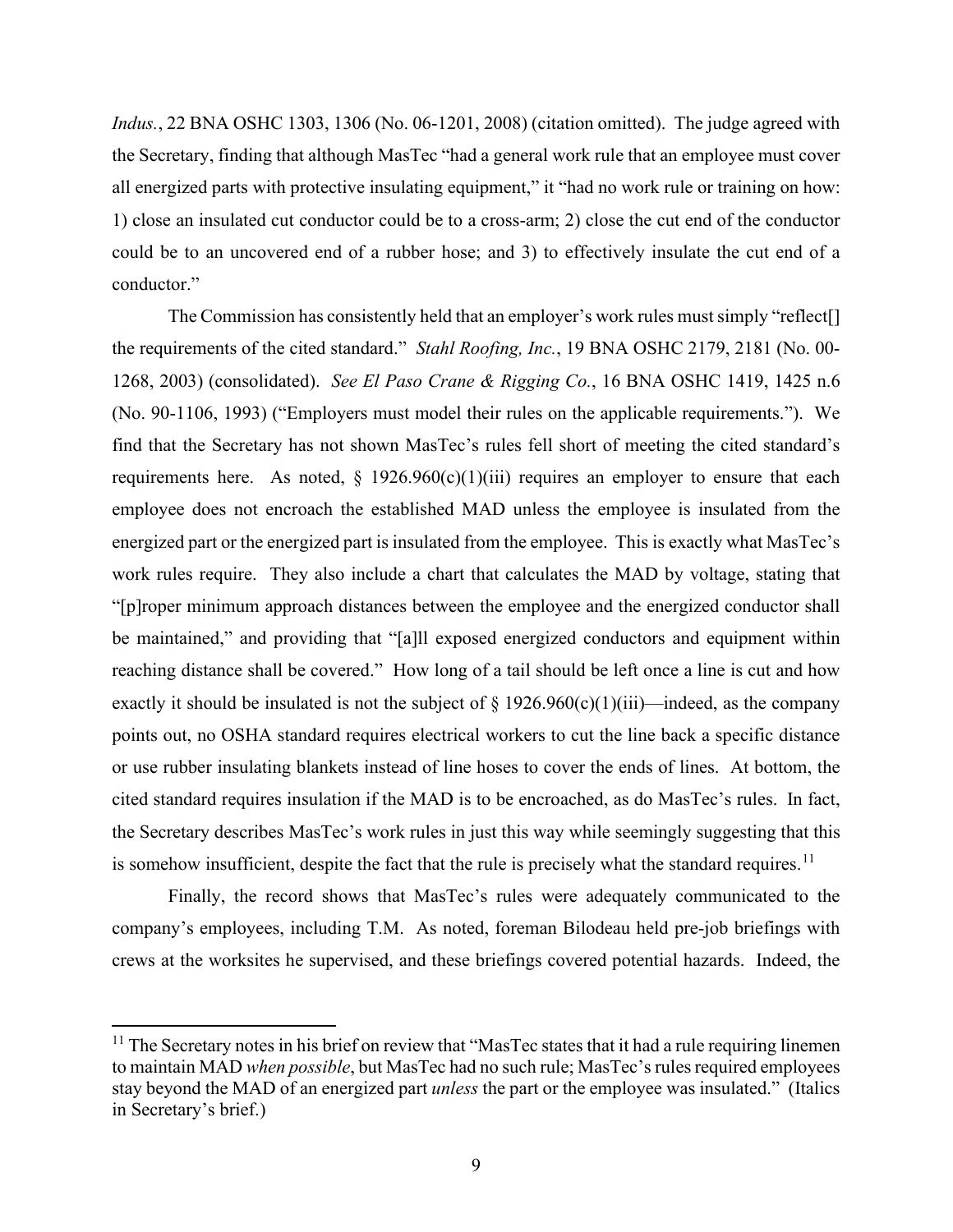*Indus.*, 22 BNA OSHC 1303, 1306 (No. 06-1201, 2008) (citation omitted). The judge agreed with the Secretary, finding that although MasTec "had a general work rule that an employee must cover all energized parts with protective insulating equipment," it "had no work rule or training on how: 1) close an insulated cut conductor could be to a cross-arm; 2) close the cut end of the conductor could be to an uncovered end of a rubber hose; and 3) to effectively insulate the cut end of a conductor."

The Commission has consistently held that an employer's work rules must simply "reflect[] the requirements of the cited standard." *Stahl Roofing, Inc.*, 19 BNA OSHC 2179, 2181 (No. 00-1268, 2003) (consolidated). *See El Paso Crane & Rigging Co.*, 16 BNA OSHC 1419, 1425 n.6 (No. 90-1106, 1993) ("Employers must model their rules on the applicable requirements."). We find that the Secretary has not shown MasTec's rules fell short of meeting the cited standard's requirements here. As noted, § 1926.960(c)(1)(iii) requires an employer to ensure that each employee does not encroach the established MAD unless the employee is insulated from the energized part or the energized part is insulated from the employee. This is exactly what MasTec's work rules require. They also include a chart that calculates the MAD by voltage, stating that "[p]roper minimum approach distances between the employee and the energized conductor shall be maintained," and providing that "[a]ll exposed energized conductors and equipment within reaching distance shall be covered." How long of a tail should be left once a line is cut and how exactly it should be insulated is not the subject of § 1926.960(c)(1)(iii)—indeed, as the company points out, no OSHA standard requires electrical workers to cut the line back a specific distance or use rubber insulating blankets instead of line hoses to cover the ends of lines. At bottom, the cited standard requires insulation if the MAD is to be encroached, as do MasTec's rules. In fact, the Secretary describes MasTec's work rules in just this way while seemingly suggesting that this is somehow insufficient, despite the fact that the rule is precisely what the standard requires.[11]

Finally, the record shows that MasTec's rules were adequately communicated to the company's employees, including T.M. As noted, foreman Bilodeau held pre-job briefings with crews at the worksites he supervised, and these briefings covered potential hazards. Indeed, the

[11] The Secretary notes in his brief on review that "MasTec states that it had a rule requiring linemen to maintain MAD *when possible*, but MasTec had no such rule; MasTec's rules required employees stay beyond the MAD of an energized part *unless* the part or the employee was insulated." (Italics in Secretary's brief.)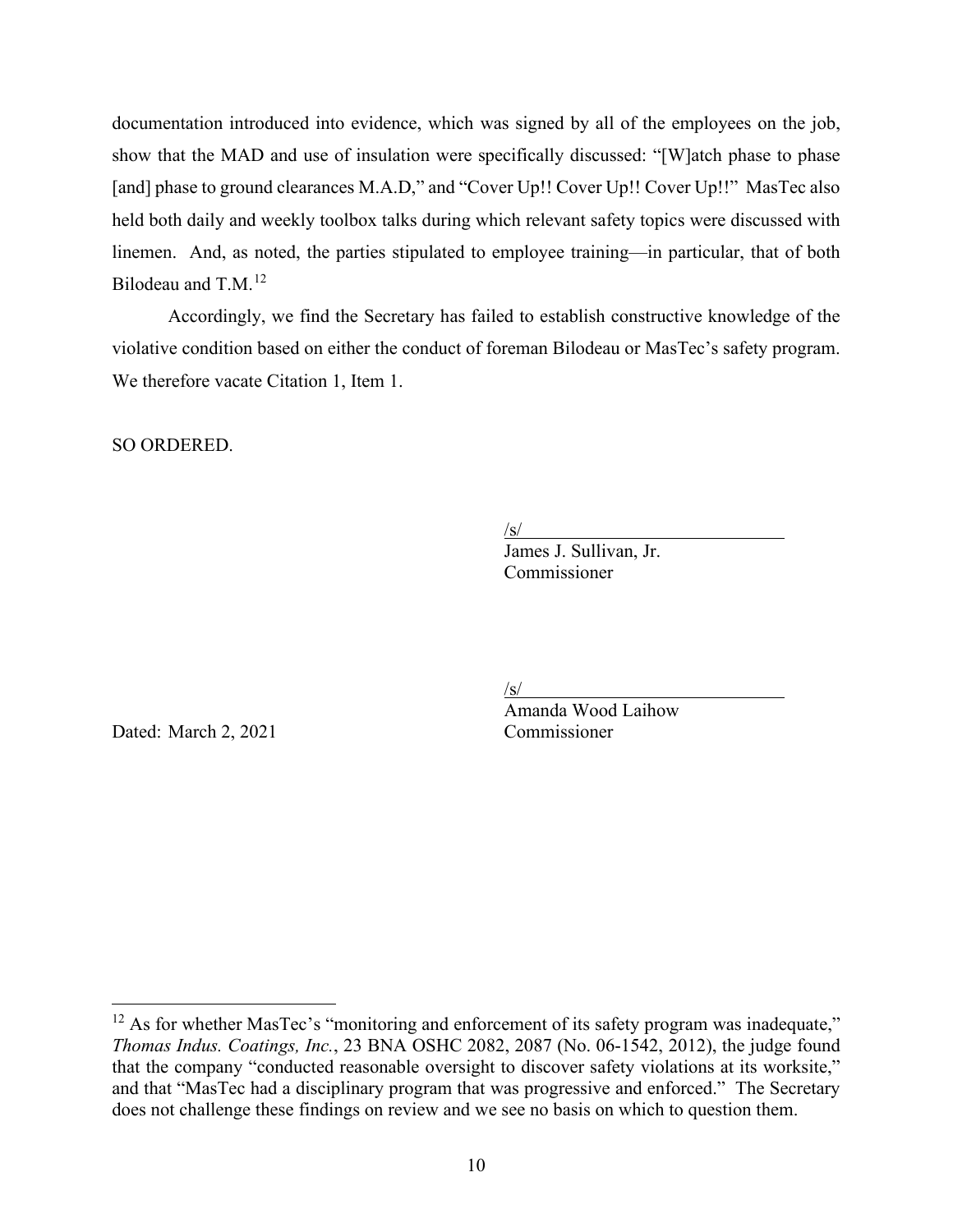documentation introduced into evidence, which was signed by all of the employees on the job, show that the MAD and use of insulation were specifically discussed: "[W]atch phase to phase [and] phase to ground clearances M.A.D," and "Cover Up!! Cover Up!! Cover Up!!" MasTec also held both daily and weekly toolbox talks during which relevant safety topics were discussed with linemen. And, as noted, the parties stipulated to employee training—in particular, that of both Bilodeau and T.M.[12]

Accordingly, we find the Secretary has failed to establish constructive knowledge of the violative condition based on either the conduct of foreman Bilodeau or MasTec's safety program. We therefore vacate Citation 1, Item 1.

SO ORDERED.

/s/
James J. Sullivan, Jr.
Commissioner

/s/
Amanda Wood Laihow
Commissioner

Dated: March 2, 2021

---

[12] As for whether MasTec's "monitoring and enforcement of its safety program was inadequate," *Thomas Indus. Coatings, Inc.*, 23 BNA OSHC 2082, 2087 (No. 06-1542, 2012), the judge found that the company "conducted reasonable oversight to discover safety violations at its worksite," and that "MasTec had a disciplinary program that was progressive and enforced." The Secretary does not challenge these findings on review and we see no basis on which to question them.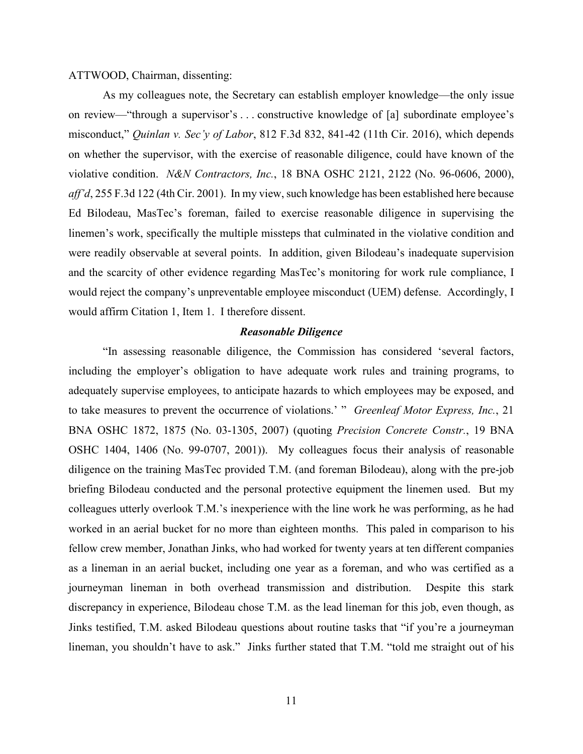ATTWOOD, Chairman, dissenting:

As my colleagues note, the Secretary can establish employer knowledge—the only issue on review—"through a supervisor's . . . constructive knowledge of [a] subordinate employee's misconduct," *Quinlan v. Sec'y of Labor*, 812 F.3d 832, 841-42 (11th Cir. 2016), which depends on whether the supervisor, with the exercise of reasonable diligence, could have known of the violative condition. *N&N Contractors, Inc.*, 18 BNA OSHC 2121, 2122 (No. 96-0606, 2000), *aff'd*, 255 F.3d 122 (4th Cir. 2001). In my view, such knowledge has been established here because Ed Bilodeau, MasTec's foreman, failed to exercise reasonable diligence in supervising the linemen's work, specifically the multiple missteps that culminated in the violative condition and were readily observable at several points. In addition, given Bilodeau's inadequate supervision and the scarcity of other evidence regarding MasTec's monitoring for work rule compliance, I would reject the company's unpreventable employee misconduct (UEM) defense. Accordingly, I would affirm Citation 1, Item 1. I therefore dissent.

***Reasonable Diligence***

"In assessing reasonable diligence, the Commission has considered 'several factors, including the employer's obligation to have adequate work rules and training programs, to adequately supervise employees, to anticipate hazards to which employees may be exposed, and to take measures to prevent the occurrence of violations.' " *Greenleaf Motor Express, Inc.*, 21 BNA OSHC 1872, 1875 (No. 03-1305, 2007) (quoting *Precision Concrete Constr.*, 19 BNA OSHC 1404, 1406 (No. 99-0707, 2001)). My colleagues focus their analysis of reasonable diligence on the training MasTec provided T.M. (and foreman Bilodeau), along with the pre-job briefing Bilodeau conducted and the personal protective equipment the linemen used. But my colleagues utterly overlook T.M.'s inexperience with the line work he was performing, as he had worked in an aerial bucket for no more than eighteen months. This paled in comparison to his fellow crew member, Jonathan Jinks, who had worked for twenty years at ten different companies as a lineman in an aerial bucket, including one year as a foreman, and who was certified as a journeyman lineman in both overhead transmission and distribution. Despite this stark discrepancy in experience, Bilodeau chose T.M. as the lead lineman for this job, even though, as Jinks testified, T.M. asked Bilodeau questions about routine tasks that "if you're a journeyman lineman, you shouldn't have to ask." Jinks further stated that T.M. "told me straight out of his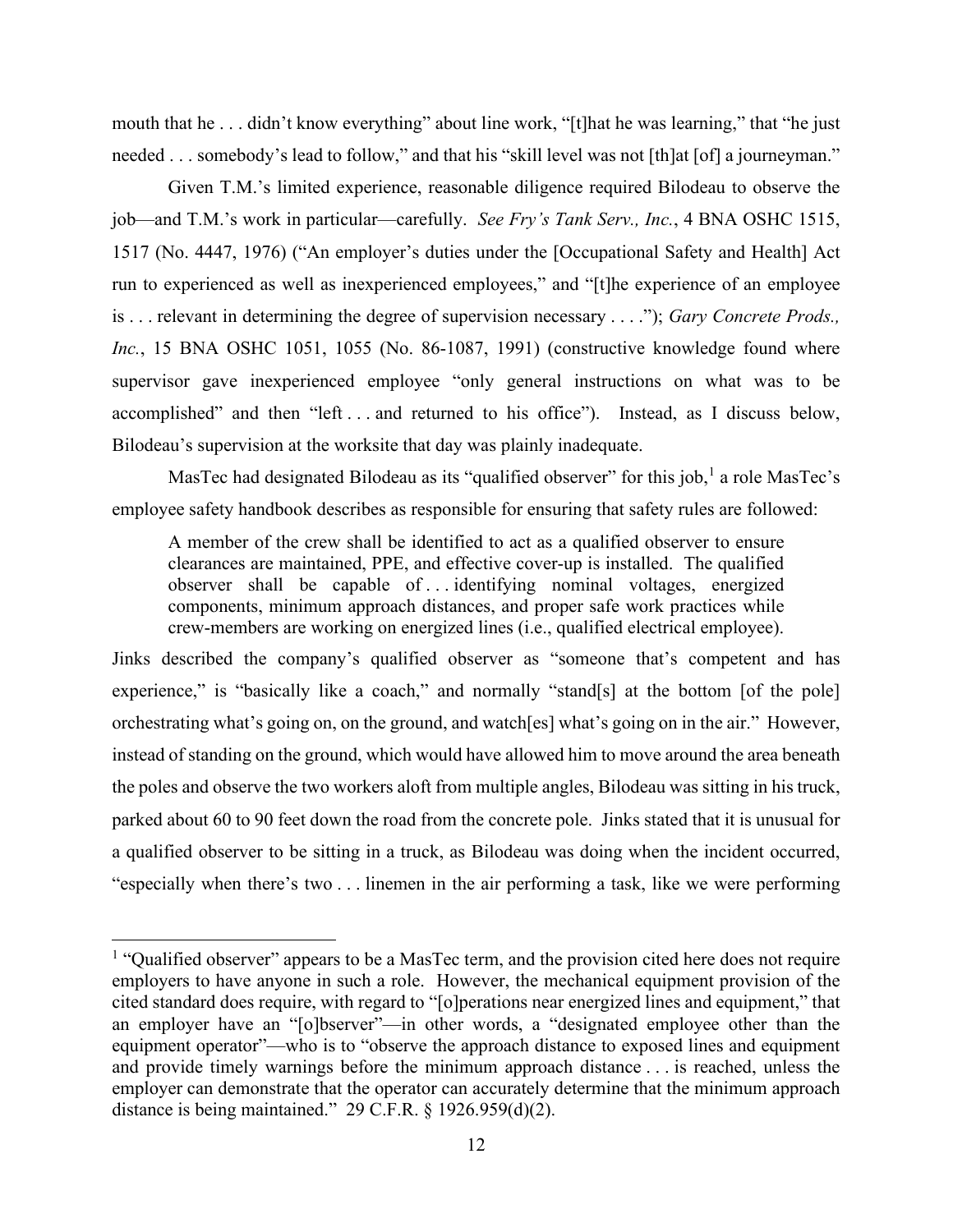mouth that he . . . didn't know everything" about line work, "[t]hat he was learning," that "he just needed . . . somebody's lead to follow," and that his "skill level was not [th]at [of] a journeyman."

Given T.M.'s limited experience, reasonable diligence required Bilodeau to observe the job—and T.M.'s work in particular—carefully. *See Fry's Tank Serv., Inc.*, 4 BNA OSHC 1515, 1517 (No. 4447, 1976) ("An employer's duties under the [Occupational Safety and Health] Act run to experienced as well as inexperienced employees," and "[t]he experience of an employee is . . . relevant in determining the degree of supervision necessary . . . ."); *Gary Concrete Prods., Inc.*, 15 BNA OSHC 1051, 1055 (No. 86-1087, 1991) (constructive knowledge found where supervisor gave inexperienced employee "only general instructions on what was to be accomplished" and then "left . . . and returned to his office"). Instead, as I discuss below, Bilodeau's supervision at the worksite that day was plainly inadequate.

MasTec had designated Bilodeau as its "qualified observer" for this job,[1] a role MasTec's employee safety handbook describes as responsible for ensuring that safety rules are followed:

> A member of the crew shall be identified to act as a qualified observer to ensure clearances are maintained, PPE, and effective cover-up is installed. The qualified observer shall be capable of . . . identifying nominal voltages, energized components, minimum approach distances, and proper safe work practices while crew-members are working on energized lines (i.e., qualified electrical employee).

Jinks described the company's qualified observer as "someone that's competent and has experience," is "basically like a coach," and normally "stand[s] at the bottom [of the pole] orchestrating what's going on, on the ground, and watch[es] what's going on in the air." However, instead of standing on the ground, which would have allowed him to move around the area beneath the poles and observe the two workers aloft from multiple angles, Bilodeau was sitting in his truck, parked about 60 to 90 feet down the road from the concrete pole. Jinks stated that it is unusual for a qualified observer to be sitting in a truck, as Bilodeau was doing when the incident occurred, "especially when there's two . . . linemen in the air performing a task, like we were performing

---

[1] "Qualified observer" appears to be a MasTec term, and the provision cited here does not require employers to have anyone in such a role. However, the mechanical equipment provision of the cited standard does require, with regard to "[o]perations near energized lines and equipment," that an employer have an "[o]bserver"—in other words, a "designated employee other than the equipment operator"—who is to "observe the approach distance to exposed lines and equipment and provide timely warnings before the minimum approach distance . . . is reached, unless the employer can demonstrate that the operator can accurately determine that the minimum approach distance is being maintained." 29 C.F.R. § 1926.959(d)(2).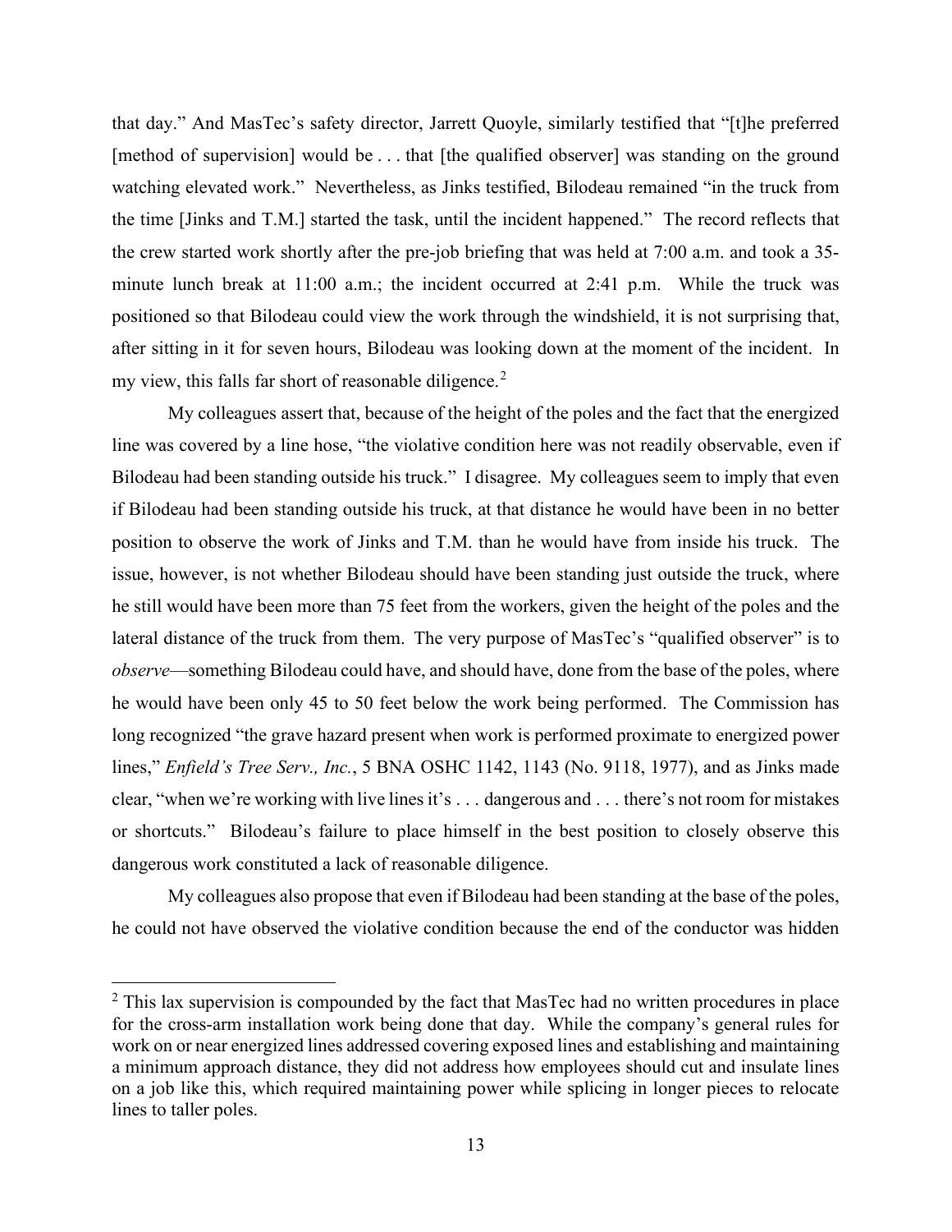that day." And MasTec's safety director, Jarrett Quoyle, similarly testified that "[t]he preferred [method of supervision] would be . . . that [the qualified observer] was standing on the ground watching elevated work." Nevertheless, as Jinks testified, Bilodeau remained "in the truck from the time [Jinks and T.M.] started the task, until the incident happened." The record reflects that the crew started work shortly after the pre-job briefing that was held at 7:00 a.m. and took a 35-minute lunch break at 11:00 a.m.; the incident occurred at 2:41 p.m. While the truck was positioned so that Bilodeau could view the work through the windshield, it is not surprising that, after sitting in it for seven hours, Bilodeau was looking down at the moment of the incident. In my view, this falls far short of reasonable diligence.[2]

My colleagues assert that, because of the height of the poles and the fact that the energized line was covered by a line hose, "the violative condition here was not readily observable, even if Bilodeau had been standing outside his truck." I disagree. My colleagues seem to imply that even if Bilodeau had been standing outside his truck, at that distance he would have been in no better position to observe the work of Jinks and T.M. than he would have from inside his truck. The issue, however, is not whether Bilodeau should have been standing just outside the truck, where he still would have been more than 75 feet from the workers, given the height of the poles and the lateral distance of the truck from them. The very purpose of MasTec's "qualified observer" is to *observe*—something Bilodeau could have, and should have, done from the base of the poles, where he would have been only 45 to 50 feet below the work being performed. The Commission has long recognized "the grave hazard present when work is performed proximate to energized power lines," *Enfield's Tree Serv., Inc.*, 5 BNA OSHC 1142, 1143 (No. 9118, 1977), and as Jinks made clear, "when we're working with live lines it's . . . dangerous and . . . there's not room for mistakes or shortcuts." Bilodeau's failure to place himself in the best position to closely observe this dangerous work constituted a lack of reasonable diligence.

My colleagues also propose that even if Bilodeau had been standing at the base of the poles, he could not have observed the violative condition because the end of the conductor was hidden

---

[2] This lax supervision is compounded by the fact that MasTec had no written procedures in place for the cross-arm installation work being done that day. While the company's general rules for work on or near energized lines addressed covering exposed lines and establishing and maintaining a minimum approach distance, they did not address how employees should cut and insulate lines on a job like this, which required maintaining power while splicing in longer pieces to relocate lines to taller poles.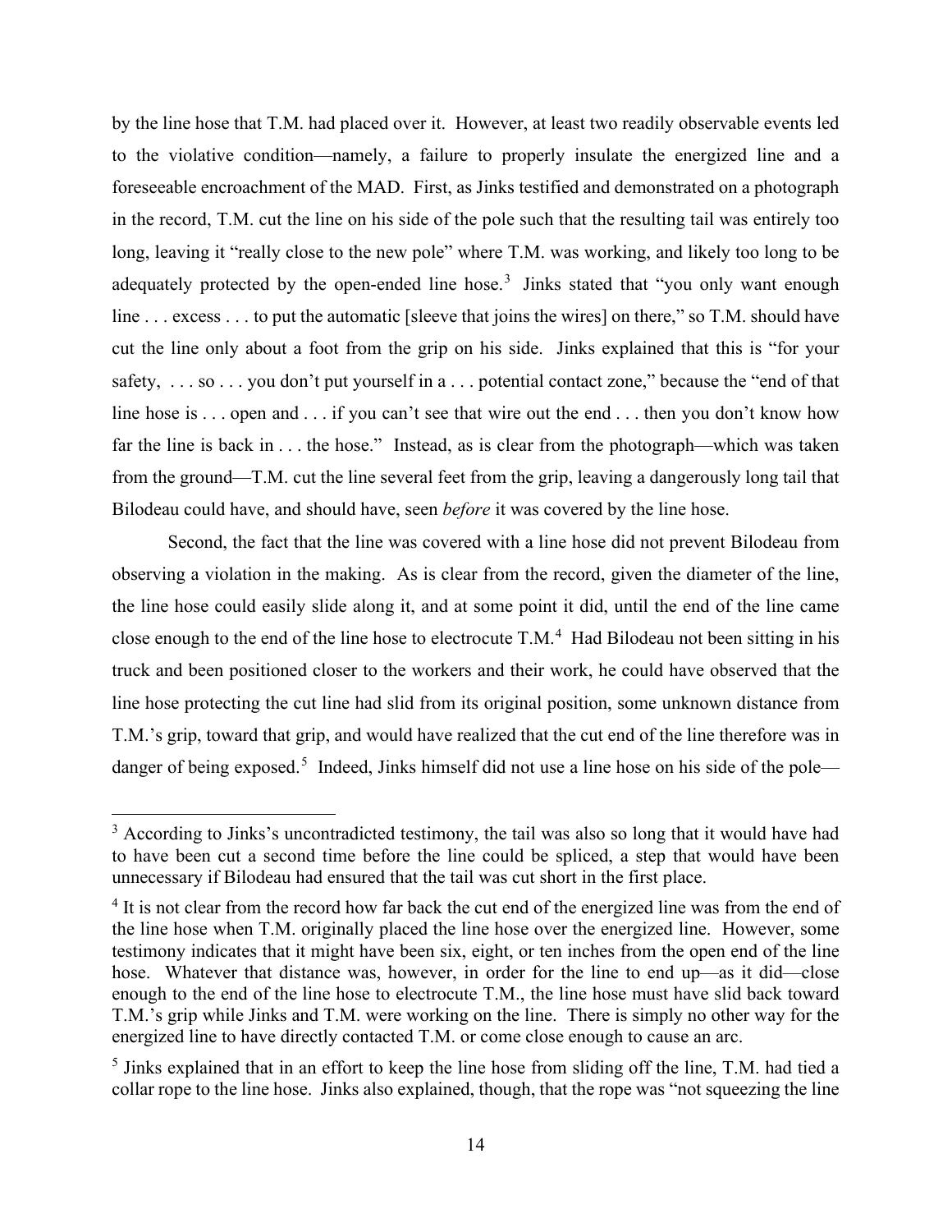by the line hose that T.M. had placed over it. However, at least two readily observable events led to the violative condition—namely, a failure to properly insulate the energized line and a foreseeable encroachment of the MAD. First, as Jinks testified and demonstrated on a photograph in the record, T.M. cut the line on his side of the pole such that the resulting tail was entirely too long, leaving it "really close to the new pole" where T.M. was working, and likely too long to be adequately protected by the open-ended line hose.[3] Jinks stated that "you only want enough line . . . excess . . . to put the automatic [sleeve that joins the wires] on there," so T.M. should have cut the line only about a foot from the grip on his side. Jinks explained that this is "for your safety, . . . so . . . you don't put yourself in a . . . potential contact zone," because the "end of that line hose is . . . open and . . . if you can't see that wire out the end . . . then you don't know how far the line is back in . . . the hose." Instead, as is clear from the photograph—which was taken from the ground—T.M. cut the line several feet from the grip, leaving a dangerously long tail that Bilodeau could have, and should have, seen *before* it was covered by the line hose.

Second, the fact that the line was covered with a line hose did not prevent Bilodeau from observing a violation in the making. As is clear from the record, given the diameter of the line, the line hose could easily slide along it, and at some point it did, until the end of the line came close enough to the end of the line hose to electrocute T.M.[4] Had Bilodeau not been sitting in his truck and been positioned closer to the workers and their work, he could have observed that the line hose protecting the cut line had slid from its original position, some unknown distance from T.M.'s grip, toward that grip, and would have realized that the cut end of the line therefore was in danger of being exposed.[5] Indeed, Jinks himself did not use a line hose on his side of the pole—

---

[3] According to Jinks's uncontradicted testimony, the tail was also so long that it would have had to have been cut a second time before the line could be spliced, a step that would have been unnecessary if Bilodeau had ensured that the tail was cut short in the first place.

[4] It is not clear from the record how far back the cut end of the energized line was from the end of the line hose when T.M. originally placed the line hose over the energized line. However, some testimony indicates that it might have been six, eight, or ten inches from the open end of the line hose. Whatever that distance was, however, in order for the line to end up—as it did—close enough to the end of the line hose to electrocute T.M., the line hose must have slid back toward T.M.'s grip while Jinks and T.M. were working on the line. There is simply no other way for the energized line to have directly contacted T.M. or come close enough to cause an arc.

[5] Jinks explained that in an effort to keep the line hose from sliding off the line, T.M. had tied a collar rope to the line hose. Jinks also explained, though, that the rope was "not squeezing the line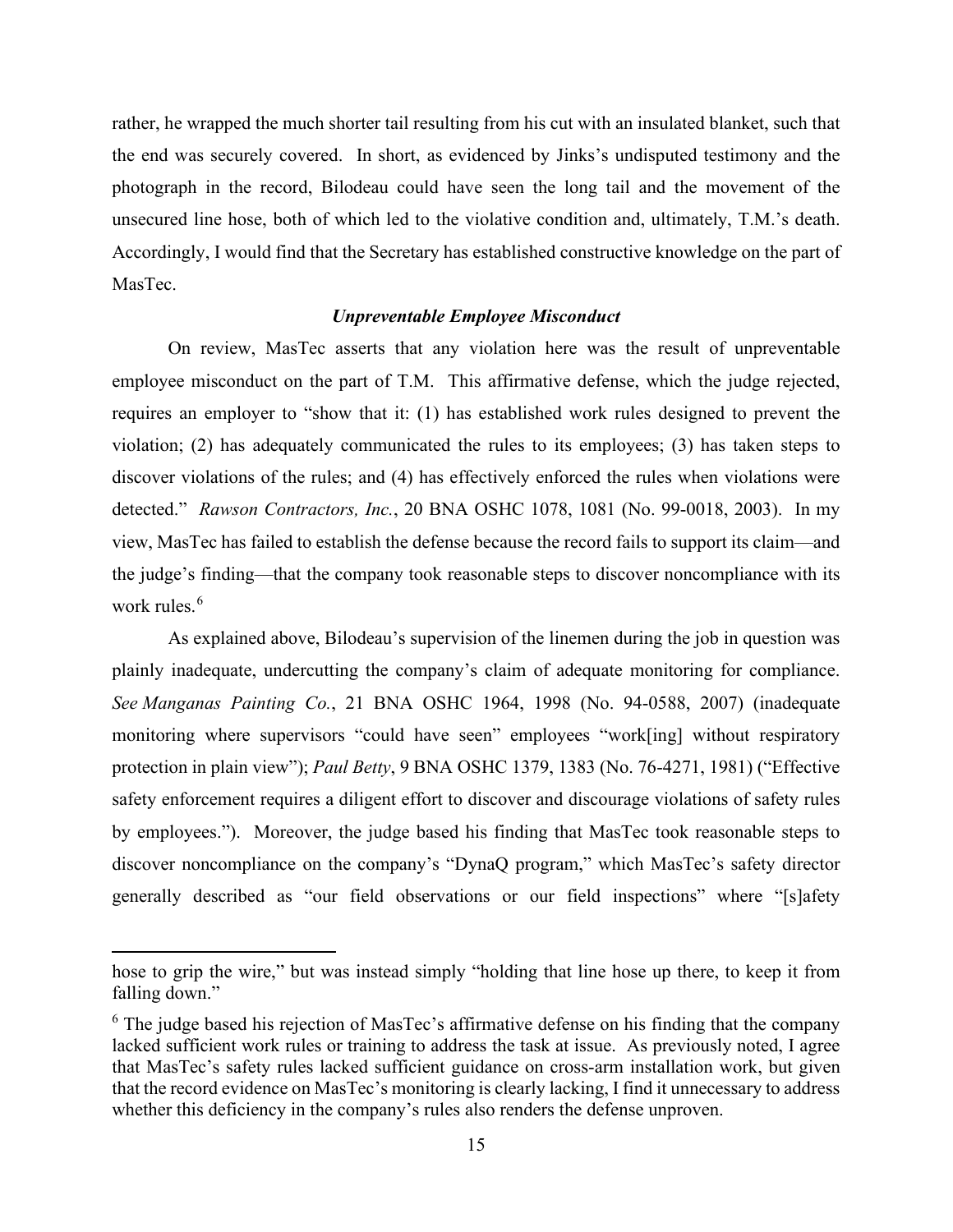rather, he wrapped the much shorter tail resulting from his cut with an insulated blanket, such that the end was securely covered. In short, as evidenced by Jinks's undisputed testimony and the photograph in the record, Bilodeau could have seen the long tail and the movement of the unsecured line hose, both of which led to the violative condition and, ultimately, T.M.'s death. Accordingly, I would find that the Secretary has established constructive knowledge on the part of MasTec.

### *Unpreventable Employee Misconduct*

On review, MasTec asserts that any violation here was the result of unpreventable employee misconduct on the part of T.M. This affirmative defense, which the judge rejected, requires an employer to "show that it: (1) has established work rules designed to prevent the violation; (2) has adequately communicated the rules to its employees; (3) has taken steps to discover violations of the rules; and (4) has effectively enforced the rules when violations were detected." *Rawson Contractors, Inc.*, 20 BNA OSHC 1078, 1081 (No. 99-0018, 2003). In my view, MasTec has failed to establish the defense because the record fails to support its claim—and the judge's finding—that the company took reasonable steps to discover noncompliance with its work rules.[6]

As explained above, Bilodeau's supervision of the linemen during the job in question was plainly inadequate, undercutting the company's claim of adequate monitoring for compliance. *See Manganas Painting Co.*, 21 BNA OSHC 1964, 1998 (No. 94-0588, 2007) (inadequate monitoring where supervisors "could have seen" employees "work[ing] without respiratory protection in plain view"); *Paul Betty*, 9 BNA OSHC 1379, 1383 (No. 76-4271, 1981) ("Effective safety enforcement requires a diligent effort to discover and discourage violations of safety rules by employees."). Moreover, the judge based his finding that MasTec took reasonable steps to discover noncompliance on the company's "DynaQ program," which MasTec's safety director generally described as "our field observations or our field inspections" where "[s]afety

---

hose to grip the wire," but was instead simply "holding that line hose up there, to keep it from falling down."

[6] The judge based his rejection of MasTec's affirmative defense on his finding that the company lacked sufficient work rules or training to address the task at issue. As previously noted, I agree that MasTec's safety rules lacked sufficient guidance on cross-arm installation work, but given that the record evidence on MasTec's monitoring is clearly lacking, I find it unnecessary to address whether this deficiency in the company's rules also renders the defense unproven.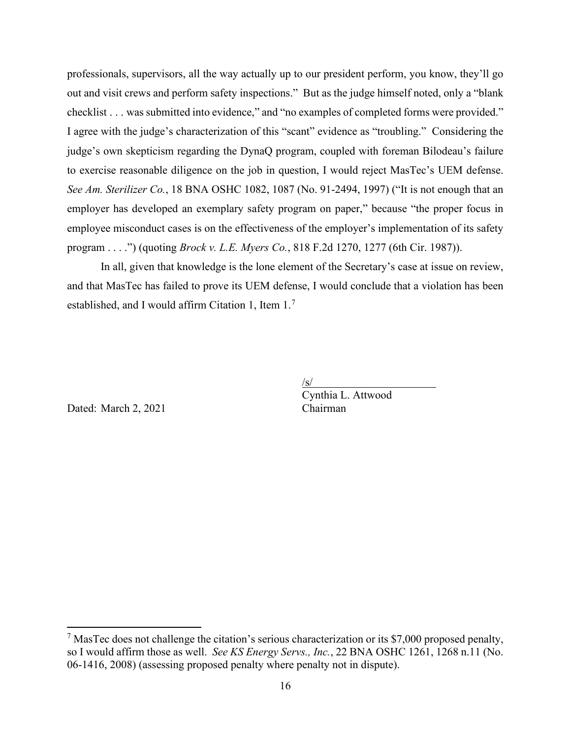professionals, supervisors, all the way actually up to our president perform, you know, they'll go out and visit crews and perform safety inspections." But as the judge himself noted, only a "blank checklist . . . was submitted into evidence," and "no examples of completed forms were provided." I agree with the judge's characterization of this "scant" evidence as "troubling." Considering the judge's own skepticism regarding the DynaQ program, coupled with foreman Bilodeau's failure to exercise reasonable diligence on the job in question, I would reject MasTec's UEM defense. *See Am. Sterilizer Co.*, 18 BNA OSHC 1082, 1087 (No. 91-2494, 1997) ("It is not enough that an employer has developed an exemplary safety program on paper," because "the proper focus in employee misconduct cases is on the effectiveness of the employer's implementation of its safety program . . . .") (quoting *Brock v. L.E. Myers Co.*, 818 F.2d 1270, 1277 (6th Cir. 1987)).

In all, given that knowledge is the lone element of the Secretary's case at issue on review, and that MasTec has failed to prove its UEM defense, I would conclude that a violation has been established, and I would affirm Citation 1, Item 1.[7]

/s/
Cynthia L. Attwood
Chairman

Dated: March 2, 2021

[7] MasTec does not challenge the citation's serious characterization or its $7,000 proposed penalty, so I would affirm those as well. *See KS Energy Servs., Inc.*, 22 BNA OSHC 1261, 1268 n.11 (No. 06-1416, 2008) (assessing proposed penalty where penalty not in dispute).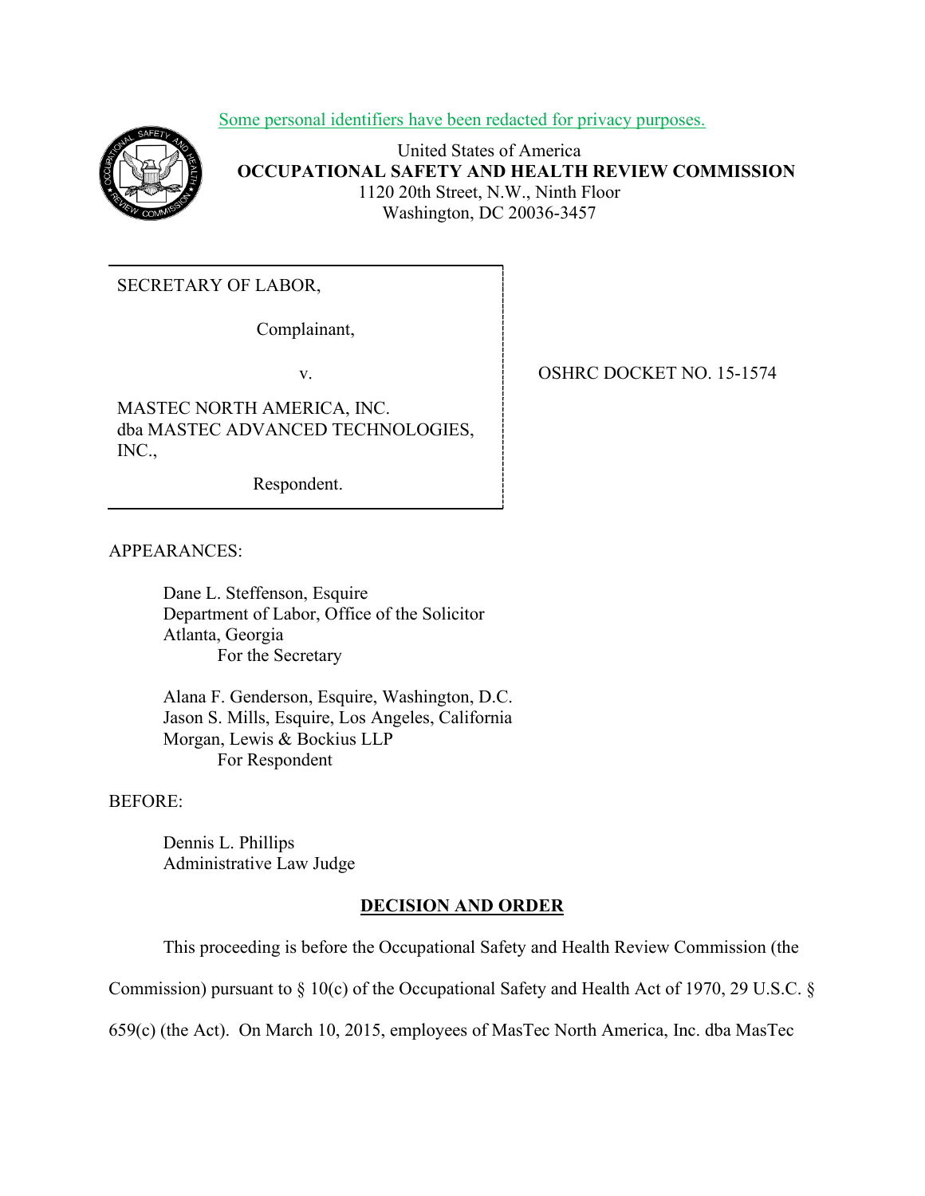Some personal identifiers have been redacted for privacy purposes.

United States of America
**OCCUPATIONAL SAFETY AND HEALTH REVIEW COMMISSION**
1120 20th Street, N.W., Ninth Floor
Washington, DC 20036-3457

SECRETARY OF LABOR,

Complainant,

v.

MASTEC NORTH AMERICA, INC. dba MASTEC ADVANCED TECHNOLOGIES, INC.,

Respondent.

OSHRC DOCKET NO. 15-1574

APPEARANCES:

Dane L. Steffenson, Esquire
Department of Labor, Office of the Solicitor
Atlanta, Georgia
For the Secretary

Alana F. Genderson, Esquire, Washington, D.C.
Jason S. Mills, Esquire, Los Angeles, California
Morgan, Lewis & Bockius LLP
For Respondent

BEFORE:

Dennis L. Phillips
Administrative Law Judge

## DECISION AND ORDER

This proceeding is before the Occupational Safety and Health Review Commission (the Commission) pursuant to § 10(c) of the Occupational Safety and Health Act of 1970, 29 U.S.C. § 659(c) (the Act). On March 10, 2015, employees of MasTec North America, Inc. dba MasTec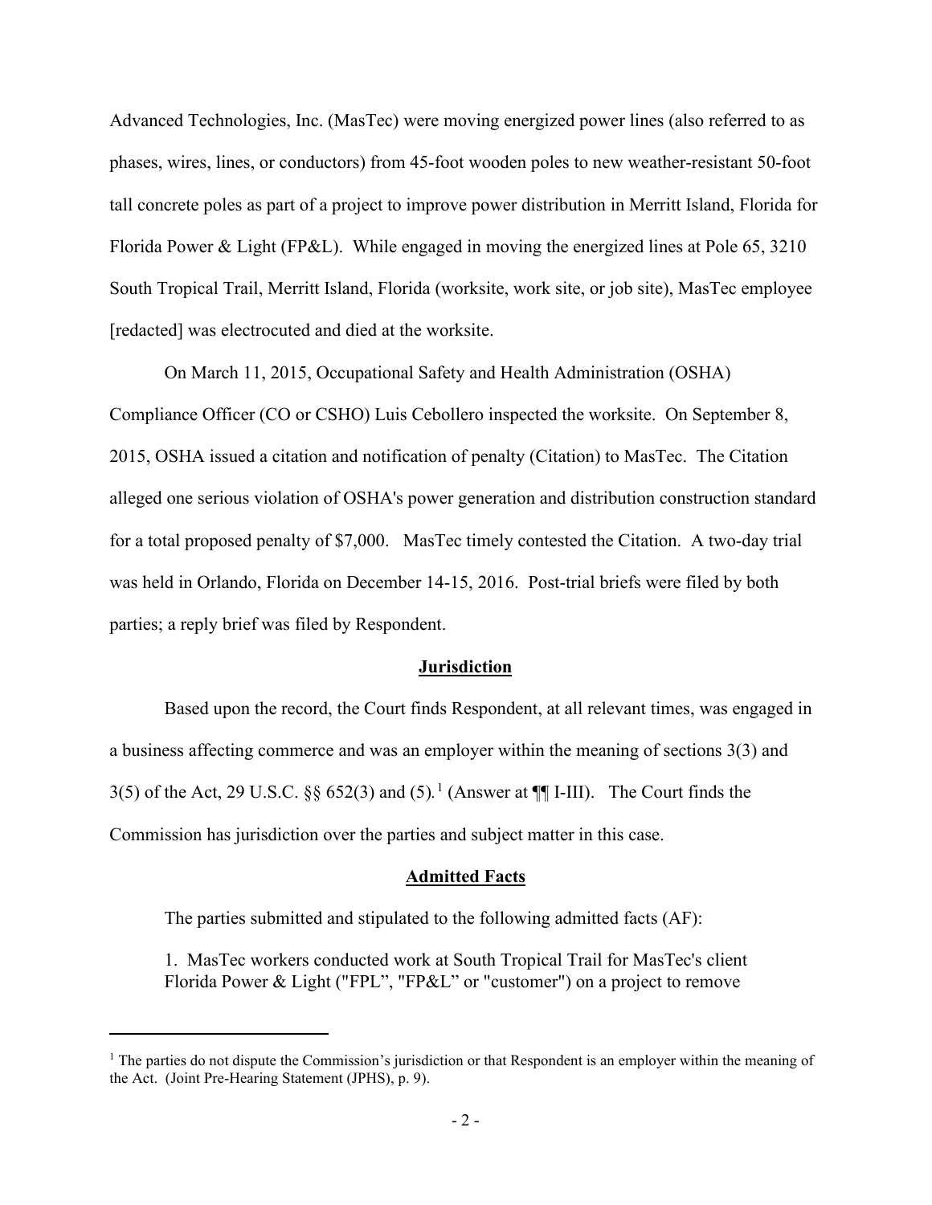Advanced Technologies, Inc. (MasTec) were moving energized power lines (also referred to as phases, wires, lines, or conductors) from 45-foot wooden poles to new weather-resistant 50-foot tall concrete poles as part of a project to improve power distribution in Merritt Island, Florida for Florida Power & Light (FP&L). While engaged in moving the energized lines at Pole 65, 3210 South Tropical Trail, Merritt Island, Florida (worksite, work site, or job site), MasTec employee [redacted] was electrocuted and died at the worksite.

On March 11, 2015, Occupational Safety and Health Administration (OSHA) Compliance Officer (CO or CSHO) Luis Cebollero inspected the worksite. On September 8, 2015, OSHA issued a citation and notification of penalty (Citation) to MasTec. The Citation alleged one serious violation of OSHA's power generation and distribution construction standard for a total proposed penalty of $7,000. MasTec timely contested the Citation. A two-day trial was held in Orlando, Florida on December 14-15, 2016. Post-trial briefs were filed by both parties; a reply brief was filed by Respondent.

## Jurisdiction

Based upon the record, the Court finds Respondent, at all relevant times, was engaged in a business affecting commerce and was an employer within the meaning of sections 3(3) and 3(5) of the Act, 29 U.S.C. §§ 652(3) and (5).[1] (Answer at ¶¶ I-III). The Court finds the Commission has jurisdiction over the parties and subject matter in this case.

## Admitted Facts

The parties submitted and stipulated to the following admitted facts (AF):

1. MasTec workers conducted work at South Tropical Trail for MasTec's client Florida Power & Light ("FPL", "FP&L" or "customer") on a project to remove

[1] The parties do not dispute the Commission's jurisdiction or that Respondent is an employer within the meaning of the Act. (Joint Pre-Hearing Statement (JPHS), p. 9).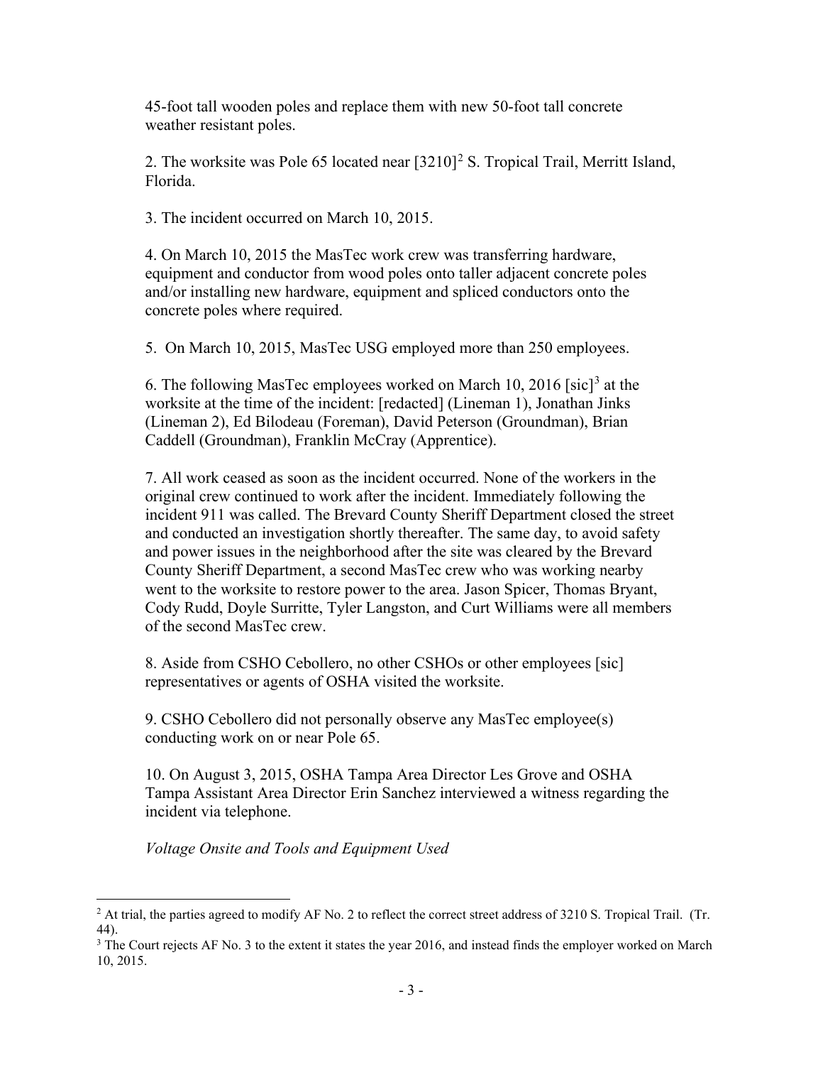45-foot tall wooden poles and replace them with new 50-foot tall concrete weather resistant poles.

2. The worksite was Pole 65 located near [3210][2] S. Tropical Trail, Merritt Island, Florida.

3. The incident occurred on March 10, 2015.

4. On March 10, 2015 the MasTec work crew was transferring hardware, equipment and conductor from wood poles onto taller adjacent concrete poles and/or installing new hardware, equipment and spliced conductors onto the concrete poles where required.

5. On March 10, 2015, MasTec USG employed more than 250 employees.

6. The following MasTec employees worked on March 10, 2016 [sic][3] at the worksite at the time of the incident: [redacted] (Lineman 1), Jonathan Jinks (Lineman 2), Ed Bilodeau (Foreman), David Peterson (Groundman), Brian Caddell (Groundman), Franklin McCray (Apprentice).

7. All work ceased as soon as the incident occurred. None of the workers in the original crew continued to work after the incident. Immediately following the incident 911 was called. The Brevard County Sheriff Department closed the street and conducted an investigation shortly thereafter. The same day, to avoid safety and power issues in the neighborhood after the site was cleared by the Brevard County Sheriff Department, a second MasTec crew who was working nearby went to the worksite to restore power to the area. Jason Spicer, Thomas Bryant, Cody Rudd, Doyle Surritte, Tyler Langston, and Curt Williams were all members of the second MasTec crew.

8. Aside from CSHO Cebollero, no other CSHOs or other employees [sic] representatives or agents of OSHA visited the worksite.

9. CSHO Cebollero did not personally observe any MasTec employee(s) conducting work on or near Pole 65.

10. On August 3, 2015, OSHA Tampa Area Director Les Grove and OSHA Tampa Assistant Area Director Erin Sanchez interviewed a witness regarding the incident via telephone.

*Voltage Onsite and Tools and Equipment Used*

---

[2] At trial, the parties agreed to modify AF No. 2 to reflect the correct street address of 3210 S. Tropical Trail. (Tr. 44).

[3] The Court rejects AF No. 3 to the extent it states the year 2016, and instead finds the employer worked on March 10, 2015.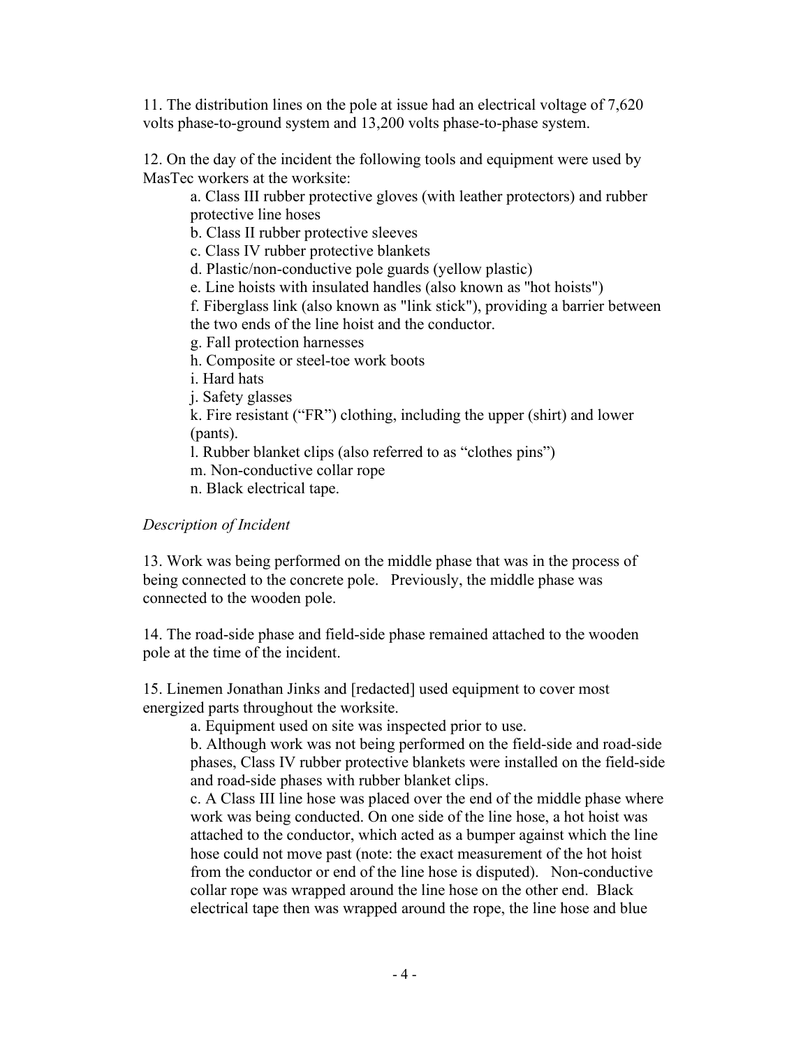11. The distribution lines on the pole at issue had an electrical voltage of 7,620 volts phase-to-ground system and 13,200 volts phase-to-phase system.

12. On the day of the incident the following tools and equipment were used by MasTec workers at the worksite:

a. Class III rubber protective gloves (with leather protectors) and rubber protective line hoses
b. Class II rubber protective sleeves
c. Class IV rubber protective blankets
d. Plastic/non-conductive pole guards (yellow plastic)
e. Line hoists with insulated handles (also known as "hot hoists")
f. Fiberglass link (also known as "link stick"), providing a barrier between the two ends of the line hoist and the conductor.
g. Fall protection harnesses
h. Composite or steel-toe work boots
i. Hard hats
j. Safety glasses
k. Fire resistant ("FR") clothing, including the upper (shirt) and lower (pants).
l. Rubber blanket clips (also referred to as "clothes pins")
m. Non-conductive collar rope
n. Black electrical tape.

*Description of Incident*

13. Work was being performed on the middle phase that was in the process of being connected to the concrete pole. Previously, the middle phase was connected to the wooden pole.

14. The road-side phase and field-side phase remained attached to the wooden pole at the time of the incident.

15. Linemen Jonathan Jinks and [redacted] used equipment to cover most energized parts throughout the worksite.

a. Equipment used on site was inspected prior to use.
b. Although work was not being performed on the field-side and road-side phases, Class IV rubber protective blankets were installed on the field-side and road-side phases with rubber blanket clips.
c. A Class III line hose was placed over the end of the middle phase where work was being conducted. On one side of the line hose, a hot hoist was attached to the conductor, which acted as a bumper against which the line hose could not move past (note: the exact measurement of the hot hoist from the conductor or end of the line hose is disputed). Non-conductive collar rope was wrapped around the line hose on the other end. Black electrical tape then was wrapped around the rope, the line hose and blue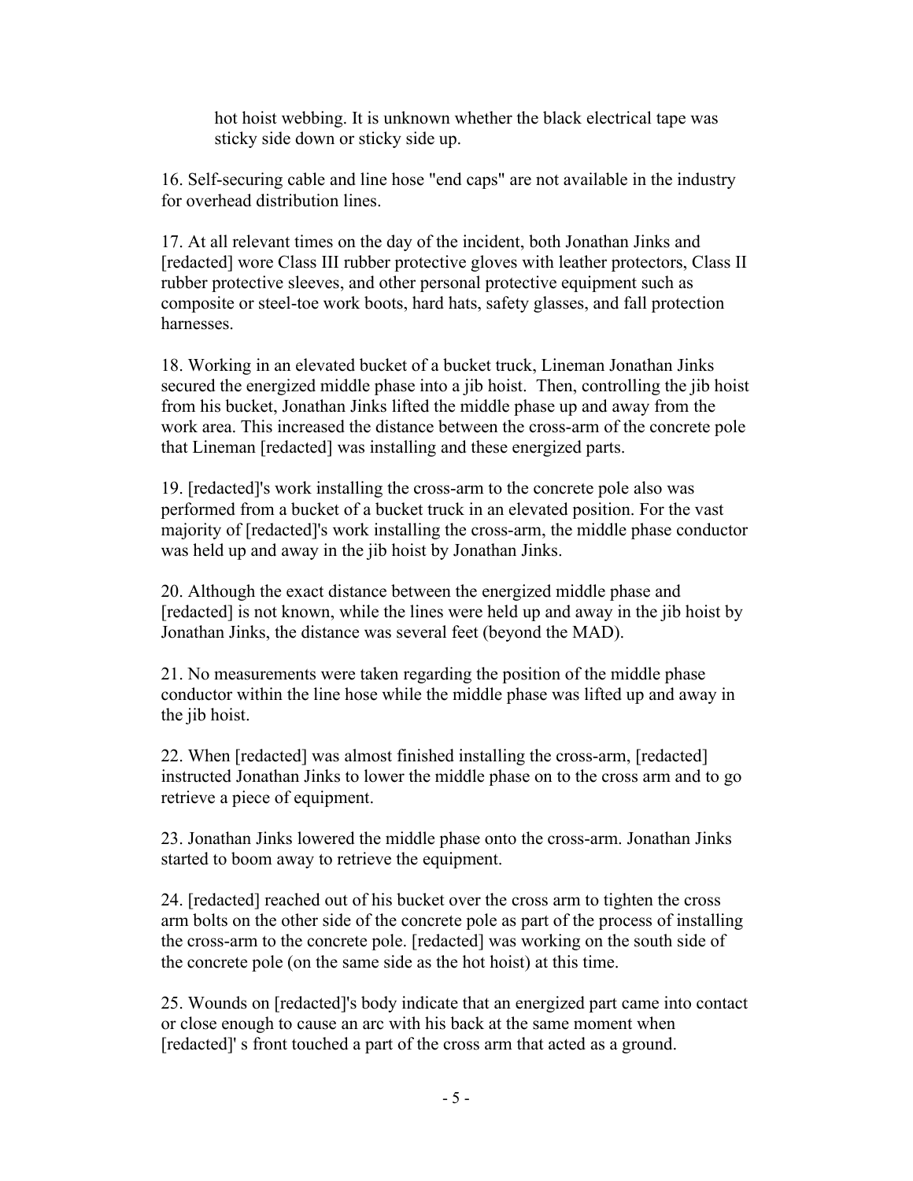hot hoist webbing. It is unknown whether the black electrical tape was sticky side down or sticky side up.

16. Self-securing cable and line hose "end caps" are not available in the industry for overhead distribution lines.

17. At all relevant times on the day of the incident, both Jonathan Jinks and [redacted] wore Class III rubber protective gloves with leather protectors, Class II rubber protective sleeves, and other personal protective equipment such as composite or steel-toe work boots, hard hats, safety glasses, and fall protection harnesses.

18. Working in an elevated bucket of a bucket truck, Lineman Jonathan Jinks secured the energized middle phase into a jib hoist. Then, controlling the jib hoist from his bucket, Jonathan Jinks lifted the middle phase up and away from the work area. This increased the distance between the cross-arm of the concrete pole that Lineman [redacted] was installing and these energized parts.

19. [redacted]'s work installing the cross-arm to the concrete pole also was performed from a bucket of a bucket truck in an elevated position. For the vast majority of [redacted]'s work installing the cross-arm, the middle phase conductor was held up and away in the jib hoist by Jonathan Jinks.

20. Although the exact distance between the energized middle phase and [redacted] is not known, while the lines were held up and away in the jib hoist by Jonathan Jinks, the distance was several feet (beyond the MAD).

21. No measurements were taken regarding the position of the middle phase conductor within the line hose while the middle phase was lifted up and away in the jib hoist.

22. When [redacted] was almost finished installing the cross-arm, [redacted] instructed Jonathan Jinks to lower the middle phase on to the cross arm and to go retrieve a piece of equipment.

23. Jonathan Jinks lowered the middle phase onto the cross-arm. Jonathan Jinks started to boom away to retrieve the equipment.

24. [redacted] reached out of his bucket over the cross arm to tighten the cross arm bolts on the other side of the concrete pole as part of the process of installing the cross-arm to the concrete pole. [redacted] was working on the south side of the concrete pole (on the same side as the hot hoist) at this time.

25. Wounds on [redacted]'s body indicate that an energized part came into contact or close enough to cause an arc with his back at the same moment when [redacted]' s front touched a part of the cross arm that acted as a ground.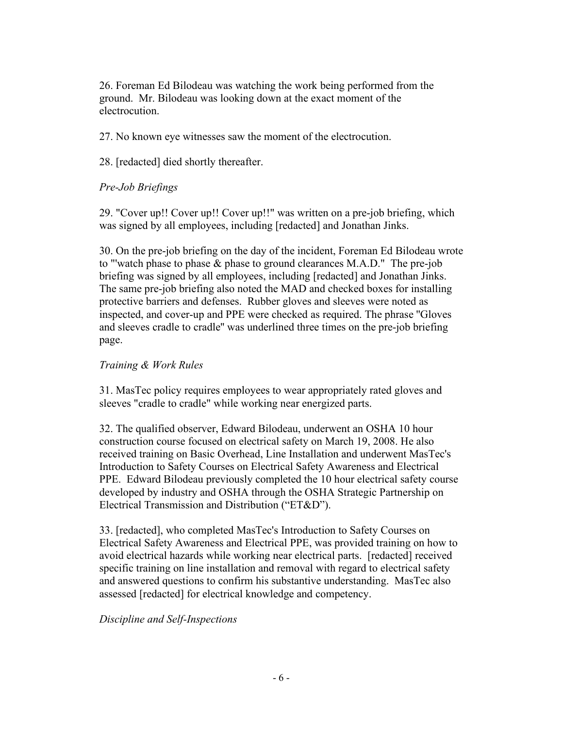26. Foreman Ed Bilodeau was watching the work being performed from the ground. Mr. Bilodeau was looking down at the exact moment of the electrocution.

27. No known eye witnesses saw the moment of the electrocution.

28. [redacted] died shortly thereafter.

*Pre-Job Briefings*

29. "Cover up!! Cover up!! Cover up!!" was written on a pre-job briefing, which was signed by all employees, including [redacted] and Jonathan Jinks.

30. On the pre-job briefing on the day of the incident, Foreman Ed Bilodeau wrote to "'watch phase to phase & phase to ground clearances M.A.D." The pre-job briefing was signed by all employees, including [redacted] and Jonathan Jinks. The same pre-job briefing also noted the MAD and checked boxes for installing protective barriers and defenses. Rubber gloves and sleeves were noted as inspected, and cover-up and PPE were checked as required. The phrase "Gloves and sleeves cradle to cradle" was underlined three times on the pre-job briefing page.

*Training & Work Rules*

31. MasTec policy requires employees to wear appropriately rated gloves and sleeves "cradle to cradle" while working near energized parts.

32. The qualified observer, Edward Bilodeau, underwent an OSHA 10 hour construction course focused on electrical safety on March 19, 2008. He also received training on Basic Overhead, Line Installation and underwent MasTec's Introduction to Safety Courses on Electrical Safety Awareness and Electrical PPE. Edward Bilodeau previously completed the 10 hour electrical safety course developed by industry and OSHA through the OSHA Strategic Partnership on Electrical Transmission and Distribution ("ET&D").

33. [redacted], who completed MasTec's Introduction to Safety Courses on Electrical Safety Awareness and Electrical PPE, was provided training on how to avoid electrical hazards while working near electrical parts. [redacted] received specific training on line installation and removal with regard to electrical safety and answered questions to confirm his substantive understanding. MasTec also assessed [redacted] for electrical knowledge and competency.

*Discipline and Self-Inspections*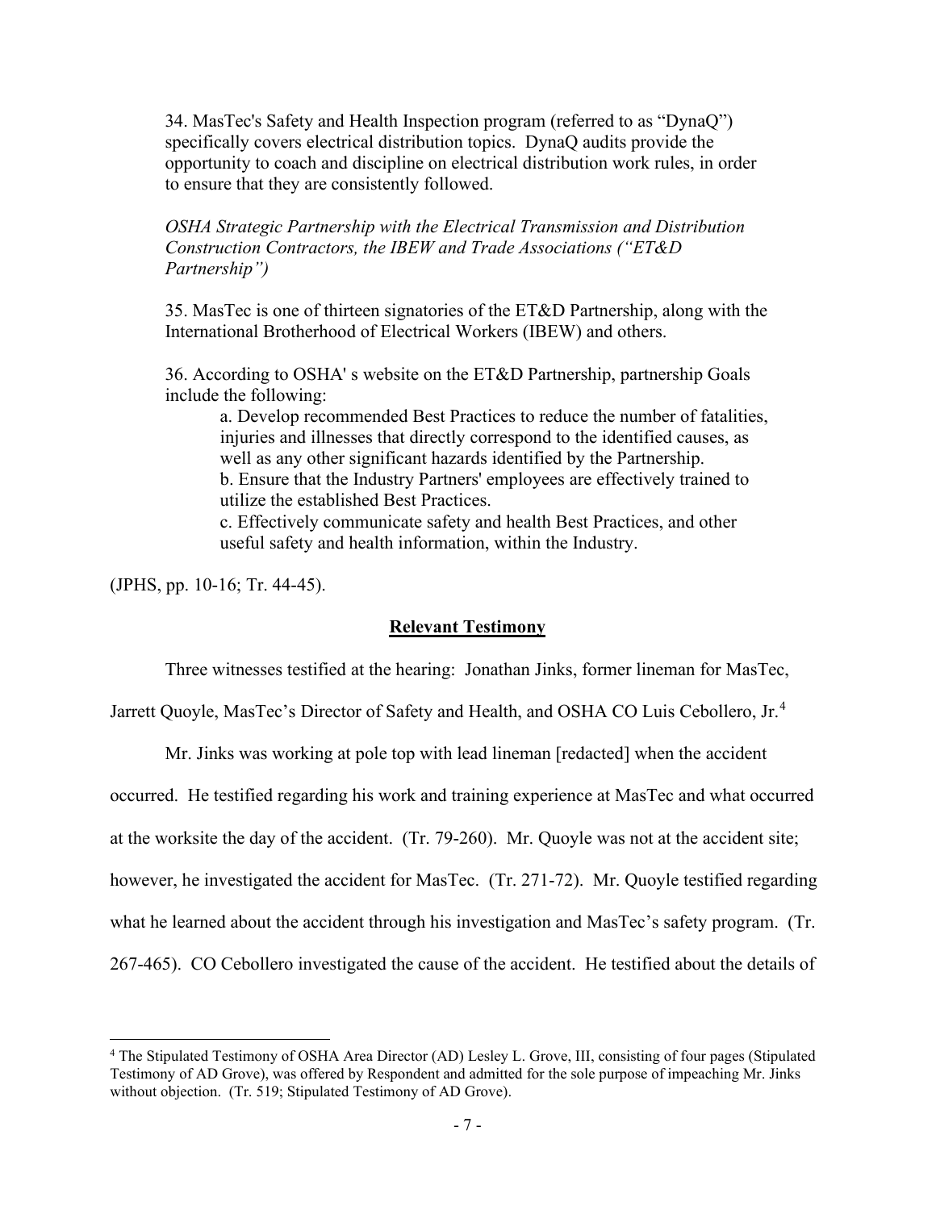34. MasTec's Safety and Health Inspection program (referred to as "DynaQ") specifically covers electrical distribution topics. DynaQ audits provide the opportunity to coach and discipline on electrical distribution work rules, in order to ensure that they are consistently followed.

*OSHA Strategic Partnership with the Electrical Transmission and Distribution Construction Contractors, the IBEW and Trade Associations ("ET&D Partnership")*

35. MasTec is one of thirteen signatories of the ET&D Partnership, along with the International Brotherhood of Electrical Workers (IBEW) and others.

36. According to OSHA' s website on the ET&D Partnership, partnership Goals include the following:

a. Develop recommended Best Practices to reduce the number of fatalities, injuries and illnesses that directly correspond to the identified causes, as well as any other significant hazards identified by the Partnership.
b. Ensure that the Industry Partners' employees are effectively trained to utilize the established Best Practices.
c. Effectively communicate safety and health Best Practices, and other useful safety and health information, within the Industry.

(JPHS, pp. 10-16; Tr. 44-45).

## Relevant Testimony

Three witnesses testified at the hearing: Jonathan Jinks, former lineman for MasTec, Jarrett Quoyle, MasTec's Director of Safety and Health, and OSHA CO Luis Cebollero, Jr.[4]

Mr. Jinks was working at pole top with lead lineman [redacted] when the accident occurred. He testified regarding his work and training experience at MasTec and what occurred at the worksite the day of the accident. (Tr. 79-260). Mr. Quoyle was not at the accident site; however, he investigated the accident for MasTec. (Tr. 271-72). Mr. Quoyle testified regarding what he learned about the accident through his investigation and MasTec's safety program. (Tr. 267-465). CO Cebollero investigated the cause of the accident. He testified about the details of

[4] The Stipulated Testimony of OSHA Area Director (AD) Lesley L. Grove, III, consisting of four pages (Stipulated Testimony of AD Grove), was offered by Respondent and admitted for the sole purpose of impeaching Mr. Jinks without objection. (Tr. 519; Stipulated Testimony of AD Grove).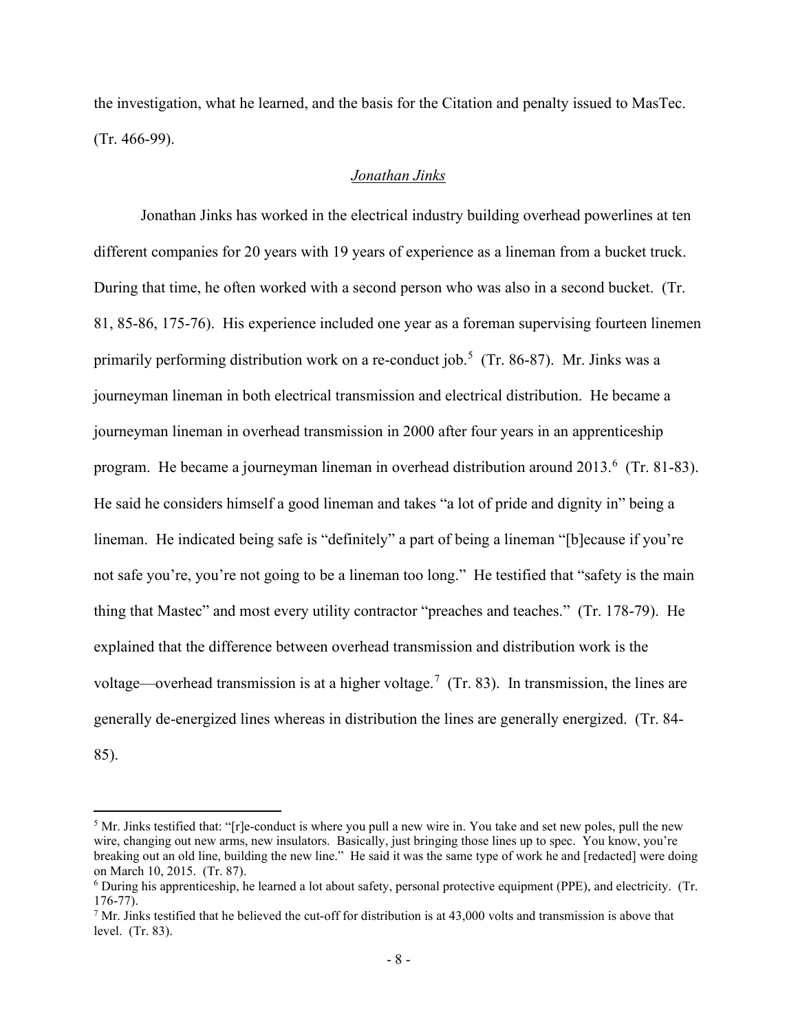the investigation, what he learned, and the basis for the Citation and penalty issued to MasTec. (Tr. 466-99).

*Jonathan Jinks*

Jonathan Jinks has worked in the electrical industry building overhead powerlines at ten different companies for 20 years with 19 years of experience as a lineman from a bucket truck. During that time, he often worked with a second person who was also in a second bucket. (Tr. 81, 85-86, 175-76). His experience included one year as a foreman supervising fourteen linemen primarily performing distribution work on a re-conduct job.[5] (Tr. 86-87). Mr. Jinks was a journeyman lineman in both electrical transmission and electrical distribution. He became a journeyman lineman in overhead transmission in 2000 after four years in an apprenticeship program. He became a journeyman lineman in overhead distribution around 2013.[6] (Tr. 81-83). He said he considers himself a good lineman and takes "a lot of pride and dignity in" being a lineman. He indicated being safe is "definitely" a part of being a lineman "[b]ecause if you're not safe you're, you're not going to be a lineman too long." He testified that "safety is the main thing that Mastec" and most every utility contractor "preaches and teaches." (Tr. 178-79). He explained that the difference between overhead transmission and distribution work is the voltage—overhead transmission is at a higher voltage.[7] (Tr. 83). In transmission, the lines are generally de-energized lines whereas in distribution the lines are generally energized. (Tr. 84-85).

---

[5] Mr. Jinks testified that: "[r]e-conduct is where you pull a new wire in. You take and set new poles, pull the new wire, changing out new arms, new insulators. Basically, just bringing those lines up to spec. You know, you're breaking out an old line, building the new line." He said it was the same type of work he and [redacted] were doing on March 10, 2015. (Tr. 87).

[6] During his apprenticeship, he learned a lot about safety, personal protective equipment (PPE), and electricity. (Tr. 176-77).

[7] Mr. Jinks testified that he believed the cut-off for distribution is at 43,000 volts and transmission is above that level. (Tr. 83).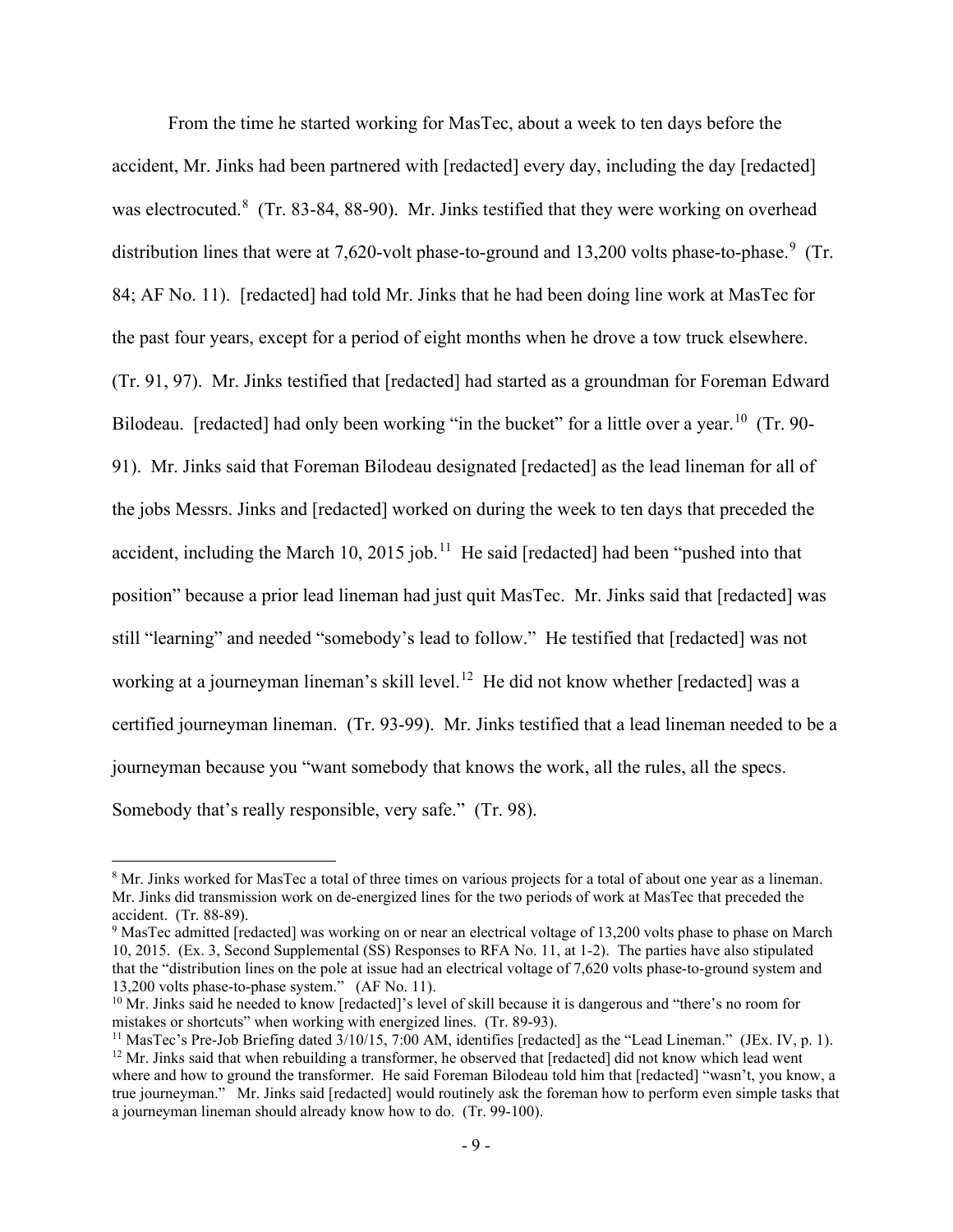From the time he started working for MasTec, about a week to ten days before the accident, Mr. Jinks had been partnered with [redacted] every day, including the day [redacted] was electrocuted.[8] (Tr. 83-84, 88-90). Mr. Jinks testified that they were working on overhead distribution lines that were at 7,620-volt phase-to-ground and 13,200 volts phase-to-phase.[9] (Tr. 84; AF No. 11). [redacted] had told Mr. Jinks that he had been doing line work at MasTec for the past four years, except for a period of eight months when he drove a tow truck elsewhere. (Tr. 91, 97). Mr. Jinks testified that [redacted] had started as a groundman for Foreman Edward Bilodeau. [redacted] had only been working "in the bucket" for a little over a year.[10] (Tr. 90-91). Mr. Jinks said that Foreman Bilodeau designated [redacted] as the lead lineman for all of the jobs Messrs. Jinks and [redacted] worked on during the week to ten days that preceded the accident, including the March 10, 2015 job.[11] He said [redacted] had been "pushed into that position" because a prior lead lineman had just quit MasTec. Mr. Jinks said that [redacted] was still "learning" and needed "somebody's lead to follow." He testified that [redacted] was not working at a journeyman lineman's skill level.[12] He did not know whether [redacted] was a certified journeyman lineman. (Tr. 93-99). Mr. Jinks testified that a lead lineman needed to be a journeyman because you "want somebody that knows the work, all the rules, all the specs. Somebody that's really responsible, very safe." (Tr. 98).

---

[8] Mr. Jinks worked for MasTec a total of three times on various projects for a total of about one year as a lineman. Mr. Jinks did transmission work on de-energized lines for the two periods of work at MasTec that preceded the accident. (Tr. 88-89).

[9] MasTec admitted [redacted] was working on or near an electrical voltage of 13,200 volts phase to phase on March 10, 2015. (Ex. 3, Second Supplemental (SS) Responses to RFA No. 11, at 1-2). The parties have also stipulated that the "distribution lines on the pole at issue had an electrical voltage of 7,620 volts phase-to-ground system and 13,200 volts phase-to-phase system." (AF No. 11).

[10] Mr. Jinks said he needed to know [redacted]'s level of skill because it is dangerous and "there's no room for mistakes or shortcuts" when working with energized lines. (Tr. 89-93).

[11] MasTec's Pre-Job Briefing dated 3/10/15, 7:00 AM, identifies [redacted] as the "Lead Lineman." (JEx. IV, p. 1).

[12] Mr. Jinks said that when rebuilding a transformer, he observed that [redacted] did not know which lead went where and how to ground the transformer. He said Foreman Bilodeau told him that [redacted] "wasn't, you know, a true journeyman." Mr. Jinks said [redacted] would routinely ask the foreman how to perform even simple tasks that a journeyman lineman should already know how to do. (Tr. 99-100).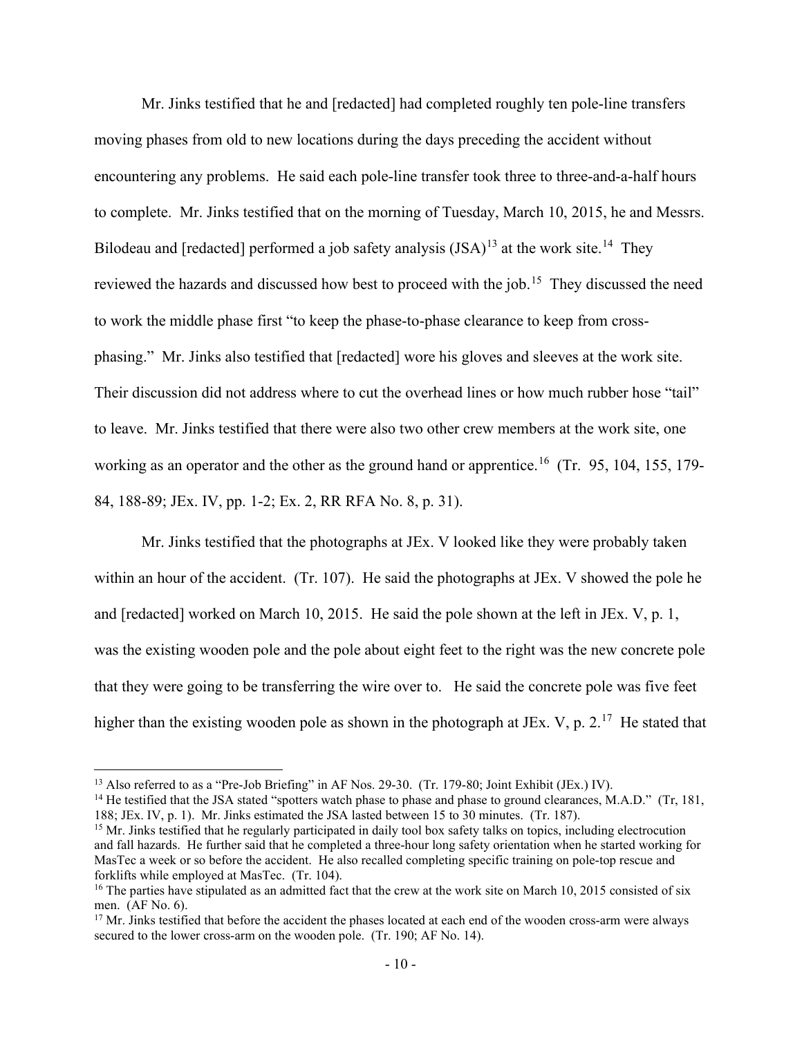Mr. Jinks testified that he and [redacted] had completed roughly ten pole-line transfers moving phases from old to new locations during the days preceding the accident without encountering any problems. He said each pole-line transfer took three to three-and-a-half hours to complete. Mr. Jinks testified that on the morning of Tuesday, March 10, 2015, he and Messrs. Bilodeau and [redacted] performed a job safety analysis (JSA)[13] at the work site.[14] They reviewed the hazards and discussed how best to proceed with the job.[15] They discussed the need to work the middle phase first "to keep the phase-to-phase clearance to keep from cross-phasing." Mr. Jinks also testified that [redacted] wore his gloves and sleeves at the work site. Their discussion did not address where to cut the overhead lines or how much rubber hose "tail" to leave. Mr. Jinks testified that there were also two other crew members at the work site, one working as an operator and the other as the ground hand or apprentice.[16] (Tr. 95, 104, 155, 179-84, 188-89; JEx. IV, pp. 1-2; Ex. 2, RR RFA No. 8, p. 31).

Mr. Jinks testified that the photographs at JEx. V looked like they were probably taken within an hour of the accident. (Tr. 107). He said the photographs at JEx. V showed the pole he and [redacted] worked on March 10, 2015. He said the pole shown at the left in JEx. V, p. 1, was the existing wooden pole and the pole about eight feet to the right was the new concrete pole that they were going to be transferring the wire over to. He said the concrete pole was five feet higher than the existing wooden pole as shown in the photograph at JEx. V, p. 2.[17] He stated that

---

[13] Also referred to as a "Pre-Job Briefing" in AF Nos. 29-30. (Tr. 179-80; Joint Exhibit (JEx.) IV).

[14] He testified that the JSA stated "spotters watch phase to phase and phase to ground clearances, M.A.D." (Tr, 181, 188; JEx. IV, p. 1). Mr. Jinks estimated the JSA lasted between 15 to 30 minutes. (Tr. 187).

[15] Mr. Jinks testified that he regularly participated in daily tool box safety talks on topics, including electrocution and fall hazards. He further said that he completed a three-hour long safety orientation when he started working for MasTec a week or so before the accident. He also recalled completing specific training on pole-top rescue and forklifts while employed at MasTec. (Tr. 104).

[16] The parties have stipulated as an admitted fact that the crew at the work site on March 10, 2015 consisted of six men. (AF No. 6).

[17] Mr. Jinks testified that before the accident the phases located at each end of the wooden cross-arm were always secured to the lower cross-arm on the wooden pole. (Tr. 190; AF No. 14).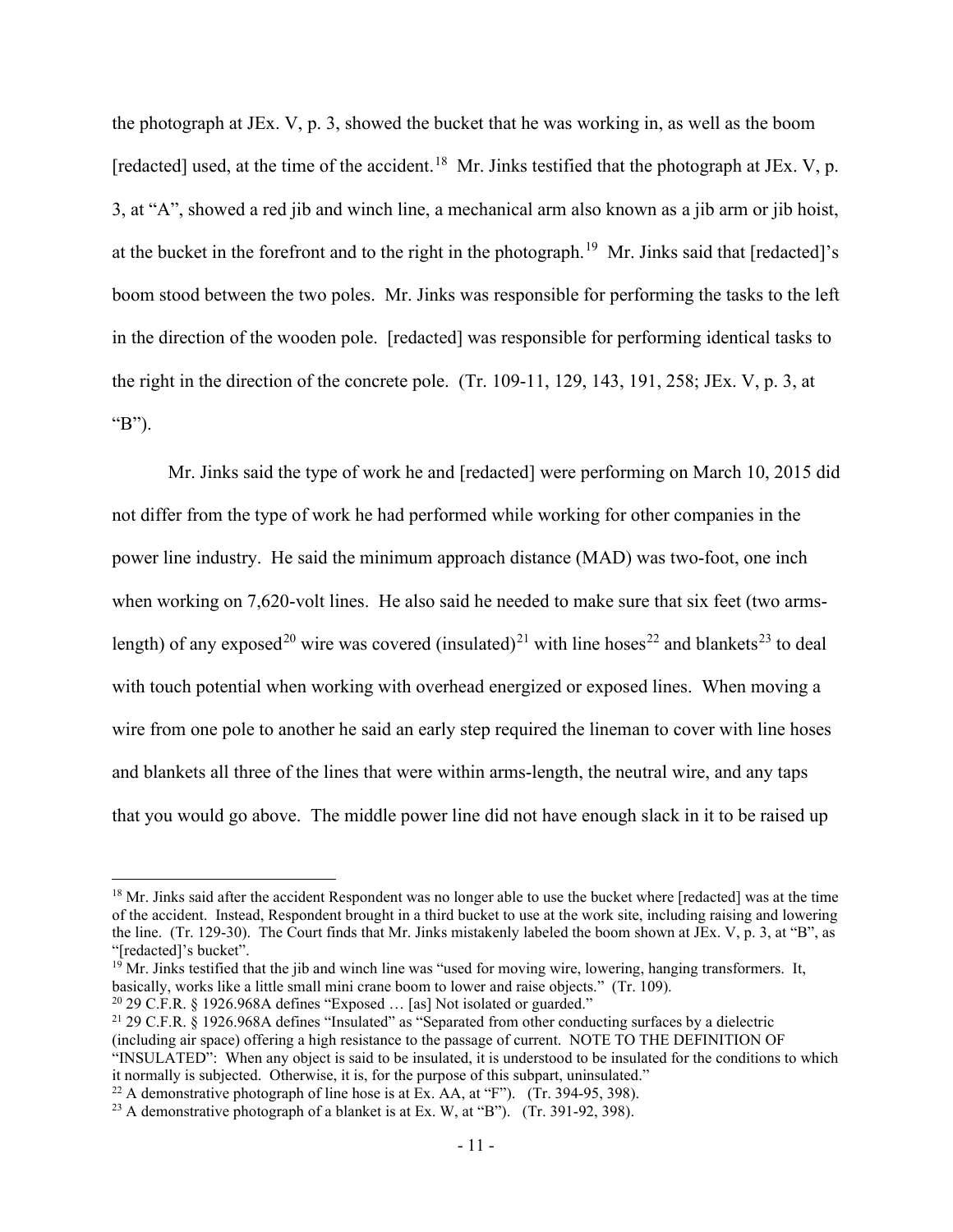the photograph at JEx. V, p. 3, showed the bucket that he was working in, as well as the boom [redacted] used, at the time of the accident.[18] Mr. Jinks testified that the photograph at JEx. V, p. 3, at "A", showed a red jib and winch line, a mechanical arm also known as a jib arm or jib hoist, at the bucket in the forefront and to the right in the photograph.[19] Mr. Jinks said that [redacted]'s boom stood between the two poles. Mr. Jinks was responsible for performing the tasks to the left in the direction of the wooden pole. [redacted] was responsible for performing identical tasks to the right in the direction of the concrete pole. (Tr. 109-11, 129, 143, 191, 258; JEx. V, p. 3, at "B").

Mr. Jinks said the type of work he and [redacted] were performing on March 10, 2015 did not differ from the type of work he had performed while working for other companies in the power line industry. He said the minimum approach distance (MAD) was two-foot, one inch when working on 7,620-volt lines. He also said he needed to make sure that six feet (two arms-length) of any exposed[20] wire was covered (insulated)[21] with line hoses[22] and blankets[23] to deal with touch potential when working with overhead energized or exposed lines. When moving a wire from one pole to another he said an early step required the lineman to cover with line hoses and blankets all three of the lines that were within arms-length, the neutral wire, and any taps that you would go above. The middle power line did not have enough slack in it to be raised up

---

[18] Mr. Jinks said after the accident Respondent was no longer able to use the bucket where [redacted] was at the time of the accident. Instead, Respondent brought in a third bucket to use at the work site, including raising and lowering the line. (Tr. 129-30). The Court finds that Mr. Jinks mistakenly labeled the boom shown at JEx. V, p. 3, at "B", as "[redacted]'s bucket".

[19] Mr. Jinks testified that the jib and winch line was "used for moving wire, lowering, hanging transformers. It, basically, works like a little small mini crane boom to lower and raise objects." (Tr. 109).

[20] 29 C.F.R. § 1926.968A defines "Exposed … [as] Not isolated or guarded."

[21] 29 C.F.R. § 1926.968A defines "Insulated" as "Separated from other conducting surfaces by a dielectric (including air space) offering a high resistance to the passage of current. NOTE TO THE DEFINITION OF "INSULATED": When any object is said to be insulated, it is understood to be insulated for the conditions to which it normally is subjected. Otherwise, it is, for the purpose of this subpart, uninsulated."

[22] A demonstrative photograph of line hose is at Ex. AA, at "F"). (Tr. 394-95, 398).

[23] A demonstrative photograph of a blanket is at Ex. W, at "B"). (Tr. 391-92, 398).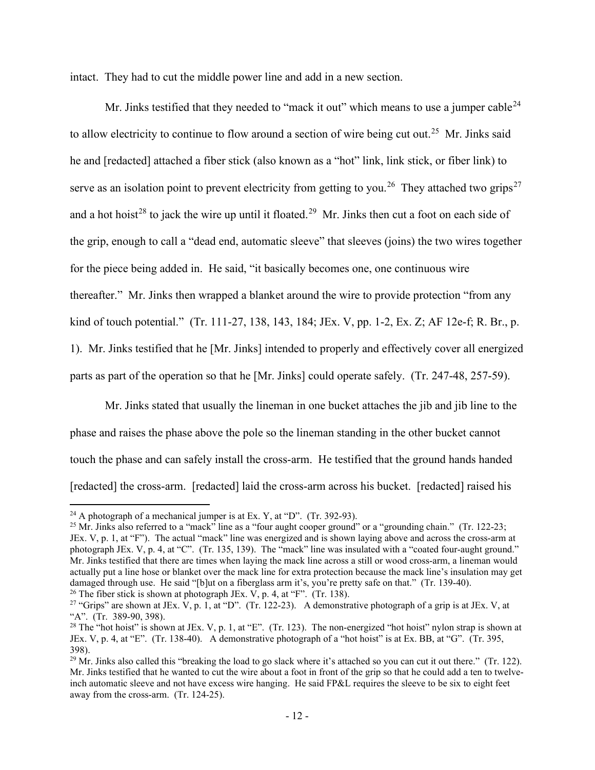intact. They had to cut the middle power line and add in a new section.

Mr. Jinks testified that they needed to "mack it out" which means to use a jumper cable[24] to allow electricity to continue to flow around a section of wire being cut out.[25] Mr. Jinks said he and [redacted] attached a fiber stick (also known as a "hot" link, link stick, or fiber link) to serve as an isolation point to prevent electricity from getting to you.[26] They attached two grips[27] and a hot hoist[28] to jack the wire up until it floated.[29] Mr. Jinks then cut a foot on each side of the grip, enough to call a "dead end, automatic sleeve" that sleeves (joins) the two wires together for the piece being added in. He said, "it basically becomes one, one continuous wire thereafter." Mr. Jinks then wrapped a blanket around the wire to provide protection "from any kind of touch potential." (Tr. 111-27, 138, 143, 184; JEx. V, pp. 1-2, Ex. Z; AF 12e-f; R. Br., p. 1). Mr. Jinks testified that he [Mr. Jinks] intended to properly and effectively cover all energized parts as part of the operation so that he [Mr. Jinks] could operate safely. (Tr. 247-48, 257-59).

Mr. Jinks stated that usually the lineman in one bucket attaches the jib and jib line to the phase and raises the phase above the pole so the lineman standing in the other bucket cannot touch the phase and can safely install the cross-arm. He testified that the ground hands handed [redacted] the cross-arm. [redacted] laid the cross-arm across his bucket. [redacted] raised his

---

[24] A photograph of a mechanical jumper is at Ex. Y, at "D". (Tr. 392-93).

[25] Mr. Jinks also referred to a "mack" line as a "four aught cooper ground" or a "grounding chain." (Tr. 122-23; JEx. V, p. 1, at "F"). The actual "mack" line was energized and is shown laying above and across the cross-arm at photograph JEx. V, p. 4, at "C". (Tr. 135, 139). The "mack" line was insulated with a "coated four-aught ground." Mr. Jinks testified that there are times when laying the mack line across a still or wood cross-arm, a lineman would actually put a line hose or blanket over the mack line for extra protection because the mack line's insulation may get damaged through use. He said "[b]ut on a fiberglass arm it's, you're pretty safe on that." (Tr. 139-40).

[26] The fiber stick is shown at photograph JEx. V, p. 4, at "F". (Tr. 138).

[27] "Grips" are shown at JEx. V, p. 1, at "D". (Tr. 122-23). A demonstrative photograph of a grip is at JEx. V, at "A". (Tr. 389-90, 398).

[28] The "hot hoist" is shown at JEx. V, p. 1, at "E". (Tr. 123). The non-energized "hot hoist" nylon strap is shown at JEx. V, p. 4, at "E". (Tr. 138-40). A demonstrative photograph of a "hot hoist" is at Ex. BB, at "G". (Tr. 395, 398).

[29] Mr. Jinks also called this "breaking the load to go slack where it's attached so you can cut it out there." (Tr. 122). Mr. Jinks testified that he wanted to cut the wire about a foot in front of the grip so that he could add a ten to twelve-inch automatic sleeve and not have excess wire hanging. He said FP&L requires the sleeve to be six to eight feet away from the cross-arm. (Tr. 124-25).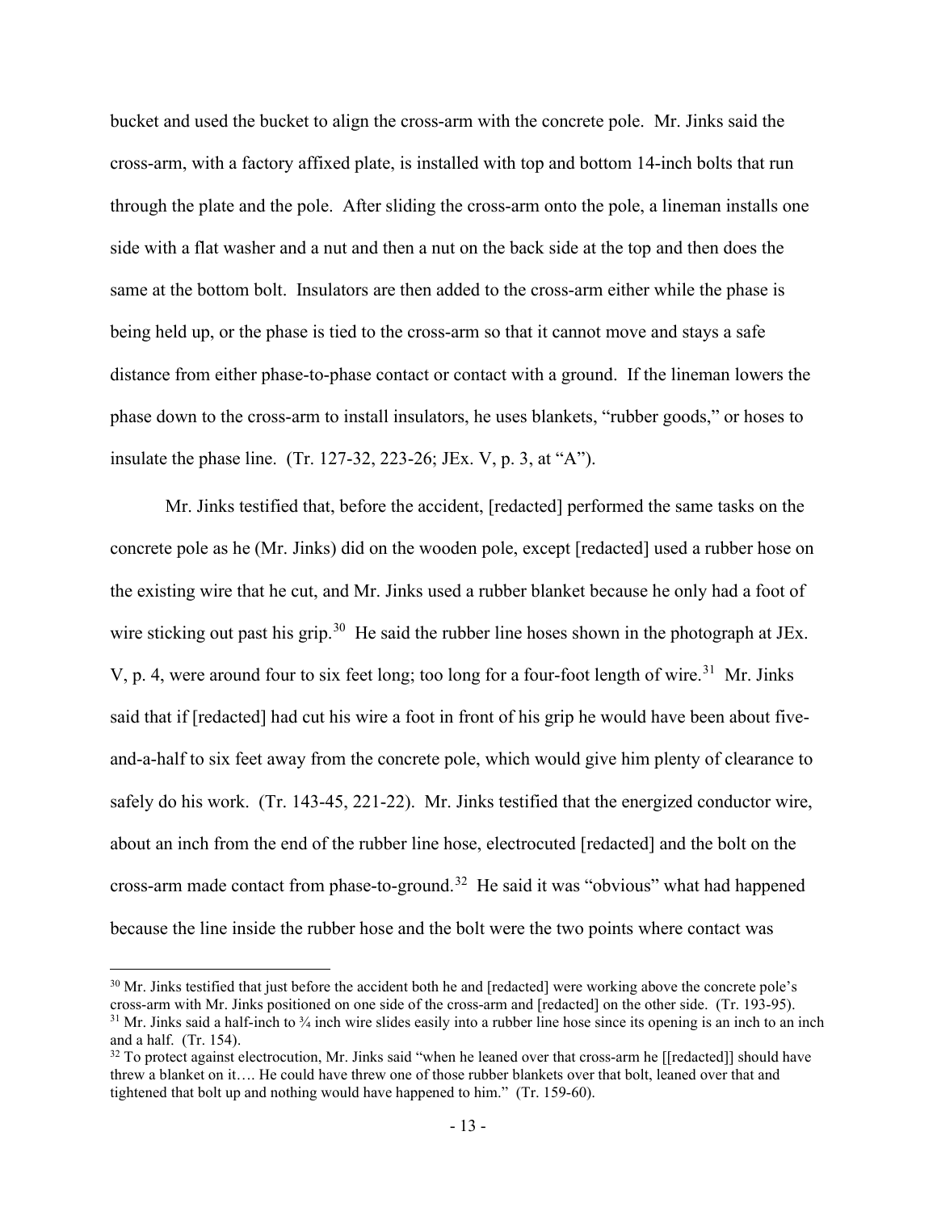bucket and used the bucket to align the cross-arm with the concrete pole. Mr. Jinks said the cross-arm, with a factory affixed plate, is installed with top and bottom 14-inch bolts that run through the plate and the pole. After sliding the cross-arm onto the pole, a lineman installs one side with a flat washer and a nut and then a nut on the back side at the top and then does the same at the bottom bolt. Insulators are then added to the cross-arm either while the phase is being held up, or the phase is tied to the cross-arm so that it cannot move and stays a safe distance from either phase-to-phase contact or contact with a ground. If the lineman lowers the phase down to the cross-arm to install insulators, he uses blankets, "rubber goods," or hoses to insulate the phase line. (Tr. 127-32, 223-26; JEx. V, p. 3, at "A").

Mr. Jinks testified that, before the accident, [redacted] performed the same tasks on the concrete pole as he (Mr. Jinks) did on the wooden pole, except [redacted] used a rubber hose on the existing wire that he cut, and Mr. Jinks used a rubber blanket because he only had a foot of wire sticking out past his grip.[30] He said the rubber line hoses shown in the photograph at JEx. V, p. 4, were around four to six feet long; too long for a four-foot length of wire.[31] Mr. Jinks said that if [redacted] had cut his wire a foot in front of his grip he would have been about five-and-a-half to six feet away from the concrete pole, which would give him plenty of clearance to safely do his work. (Tr. 143-45, 221-22). Mr. Jinks testified that the energized conductor wire, about an inch from the end of the rubber line hose, electrocuted [redacted] and the bolt on the cross-arm made contact from phase-to-ground.[32] He said it was "obvious" what had happened because the line inside the rubber hose and the bolt were the two points where contact was

---

[30] Mr. Jinks testified that just before the accident both he and [redacted] were working above the concrete pole's cross-arm with Mr. Jinks positioned on one side of the cross-arm and [redacted] on the other side. (Tr. 193-95).

[31] Mr. Jinks said a half-inch to ¾ inch wire slides easily into a rubber line hose since its opening is an inch to an inch and a half. (Tr. 154).

[32] To protect against electrocution, Mr. Jinks said "when he leaned over that cross-arm he [[redacted]] should have threw a blanket on it…. He could have threw one of those rubber blankets over that bolt, leaned over that and tightened that bolt up and nothing would have happened to him." (Tr. 159-60).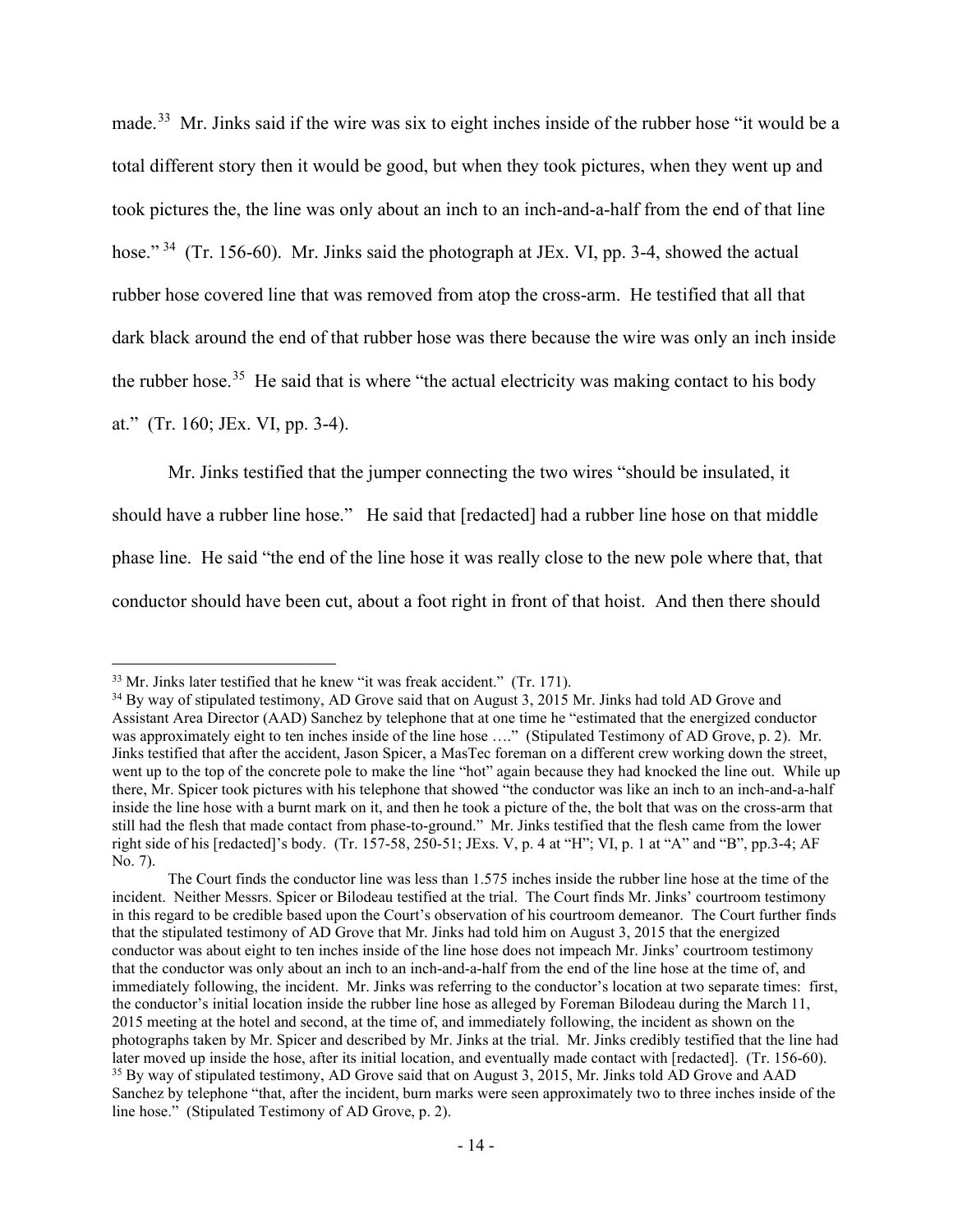made.[33] Mr. Jinks said if the wire was six to eight inches inside of the rubber hose "it would be a total different story then it would be good, but when they took pictures, when they went up and took pictures the, the line was only about an inch to an inch-and-a-half from the end of that line hose."[34] (Tr. 156-60). Mr. Jinks said the photograph at JEx. VI, pp. 3-4, showed the actual rubber hose covered line that was removed from atop the cross-arm. He testified that all that dark black around the end of that rubber hose was there because the wire was only an inch inside the rubber hose.[35] He said that is where "the actual electricity was making contact to his body at." (Tr. 160; JEx. VI, pp. 3-4).

Mr. Jinks testified that the jumper connecting the two wires "should be insulated, it should have a rubber line hose." He said that [redacted] had a rubber line hose on that middle phase line. He said "the end of the line hose it was really close to the new pole where that, that conductor should have been cut, about a foot right in front of that hoist. And then there should

---

[33] Mr. Jinks later testified that he knew "it was freak accident." (Tr. 171).

[34] By way of stipulated testimony, AD Grove said that on August 3, 2015 Mr. Jinks had told AD Grove and Assistant Area Director (AAD) Sanchez by telephone that at one time he "estimated that the energized conductor was approximately eight to ten inches inside of the line hose …." (Stipulated Testimony of AD Grove, p. 2). Mr. Jinks testified that after the accident, Jason Spicer, a MasTec foreman on a different crew working down the street, went up to the top of the concrete pole to make the line "hot" again because they had knocked the line out. While up there, Mr. Spicer took pictures with his telephone that showed "the conductor was like an inch to an inch-and-a-half inside the line hose with a burnt mark on it, and then he took a picture of the, the bolt that was on the cross-arm that still had the flesh that made contact from phase-to-ground." Mr. Jinks testified that the flesh came from the lower right side of his [redacted]'s body. (Tr. 157-58, 250-51; JExs. V, p. 4 at "H"; VI, p. 1 at "A" and "B", pp.3-4; AF No. 7).

The Court finds the conductor line was less than 1.575 inches inside the rubber line hose at the time of the incident. Neither Messrs. Spicer or Bilodeau testified at the trial. The Court finds Mr. Jinks' courtroom testimony in this regard to be credible based upon the Court's observation of his courtroom demeanor. The Court further finds that the stipulated testimony of AD Grove that Mr. Jinks had told him on August 3, 2015 that the energized conductor was about eight to ten inches inside of the line hose does not impeach Mr. Jinks' courtroom testimony that the conductor was only about an inch to an inch-and-a-half from the end of the line hose at the time of, and immediately following, the incident. Mr. Jinks was referring to the conductor's location at two separate times: first, the conductor's initial location inside the rubber line hose as alleged by Foreman Bilodeau during the March 11, 2015 meeting at the hotel and second, at the time of, and immediately following, the incident as shown on the photographs taken by Mr. Spicer and described by Mr. Jinks at the trial. Mr. Jinks credibly testified that the line had later moved up inside the hose, after its initial location, and eventually made contact with [redacted]. (Tr. 156-60).

[35] By way of stipulated testimony, AD Grove said that on August 3, 2015, Mr. Jinks told AD Grove and AAD Sanchez by telephone "that, after the incident, burn marks were seen approximately two to three inches inside of the line hose." (Stipulated Testimony of AD Grove, p. 2).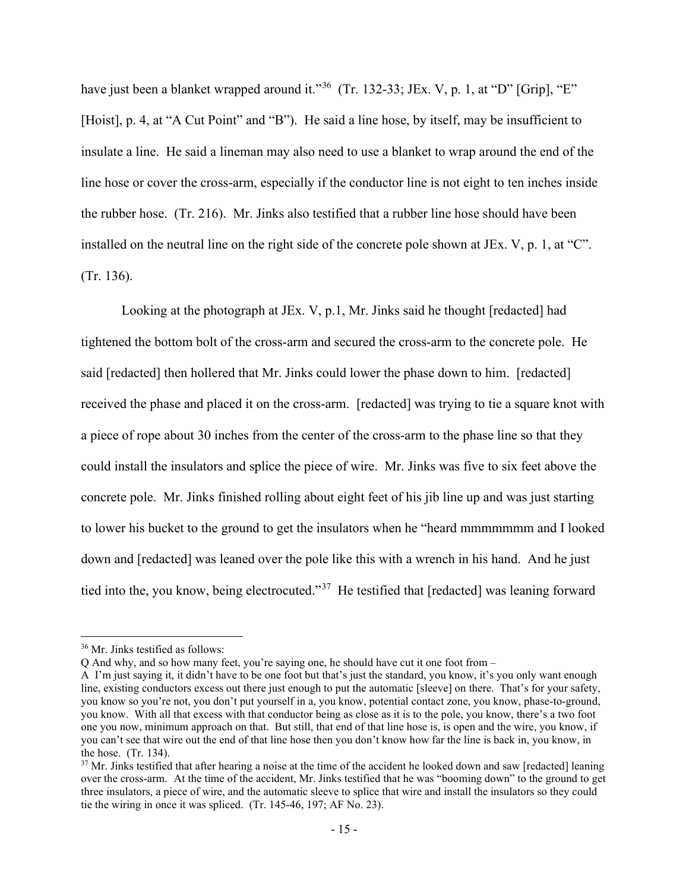have just been a blanket wrapped around it."[36] (Tr. 132-33; JEx. V, p. 1, at "D" [Grip], "E" [Hoist], p. 4, at "A Cut Point" and "B"). He said a line hose, by itself, may be insufficient to insulate a line. He said a lineman may also need to use a blanket to wrap around the end of the line hose or cover the cross-arm, especially if the conductor line is not eight to ten inches inside the rubber hose. (Tr. 216). Mr. Jinks also testified that a rubber line hose should have been installed on the neutral line on the right side of the concrete pole shown at JEx. V, p. 1, at "C". (Tr. 136).

Looking at the photograph at JEx. V, p.1, Mr. Jinks said he thought [redacted] had tightened the bottom bolt of the cross-arm and secured the cross-arm to the concrete pole. He said [redacted] then hollered that Mr. Jinks could lower the phase down to him. [redacted] received the phase and placed it on the cross-arm. [redacted] was trying to tie a square knot with a piece of rope about 30 inches from the center of the cross-arm to the phase line so that they could install the insulators and splice the piece of wire. Mr. Jinks was five to six feet above the concrete pole. Mr. Jinks finished rolling about eight feet of his jib line up and was just starting to lower his bucket to the ground to get the insulators when he "heard mmmmmmm and I looked down and [redacted] was leaned over the pole like this with a wrench in his hand. And he just tied into the, you know, being electrocuted."[37] He testified that [redacted] was leaning forward

---

[36] Mr. Jinks testified as follows:

Q And why, and so how many feet, you're saying one, he should have cut it one foot from –

A I'm just saying it, it didn't have to be one foot but that's just the standard, you know, it's you only want enough line, existing conductors excess out there just enough to put the automatic [sleeve] on there. That's for your safety, you know so you're not, you don't put yourself in a, you know, potential contact zone, you know, phase-to-ground, you know. With all that excess with that conductor being as close as it is to the pole, you know, there's a two foot one you now, minimum approach on that. But still, that end of that line hose is, is open and the wire, you know, if you can't see that wire out the end of that line hose then you don't know how far the line is back in, you know, in the hose. (Tr. 134).

[37] Mr. Jinks testified that after hearing a noise at the time of the accident he looked down and saw [redacted] leaning over the cross-arm. At the time of the accident, Mr. Jinks testified that he was "booming down" to the ground to get three insulators, a piece of wire, and the automatic sleeve to splice that wire and install the insulators so they could tie the wiring in once it was spliced. (Tr. 145-46, 197; AF No. 23).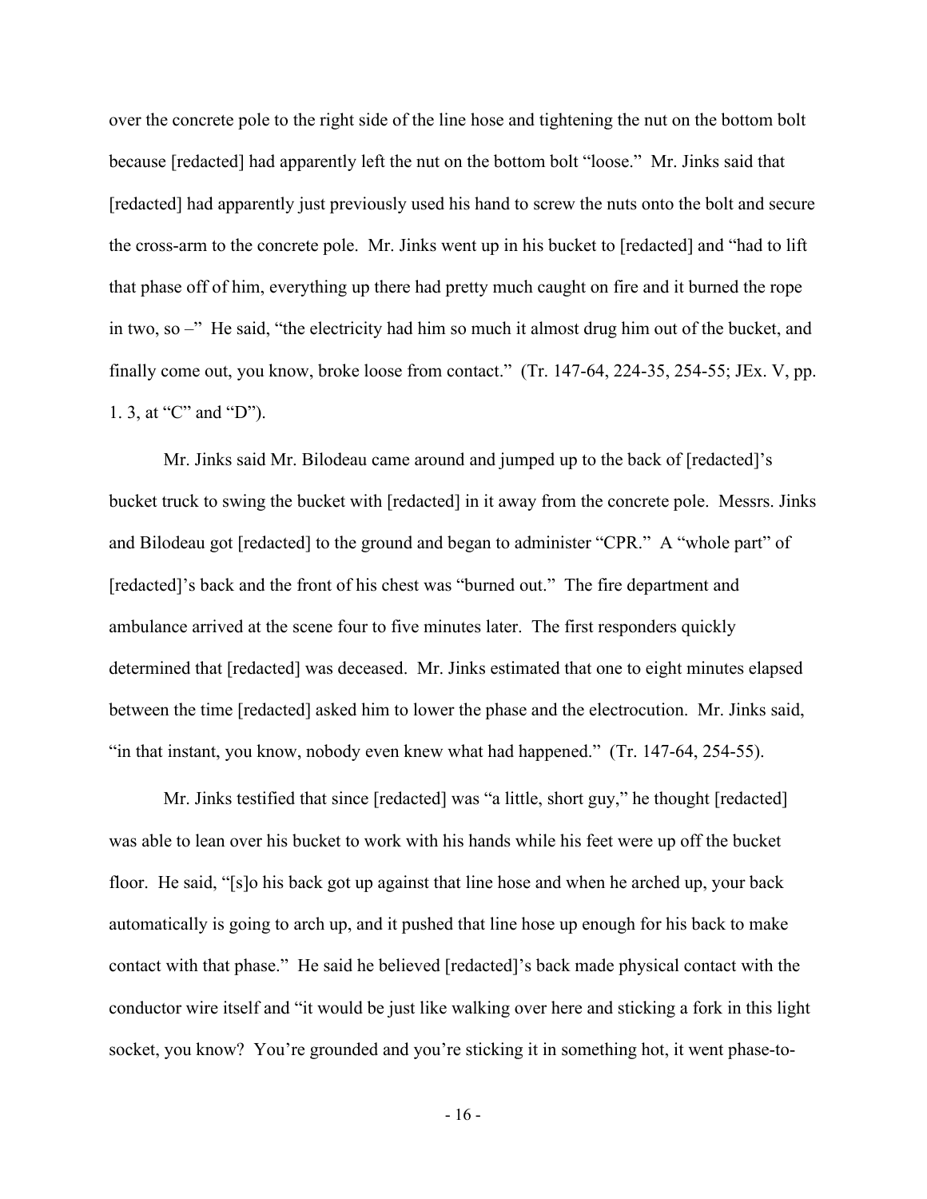over the concrete pole to the right side of the line hose and tightening the nut on the bottom bolt because [redacted] had apparently left the nut on the bottom bolt "loose." Mr. Jinks said that [redacted] had apparently just previously used his hand to screw the nuts onto the bolt and secure the cross-arm to the concrete pole. Mr. Jinks went up in his bucket to [redacted] and "had to lift that phase off of him, everything up there had pretty much caught on fire and it burned the rope in two, so –" He said, "the electricity had him so much it almost drug him out of the bucket, and finally come out, you know, broke loose from contact." (Tr. 147-64, 224-35, 254-55; JEx. V, pp. 1. 3, at "C" and "D").

Mr. Jinks said Mr. Bilodeau came around and jumped up to the back of [redacted]'s bucket truck to swing the bucket with [redacted] in it away from the concrete pole. Messrs. Jinks and Bilodeau got [redacted] to the ground and began to administer "CPR." A "whole part" of [redacted]'s back and the front of his chest was "burned out." The fire department and ambulance arrived at the scene four to five minutes later. The first responders quickly determined that [redacted] was deceased. Mr. Jinks estimated that one to eight minutes elapsed between the time [redacted] asked him to lower the phase and the electrocution. Mr. Jinks said, "in that instant, you know, nobody even knew what had happened." (Tr. 147-64, 254-55).

Mr. Jinks testified that since [redacted] was "a little, short guy," he thought [redacted] was able to lean over his bucket to work with his hands while his feet were up off the bucket floor. He said, "[s]o his back got up against that line hose and when he arched up, your back automatically is going to arch up, and it pushed that line hose up enough for his back to make contact with that phase." He said he believed [redacted]'s back made physical contact with the conductor wire itself and "it would be just like walking over here and sticking a fork in this light socket, you know? You're grounded and you're sticking it in something hot, it went phase-to-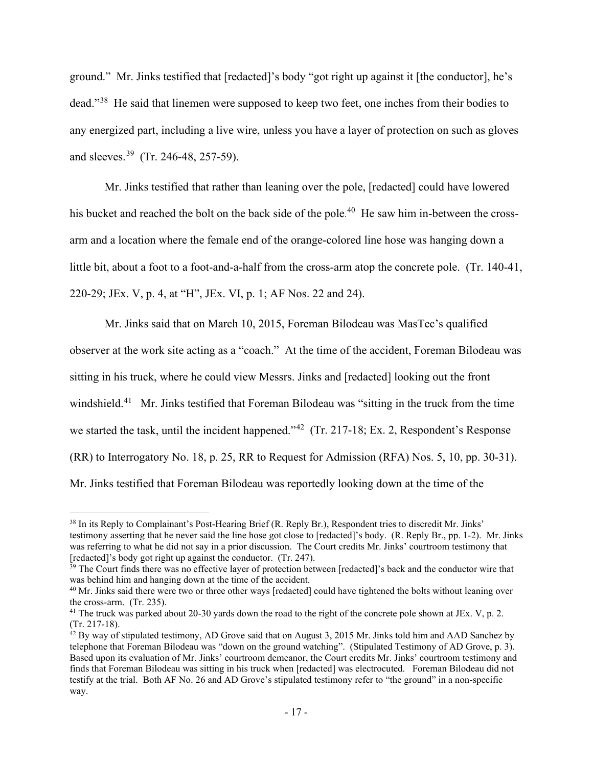ground." Mr. Jinks testified that [redacted]'s body "got right up against it [the conductor], he's dead."[38] He said that linemen were supposed to keep two feet, one inches from their bodies to any energized part, including a live wire, unless you have a layer of protection on such as gloves and sleeves.[39] (Tr. 246-48, 257-59).

Mr. Jinks testified that rather than leaning over the pole, [redacted] could have lowered his bucket and reached the bolt on the back side of the pole.[40] He saw him in-between the cross-arm and a location where the female end of the orange-colored line hose was hanging down a little bit, about a foot to a foot-and-a-half from the cross-arm atop the concrete pole. (Tr. 140-41, 220-29; JEx. V, p. 4, at "H", JEx. VI, p. 1; AF Nos. 22 and 24).

Mr. Jinks said that on March 10, 2015, Foreman Bilodeau was MasTec's qualified observer at the work site acting as a "coach." At the time of the accident, Foreman Bilodeau was sitting in his truck, where he could view Messrs. Jinks and [redacted] looking out the front windshield.[41] Mr. Jinks testified that Foreman Bilodeau was "sitting in the truck from the time we started the task, until the incident happened."[42] (Tr. 217-18; Ex. 2, Respondent's Response (RR) to Interrogatory No. 18, p. 25, RR to Request for Admission (RFA) Nos. 5, 10, pp. 30-31). Mr. Jinks testified that Foreman Bilodeau was reportedly looking down at the time of the

---

[38] In its Reply to Complainant's Post-Hearing Brief (R. Reply Br.), Respondent tries to discredit Mr. Jinks' testimony asserting that he never said the line hose got close to [redacted]'s body. (R. Reply Br., pp. 1-2). Mr. Jinks was referring to what he did not say in a prior discussion. The Court credits Mr. Jinks' courtroom testimony that [redacted]'s body got right up against the conductor. (Tr. 247).

[39] The Court finds there was no effective layer of protection between [redacted]'s back and the conductor wire that was behind him and hanging down at the time of the accident.

[40] Mr. Jinks said there were two or three other ways [redacted] could have tightened the bolts without leaning over the cross-arm. (Tr. 235).

[41] The truck was parked about 20-30 yards down the road to the right of the concrete pole shown at JEx. V, p. 2. (Tr. 217-18).

[42] By way of stipulated testimony, AD Grove said that on August 3, 2015 Mr. Jinks told him and AAD Sanchez by telephone that Foreman Bilodeau was "down on the ground watching". (Stipulated Testimony of AD Grove, p. 3). Based upon its evaluation of Mr. Jinks' courtroom demeanor, the Court credits Mr. Jinks' courtroom testimony and finds that Foreman Bilodeau was sitting in his truck when [redacted] was electrocuted. Foreman Bilodeau did not testify at the trial. Both AF No. 26 and AD Grove's stipulated testimony refer to "the ground" in a non-specific way.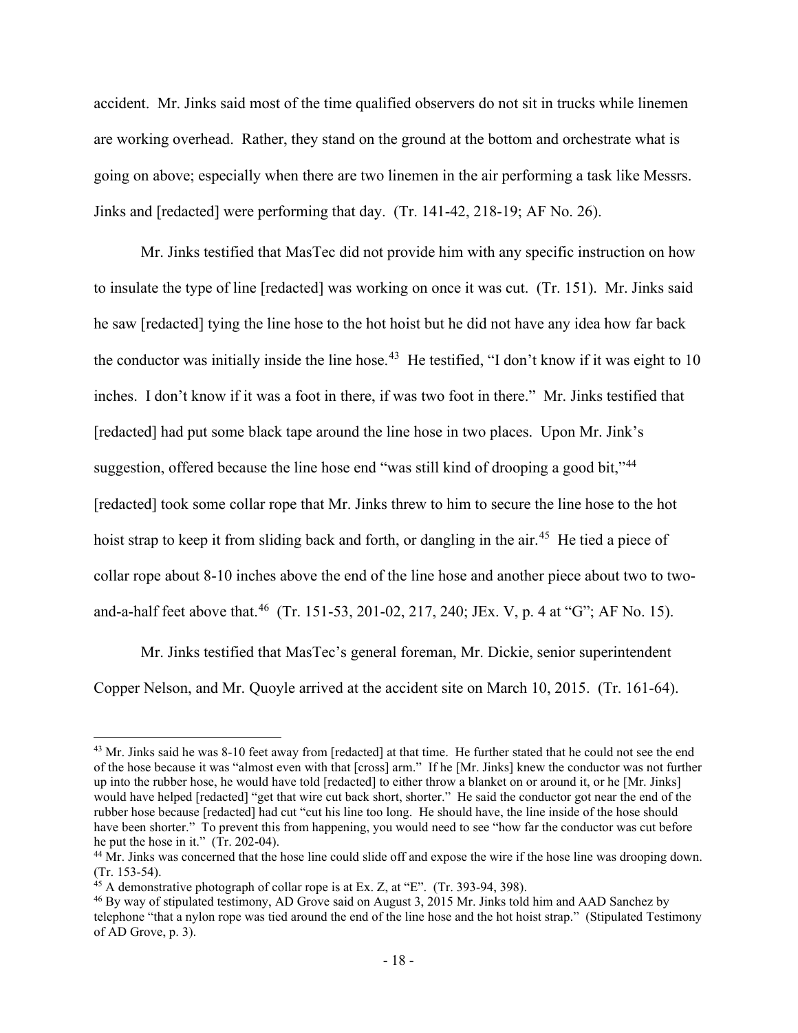accident. Mr. Jinks said most of the time qualified observers do not sit in trucks while linemen are working overhead. Rather, they stand on the ground at the bottom and orchestrate what is going on above; especially when there are two linemen in the air performing a task like Messrs. Jinks and [redacted] were performing that day. (Tr. 141-42, 218-19; AF No. 26).

Mr. Jinks testified that MasTec did not provide him with any specific instruction on how to insulate the type of line [redacted] was working on once it was cut. (Tr. 151). Mr. Jinks said he saw [redacted] tying the line hose to the hot hoist but he did not have any idea how far back the conductor was initially inside the line hose.[43] He testified, "I don't know if it was eight to 10 inches. I don't know if it was a foot in there, if was two foot in there." Mr. Jinks testified that [redacted] had put some black tape around the line hose in two places. Upon Mr. Jink's suggestion, offered because the line hose end "was still kind of drooping a good bit,"[44] [redacted] took some collar rope that Mr. Jinks threw to him to secure the line hose to the hot hoist strap to keep it from sliding back and forth, or dangling in the air.[45] He tied a piece of collar rope about 8-10 inches above the end of the line hose and another piece about two to two-and-a-half feet above that.[46] (Tr. 151-53, 201-02, 217, 240; JEx. V, p. 4 at "G"; AF No. 15).

Mr. Jinks testified that MasTec's general foreman, Mr. Dickie, senior superintendent Copper Nelson, and Mr. Quoyle arrived at the accident site on March 10, 2015. (Tr. 161-64).

---

[43] Mr. Jinks said he was 8-10 feet away from [redacted] at that time. He further stated that he could not see the end of the hose because it was "almost even with that [cross] arm." If he [Mr. Jinks] knew the conductor was not further up into the rubber hose, he would have told [redacted] to either throw a blanket on or around it, or he [Mr. Jinks] would have helped [redacted] "get that wire cut back short, shorter." He said the conductor got near the end of the rubber hose because [redacted] had cut "cut his line too long. He should have, the line inside of the hose should have been shorter." To prevent this from happening, you would need to see "how far the conductor was cut before he put the hose in it." (Tr. 202-04).

[44] Mr. Jinks was concerned that the hose line could slide off and expose the wire if the hose line was drooping down. (Tr. 153-54).

[45] A demonstrative photograph of collar rope is at Ex. Z, at "E". (Tr. 393-94, 398).

[46] By way of stipulated testimony, AD Grove said on August 3, 2015 Mr. Jinks told him and AAD Sanchez by telephone "that a nylon rope was tied around the end of the line hose and the hot hoist strap." (Stipulated Testimony of AD Grove, p. 3).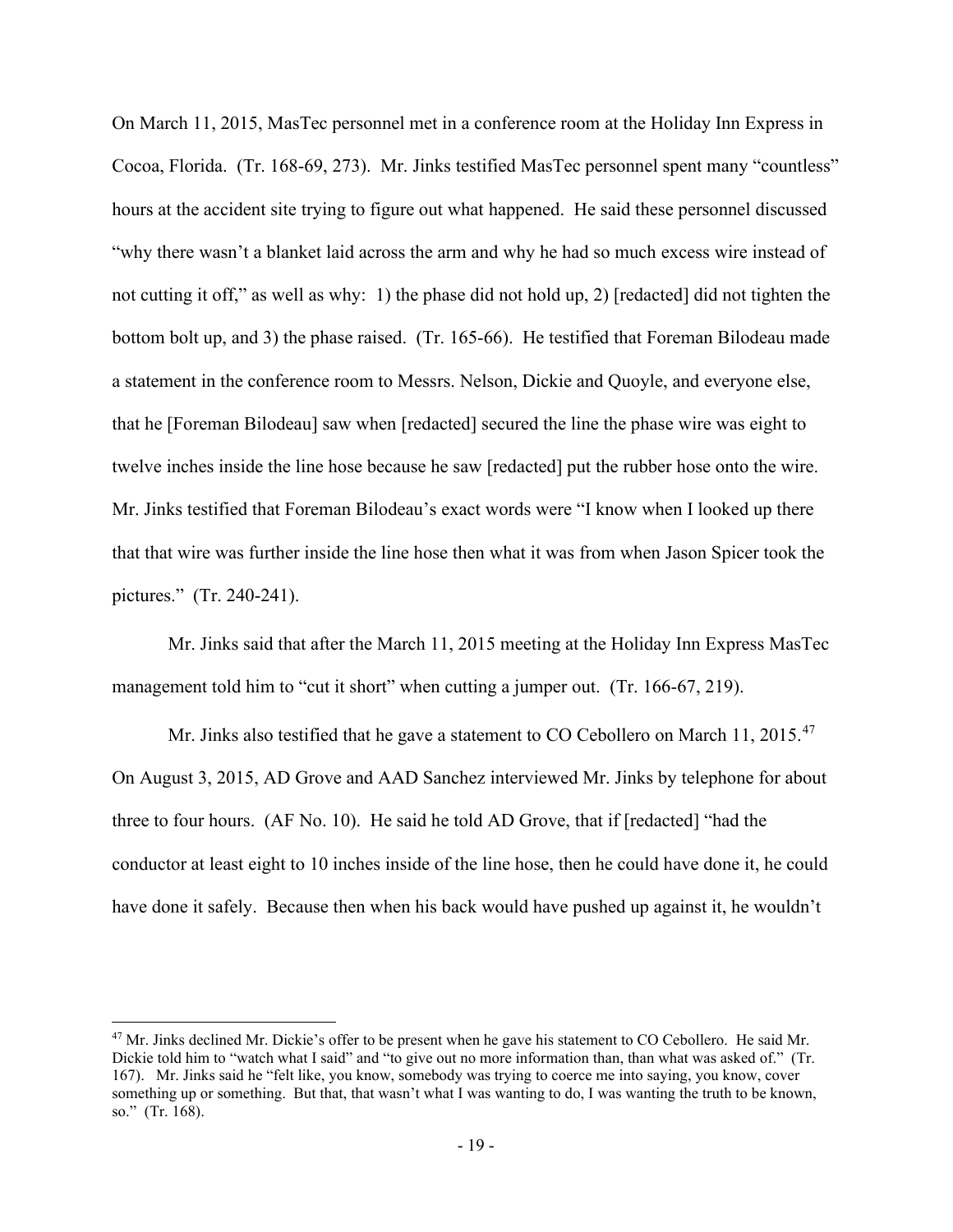On March 11, 2015, MasTec personnel met in a conference room at the Holiday Inn Express in Cocoa, Florida. (Tr. 168-69, 273). Mr. Jinks testified MasTec personnel spent many "countless" hours at the accident site trying to figure out what happened. He said these personnel discussed "why there wasn't a blanket laid across the arm and why he had so much excess wire instead of not cutting it off," as well as why: 1) the phase did not hold up, 2) [redacted] did not tighten the bottom bolt up, and 3) the phase raised. (Tr. 165-66). He testified that Foreman Bilodeau made a statement in the conference room to Messrs. Nelson, Dickie and Quoyle, and everyone else, that he [Foreman Bilodeau] saw when [redacted] secured the line the phase wire was eight to twelve inches inside the line hose because he saw [redacted] put the rubber hose onto the wire. Mr. Jinks testified that Foreman Bilodeau's exact words were "I know when I looked up there that that wire was further inside the line hose then what it was from when Jason Spicer took the pictures." (Tr. 240-241).

Mr. Jinks said that after the March 11, 2015 meeting at the Holiday Inn Express MasTec management told him to "cut it short" when cutting a jumper out. (Tr. 166-67, 219).

Mr. Jinks also testified that he gave a statement to CO Cebollero on March 11, 2015.[47] On August 3, 2015, AD Grove and AAD Sanchez interviewed Mr. Jinks by telephone for about three to four hours. (AF No. 10). He said he told AD Grove, that if [redacted] "had the conductor at least eight to 10 inches inside of the line hose, then he could have done it, he could have done it safely. Because then when his back would have pushed up against it, he wouldn't

---

[47] Mr. Jinks declined Mr. Dickie's offer to be present when he gave his statement to CO Cebollero. He said Mr. Dickie told him to "watch what I said" and "to give out no more information than, than what was asked of." (Tr. 167). Mr. Jinks said he "felt like, you know, somebody was trying to coerce me into saying, you know, cover something up or something. But that, that wasn't what I was wanting to do, I was wanting the truth to be known, so." (Tr. 168).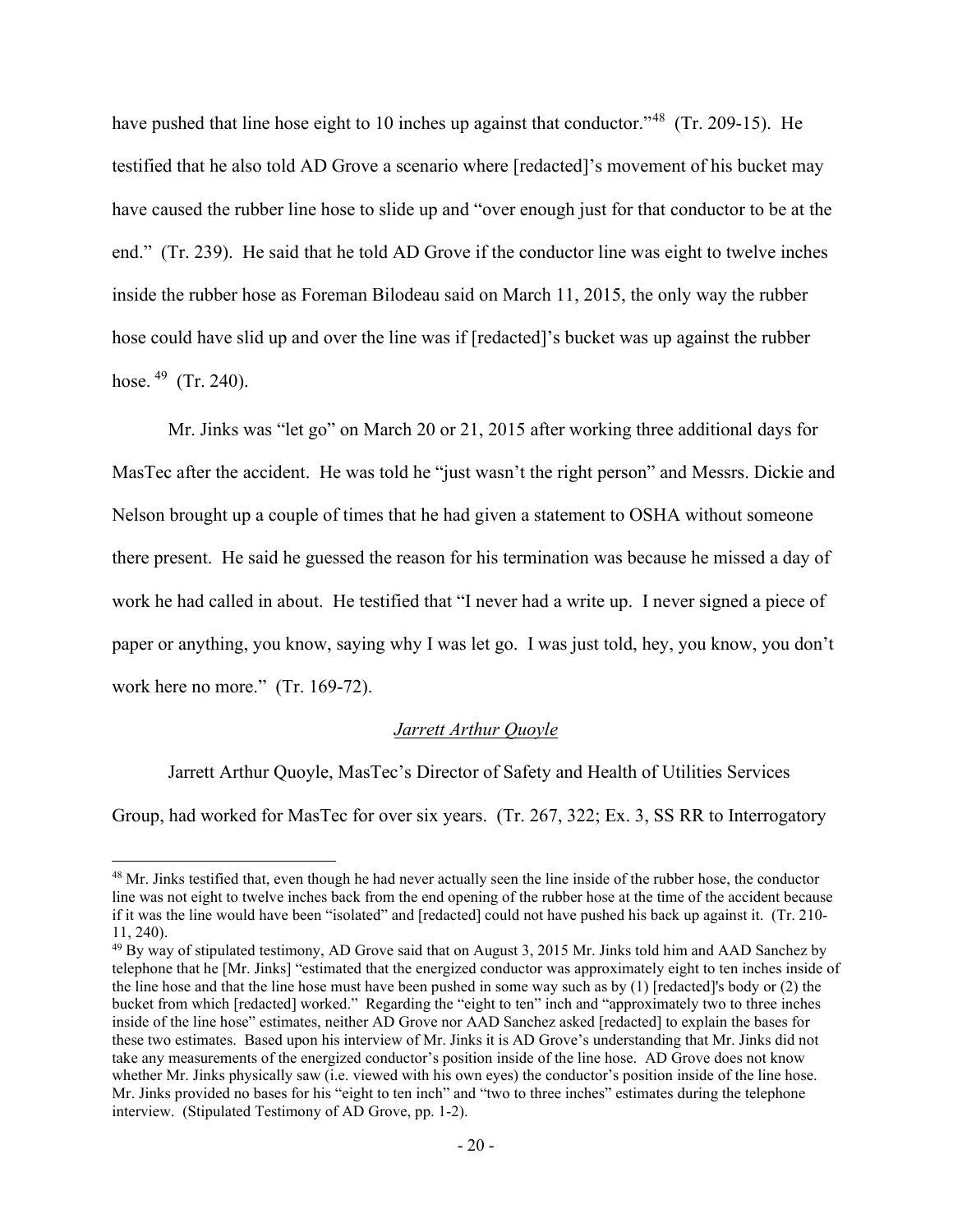have pushed that line hose eight to 10 inches up against that conductor."[48] (Tr. 209-15). He testified that he also told AD Grove a scenario where [redacted]'s movement of his bucket may have caused the rubber line hose to slide up and "over enough just for that conductor to be at the end." (Tr. 239). He said that he told AD Grove if the conductor line was eight to twelve inches inside the rubber hose as Foreman Bilodeau said on March 11, 2015, the only way the rubber hose could have slid up and over the line was if [redacted]'s bucket was up against the rubber hose.[49] (Tr. 240).

Mr. Jinks was "let go" on March 20 or 21, 2015 after working three additional days for MasTec after the accident. He was told he "just wasn't the right person" and Messrs. Dickie and Nelson brought up a couple of times that he had given a statement to OSHA without someone there present. He said he guessed the reason for his termination was because he missed a day of work he had called in about. He testified that "I never had a write up. I never signed a piece of paper or anything, you know, saying why I was let go. I was just told, hey, you know, you don't work here no more." (Tr. 169-72).

*Jarrett Arthur Quoyle*

Jarrett Arthur Quoyle, MasTec's Director of Safety and Health of Utilities Services Group, had worked for MasTec for over six years. (Tr. 267, 322; Ex. 3, SS RR to Interrogatory

---

[48] Mr. Jinks testified that, even though he had never actually seen the line inside of the rubber hose, the conductor line was not eight to twelve inches back from the end opening of the rubber hose at the time of the accident because if it was the line would have been "isolated" and [redacted] could not have pushed his back up against it. (Tr. 210-11, 240).

[49] By way of stipulated testimony, AD Grove said that on August 3, 2015 Mr. Jinks told him and AAD Sanchez by telephone that he [Mr. Jinks] "estimated that the energized conductor was approximately eight to ten inches inside of the line hose and that the line hose must have been pushed in some way such as by (1) [redacted]'s body or (2) the bucket from which [redacted] worked." Regarding the "eight to ten" inch and "approximately two to three inches inside of the line hose" estimates, neither AD Grove nor AAD Sanchez asked [redacted] to explain the bases for these two estimates. Based upon his interview of Mr. Jinks it is AD Grove's understanding that Mr. Jinks did not take any measurements of the energized conductor's position inside of the line hose. AD Grove does not know whether Mr. Jinks physically saw (i.e. viewed with his own eyes) the conductor's position inside of the line hose. Mr. Jinks provided no bases for his "eight to ten inch" and "two to three inches" estimates during the telephone interview. (Stipulated Testimony of AD Grove, pp. 1-2).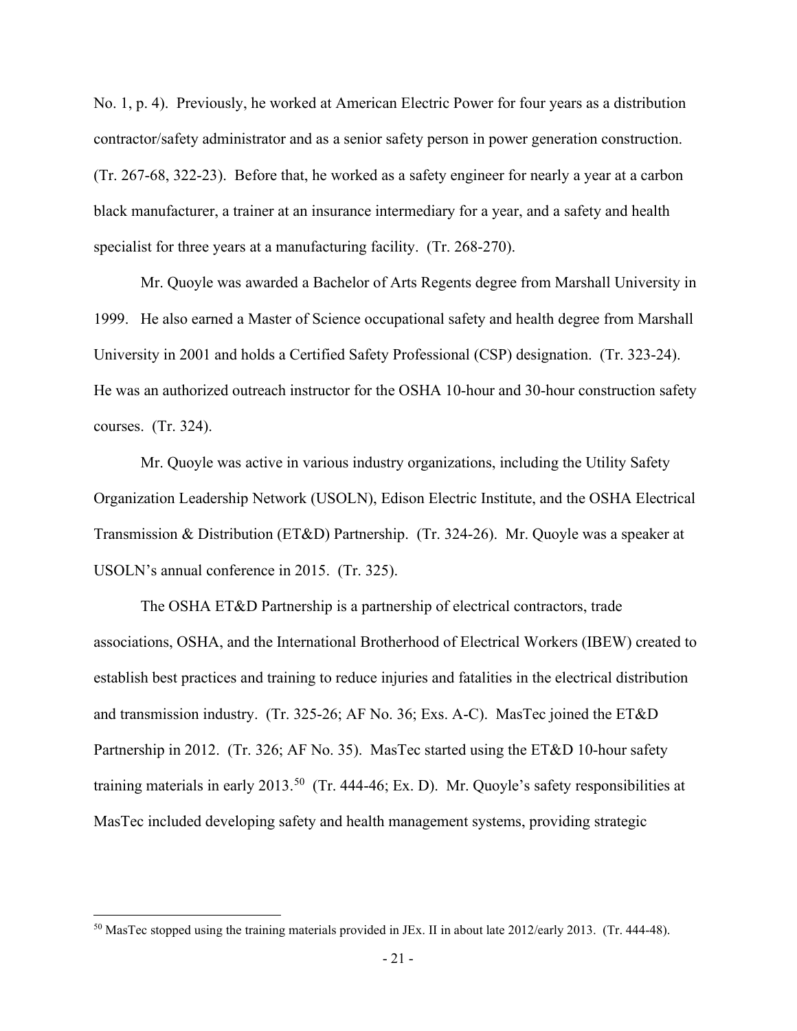No. 1, p. 4). Previously, he worked at American Electric Power for four years as a distribution contractor/safety administrator and as a senior safety person in power generation construction. (Tr. 267-68, 322-23). Before that, he worked as a safety engineer for nearly a year at a carbon black manufacturer, a trainer at an insurance intermediary for a year, and a safety and health specialist for three years at a manufacturing facility. (Tr. 268-270).

Mr. Quoyle was awarded a Bachelor of Arts Regents degree from Marshall University in 1999. He also earned a Master of Science occupational safety and health degree from Marshall University in 2001 and holds a Certified Safety Professional (CSP) designation. (Tr. 323-24). He was an authorized outreach instructor for the OSHA 10-hour and 30-hour construction safety courses. (Tr. 324).

Mr. Quoyle was active in various industry organizations, including the Utility Safety Organization Leadership Network (USOLN), Edison Electric Institute, and the OSHA Electrical Transmission & Distribution (ET&D) Partnership. (Tr. 324-26). Mr. Quoyle was a speaker at USOLN's annual conference in 2015. (Tr. 325).

The OSHA ET&D Partnership is a partnership of electrical contractors, trade associations, OSHA, and the International Brotherhood of Electrical Workers (IBEW) created to establish best practices and training to reduce injuries and fatalities in the electrical distribution and transmission industry. (Tr. 325-26; AF No. 36; Exs. A-C). MasTec joined the ET&D Partnership in 2012. (Tr. 326; AF No. 35). MasTec started using the ET&D 10-hour safety training materials in early 2013.[50] (Tr. 444-46; Ex. D). Mr. Quoyle's safety responsibilities at MasTec included developing safety and health management systems, providing strategic

[50] MasTec stopped using the training materials provided in JEx. II in about late 2012/early 2013. (Tr. 444-48).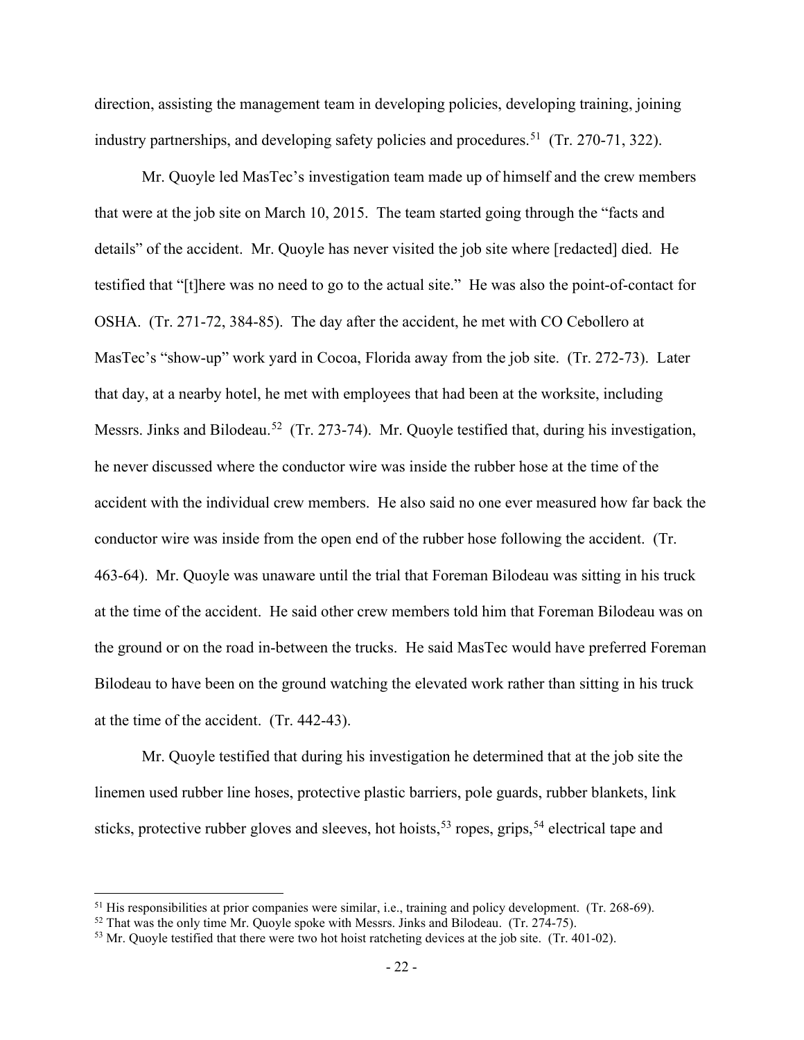direction, assisting the management team in developing policies, developing training, joining industry partnerships, and developing safety policies and procedures.[51] (Tr. 270-71, 322).

Mr. Quoyle led MasTec's investigation team made up of himself and the crew members that were at the job site on March 10, 2015. The team started going through the "facts and details" of the accident. Mr. Quoyle has never visited the job site where [redacted] died. He testified that "[t]here was no need to go to the actual site." He was also the point-of-contact for OSHA. (Tr. 271-72, 384-85). The day after the accident, he met with CO Cebollero at MasTec's "show-up" work yard in Cocoa, Florida away from the job site. (Tr. 272-73). Later that day, at a nearby hotel, he met with employees that had been at the worksite, including Messrs. Jinks and Bilodeau.[52] (Tr. 273-74). Mr. Quoyle testified that, during his investigation, he never discussed where the conductor wire was inside the rubber hose at the time of the accident with the individual crew members. He also said no one ever measured how far back the conductor wire was inside from the open end of the rubber hose following the accident. (Tr. 463-64). Mr. Quoyle was unaware until the trial that Foreman Bilodeau was sitting in his truck at the time of the accident. He said other crew members told him that Foreman Bilodeau was on the ground or on the road in-between the trucks. He said MasTec would have preferred Foreman Bilodeau to have been on the ground watching the elevated work rather than sitting in his truck at the time of the accident. (Tr. 442-43).

Mr. Quoyle testified that during his investigation he determined that at the job site the linemen used rubber line hoses, protective plastic barriers, pole guards, rubber blankets, link sticks, protective rubber gloves and sleeves, hot hoists,[53] ropes, grips,[54] electrical tape and

---

[51] His responsibilities at prior companies were similar, i.e., training and policy development. (Tr. 268-69).

[52] That was the only time Mr. Quoyle spoke with Messrs. Jinks and Bilodeau. (Tr. 274-75).

[53] Mr. Quoyle testified that there were two hot hoist ratcheting devices at the job site. (Tr. 401-02).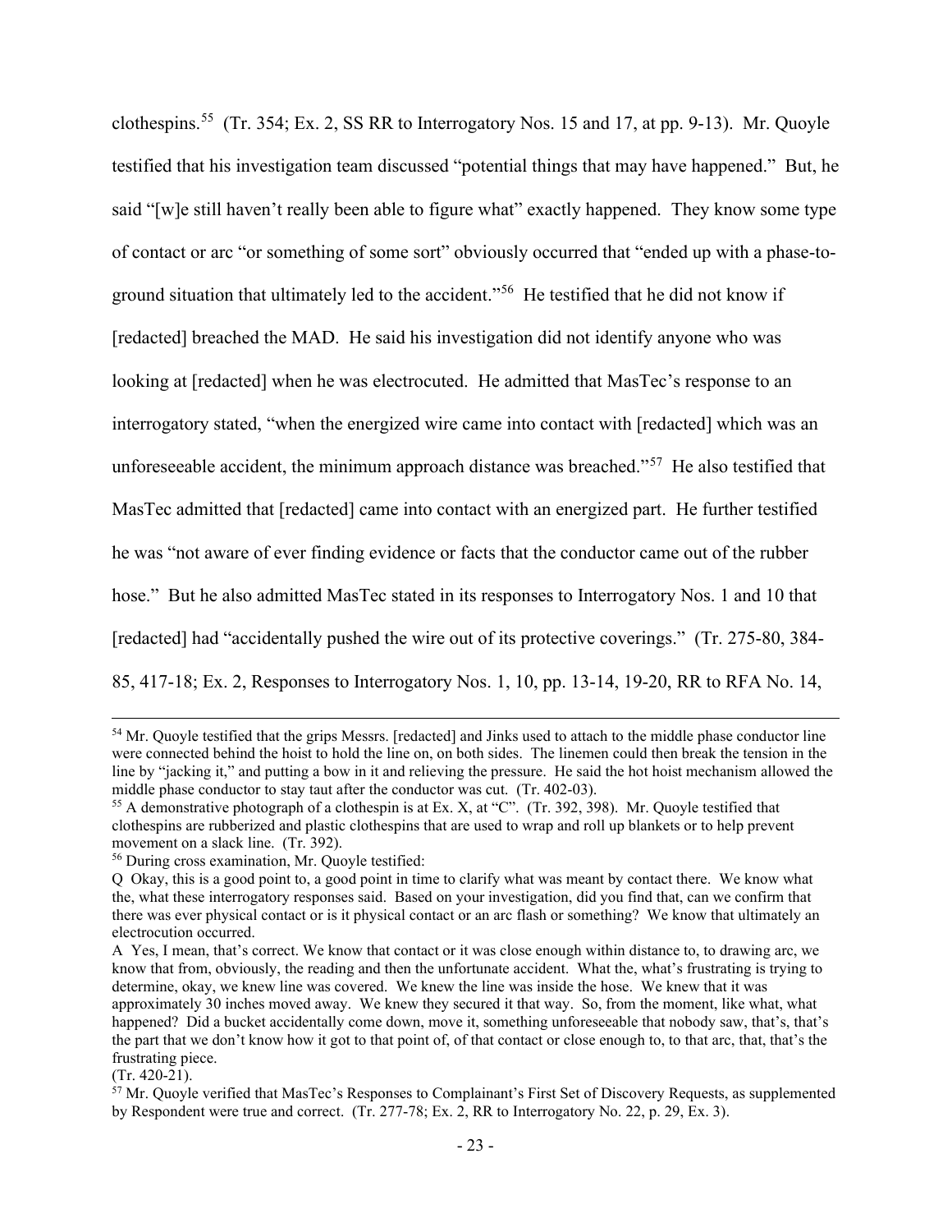clothespins.[55] (Tr. 354; Ex. 2, SS RR to Interrogatory Nos. 15 and 17, at pp. 9-13). Mr. Quoyle testified that his investigation team discussed "potential things that may have happened." But, he said "[w]e still haven't really been able to figure what" exactly happened. They know some type of contact or arc "or something of some sort" obviously occurred that "ended up with a phase-to-ground situation that ultimately led to the accident."[56] He testified that he did not know if [redacted] breached the MAD. He said his investigation did not identify anyone who was looking at [redacted] when he was electrocuted. He admitted that MasTec's response to an interrogatory stated, "when the energized wire came into contact with [redacted] which was an unforeseeable accident, the minimum approach distance was breached."[57] He also testified that MasTec admitted that [redacted] came into contact with an energized part. He further testified he was "not aware of ever finding evidence or facts that the conductor came out of the rubber hose." But he also admitted MasTec stated in its responses to Interrogatory Nos. 1 and 10 that [redacted] had "accidentally pushed the wire out of its protective coverings." (Tr. 275-80, 384-85, 417-18; Ex. 2, Responses to Interrogatory Nos. 1, 10, pp. 13-14, 19-20, RR to RFA No. 14,

---

[54] Mr. Quoyle testified that the grips Messrs. [redacted] and Jinks used to attach to the middle phase conductor line were connected behind the hoist to hold the line on, on both sides. The linemen could then break the tension in the line by "jacking it," and putting a bow in it and relieving the pressure. He said the hot hoist mechanism allowed the middle phase conductor to stay taut after the conductor was cut. (Tr. 402-03).

[55] A demonstrative photograph of a clothespin is at Ex. X, at "C". (Tr. 392, 398). Mr. Quoyle testified that clothespins are rubberized and plastic clothespins that are used to wrap and roll up blankets or to help prevent movement on a slack line. (Tr. 392).

[56] During cross examination, Mr. Quoyle testified:

Q Okay, this is a good point to, a good point in time to clarify what was meant by contact there. We know what the, what these interrogatory responses said. Based on your investigation, did you find that, can we confirm that there was ever physical contact or is it physical contact or an arc flash or something? We know that ultimately an electrocution occurred.

A Yes, I mean, that's correct. We know that contact or it was close enough within distance to, to drawing arc, we know that from, obviously, the reading and then the unfortunate accident. What the, what's frustrating is trying to determine, okay, we knew line was covered. We knew the line was inside the hose. We knew that it was approximately 30 inches moved away. We knew they secured it that way. So, from the moment, like what, what happened? Did a bucket accidentally come down, move it, something unforeseeable that nobody saw, that's, that's the part that we don't know how it got to that point of, of that contact or close enough to, to that arc, that, that's the frustrating piece.

(Tr. 420-21).

[57] Mr. Quoyle verified that MasTec's Responses to Complainant's First Set of Discovery Requests, as supplemented by Respondent were true and correct. (Tr. 277-78; Ex. 2, RR to Interrogatory No. 22, p. 29, Ex. 3).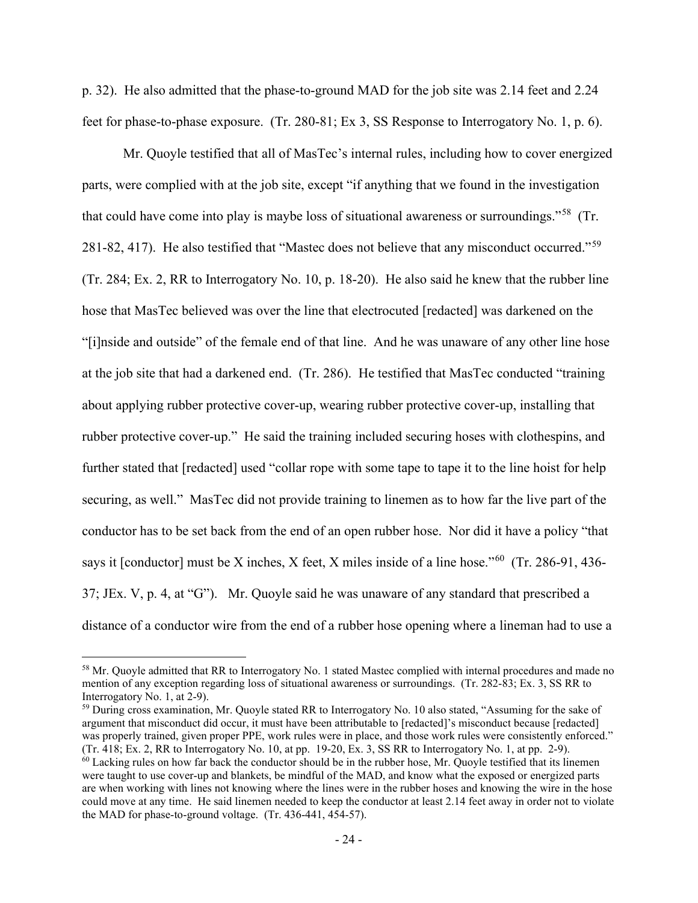p. 32). He also admitted that the phase-to-ground MAD for the job site was 2.14 feet and 2.24 feet for phase-to-phase exposure. (Tr. 280-81; Ex 3, SS Response to Interrogatory No. 1, p. 6).

Mr. Quoyle testified that all of MasTec's internal rules, including how to cover energized parts, were complied with at the job site, except "if anything that we found in the investigation that could have come into play is maybe loss of situational awareness or surroundings."[58] (Tr. 281-82, 417). He also testified that "Mastec does not believe that any misconduct occurred."[59] (Tr. 284; Ex. 2, RR to Interrogatory No. 10, p. 18-20). He also said he knew that the rubber line hose that MasTec believed was over the line that electrocuted [redacted] was darkened on the "[i]nside and outside" of the female end of that line. And he was unaware of any other line hose at the job site that had a darkened end. (Tr. 286). He testified that MasTec conducted "training about applying rubber protective cover-up, wearing rubber protective cover-up, installing that rubber protective cover-up." He said the training included securing hoses with clothespins, and further stated that [redacted] used "collar rope with some tape to tape it to the line hoist for help securing, as well." MasTec did not provide training to linemen as to how far the live part of the conductor has to be set back from the end of an open rubber hose. Nor did it have a policy "that says it [conductor] must be X inches, X feet, X miles inside of a line hose."[60] (Tr. 286-91, 436-37; JEx. V, p. 4, at "G"). Mr. Quoyle said he was unaware of any standard that prescribed a distance of a conductor wire from the end of a rubber hose opening where a lineman had to use a

[58] Mr. Quoyle admitted that RR to Interrogatory No. 1 stated Mastec complied with internal procedures and made no mention of any exception regarding loss of situational awareness or surroundings. (Tr. 282-83; Ex. 3, SS RR to Interrogatory No. 1, at 2-9).

[59] During cross examination, Mr. Quoyle stated RR to Interrogatory No. 10 also stated, "Assuming for the sake of argument that misconduct did occur, it must have been attributable to [redacted]'s misconduct because [redacted] was properly trained, given proper PPE, work rules were in place, and those work rules were consistently enforced." (Tr. 418; Ex. 2, RR to Interrogatory No. 10, at pp. 19-20, Ex. 3, SS RR to Interrogatory No. 1, at pp. 2-9).

[60] Lacking rules on how far back the conductor should be in the rubber hose, Mr. Quoyle testified that its linemen were taught to use cover-up and blankets, be mindful of the MAD, and know what the exposed or energized parts are when working with lines not knowing where the lines were in the rubber hoses and knowing the wire in the hose could move at any time. He said linemen needed to keep the conductor at least 2.14 feet away in order not to violate the MAD for phase-to-ground voltage. (Tr. 436-441, 454-57).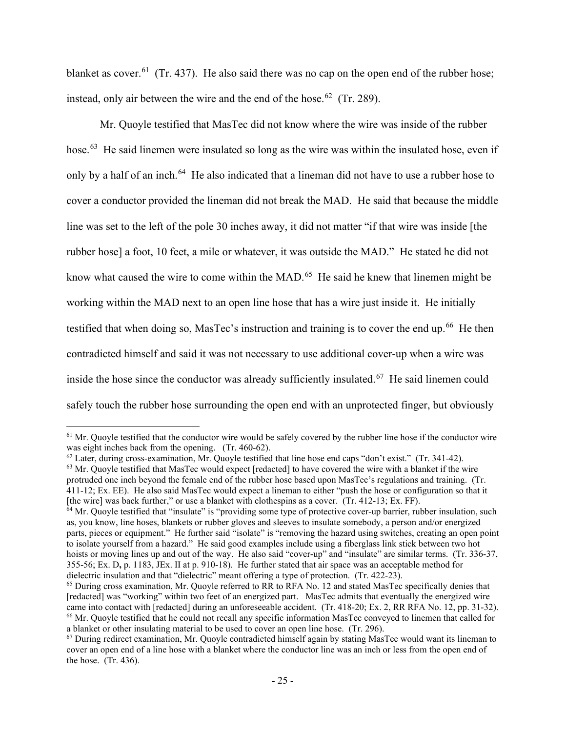blanket as cover.[61] (Tr. 437). He also said there was no cap on the open end of the rubber hose; instead, only air between the wire and the end of the hose.[62] (Tr. 289).

Mr. Quoyle testified that MasTec did not know where the wire was inside of the rubber hose.[63] He said linemen were insulated so long as the wire was within the insulated hose, even if only by a half of an inch.[64] He also indicated that a lineman did not have to use a rubber hose to cover a conductor provided the lineman did not break the MAD. He said that because the middle line was set to the left of the pole 30 inches away, it did not matter "if that wire was inside [the rubber hose] a foot, 10 feet, a mile or whatever, it was outside the MAD." He stated he did not know what caused the wire to come within the MAD.[65] He said he knew that linemen might be working within the MAD next to an open line hose that has a wire just inside it. He initially testified that when doing so, MasTec's instruction and training is to cover the end up.[66] He then contradicted himself and said it was not necessary to use additional cover-up when a wire was inside the hose since the conductor was already sufficiently insulated.[67] He said linemen could safely touch the rubber hose surrounding the open end with an unprotected finger, but obviously

---

[61] Mr. Quoyle testified that the conductor wire would be safely covered by the rubber line hose if the conductor wire was eight inches back from the opening. (Tr. 460-62).

[62] Later, during cross-examination, Mr. Quoyle testified that line hose end caps "don't exist." (Tr. 341-42).

[63] Mr. Quoyle testified that MasTec would expect [redacted] to have covered the wire with a blanket if the wire protruded one inch beyond the female end of the rubber hose based upon MasTec's regulations and training. (Tr. 411-12; Ex. EE). He also said MasTec would expect a lineman to either "push the hose or configuration so that it [the wire] was back further," or use a blanket with clothespins as a cover. (Tr. 412-13; Ex. FF).

[64] Mr. Quoyle testified that "insulate" is "providing some type of protective cover-up barrier, rubber insulation, such as, you know, line hoses, blankets or rubber gloves and sleeves to insulate somebody, a person and/or energized parts, pieces or equipment." He further said "isolate" is "removing the hazard using switches, creating an open point to isolate yourself from a hazard." He said good examples include using a fiberglass link stick between two hot hoists or moving lines up and out of the way. He also said "cover-up" and "insulate" are similar terms. (Tr. 336-37, 355-56; Ex. D, p. 1183, JEx. II at p. 910-18). He further stated that air space was an acceptable method for dielectric insulation and that "dielectric" meant offering a type of protection. (Tr. 422-23).

[65] During cross examination, Mr. Quoyle referred to RR to RFA No. 12 and stated MasTec specifically denies that [redacted] was "working" within two feet of an energized part. MasTec admits that eventually the energized wire came into contact with [redacted] during an unforeseeable accident. (Tr. 418-20; Ex. 2, RR RFA No. 12, pp. 31-32).

[66] Mr. Quoyle testified that he could not recall any specific information MasTec conveyed to linemen that called for a blanket or other insulating material to be used to cover an open line hose. (Tr. 296).

[67] During redirect examination, Mr. Quoyle contradicted himself again by stating MasTec would want its lineman to cover an open end of a line hose with a blanket where the conductor line was an inch or less from the open end of the hose. (Tr. 436).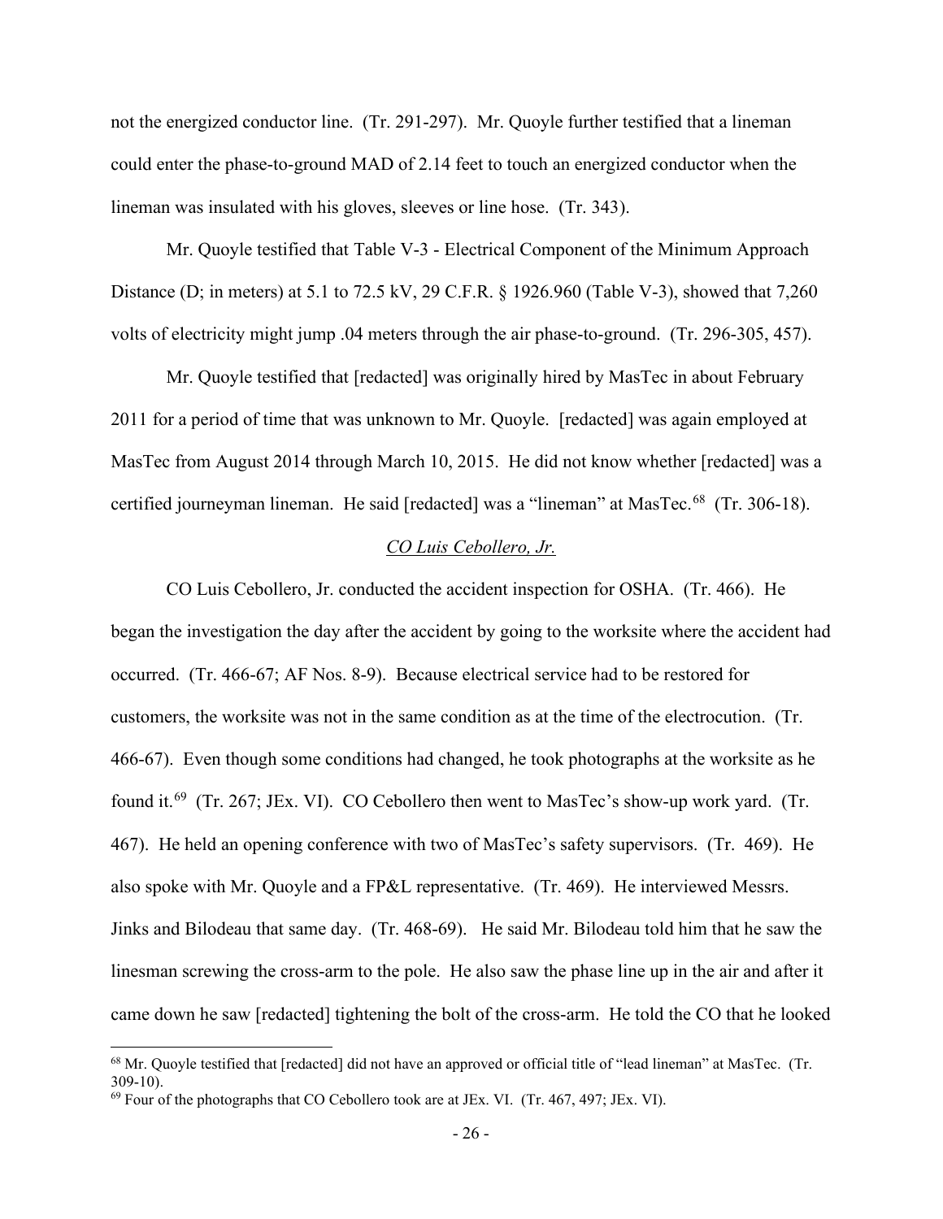not the energized conductor line. (Tr. 291-297). Mr. Quoyle further testified that a lineman could enter the phase-to-ground MAD of 2.14 feet to touch an energized conductor when the lineman was insulated with his gloves, sleeves or line hose. (Tr. 343).

Mr. Quoyle testified that Table V-3 - Electrical Component of the Minimum Approach Distance (D; in meters) at 5.1 to 72.5 kV, 29 C.F.R. § 1926.960 (Table V-3), showed that 7,260 volts of electricity might jump .04 meters through the air phase-to-ground. (Tr. 296-305, 457).

Mr. Quoyle testified that [redacted] was originally hired by MasTec in about February 2011 for a period of time that was unknown to Mr. Quoyle. [redacted] was again employed at MasTec from August 2014 through March 10, 2015. He did not know whether [redacted] was a certified journeyman lineman. He said [redacted] was a "lineman" at MasTec.[68] (Tr. 306-18).

*CO Luis Cebollero, Jr.*

CO Luis Cebollero, Jr. conducted the accident inspection for OSHA. (Tr. 466). He began the investigation the day after the accident by going to the worksite where the accident had occurred. (Tr. 466-67; AF Nos. 8-9). Because electrical service had to be restored for customers, the worksite was not in the same condition as at the time of the electrocution. (Tr. 466-67). Even though some conditions had changed, he took photographs at the worksite as he found it.[69] (Tr. 267; JEx. VI). CO Cebollero then went to MasTec's show-up work yard. (Tr. 467). He held an opening conference with two of MasTec's safety supervisors. (Tr. 469). He also spoke with Mr. Quoyle and a FP&L representative. (Tr. 469). He interviewed Messrs. Jinks and Bilodeau that same day. (Tr. 468-69). He said Mr. Bilodeau told him that he saw the linesman screwing the cross-arm to the pole. He also saw the phase line up in the air and after it came down he saw [redacted] tightening the bolt of the cross-arm. He told the CO that he looked

[68] Mr. Quoyle testified that [redacted] did not have an approved or official title of "lead lineman" at MasTec. (Tr. 309-10).

[69] Four of the photographs that CO Cebollero took are at JEx. VI. (Tr. 467, 497; JEx. VI).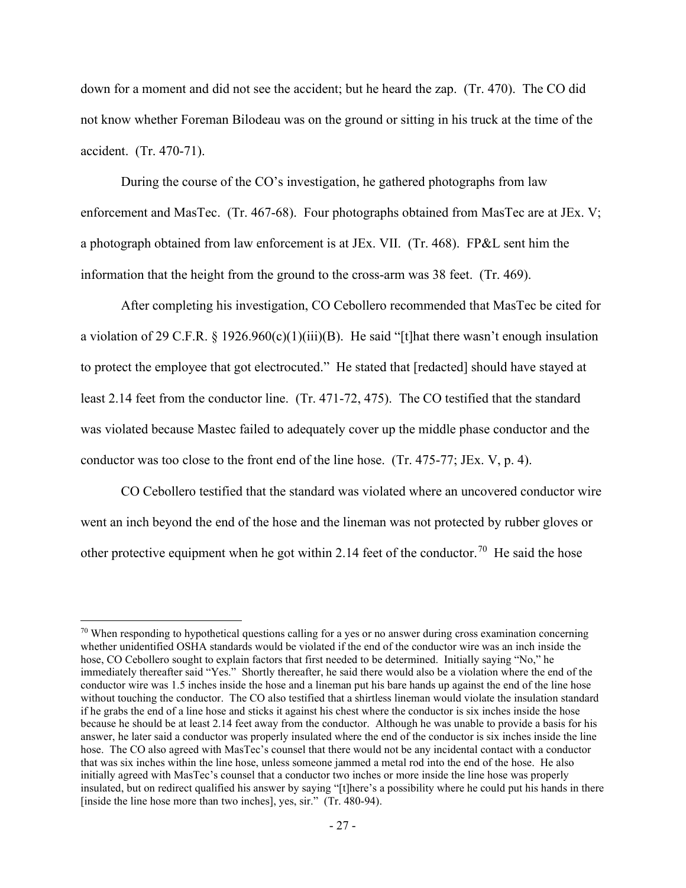down for a moment and did not see the accident; but he heard the zap. (Tr. 470). The CO did not know whether Foreman Bilodeau was on the ground or sitting in his truck at the time of the accident. (Tr. 470-71).

During the course of the CO's investigation, he gathered photographs from law enforcement and MasTec. (Tr. 467-68). Four photographs obtained from MasTec are at JEx. V; a photograph obtained from law enforcement is at JEx. VII. (Tr. 468). FP&L sent him the information that the height from the ground to the cross-arm was 38 feet. (Tr. 469).

After completing his investigation, CO Cebollero recommended that MasTec be cited for a violation of 29 C.F.R. § 1926.960(c)(1)(iii)(B). He said "[t]hat there wasn't enough insulation to protect the employee that got electrocuted." He stated that [redacted] should have stayed at least 2.14 feet from the conductor line. (Tr. 471-72, 475). The CO testified that the standard was violated because Mastec failed to adequately cover up the middle phase conductor and the conductor was too close to the front end of the line hose. (Tr. 475-77; JEx. V, p. 4).

CO Cebollero testified that the standard was violated where an uncovered conductor wire went an inch beyond the end of the hose and the lineman was not protected by rubber gloves or other protective equipment when he got within 2.14 feet of the conductor.[70] He said the hose

---

[70] When responding to hypothetical questions calling for a yes or no answer during cross examination concerning whether unidentified OSHA standards would be violated if the end of the conductor wire was an inch inside the hose, CO Cebollero sought to explain factors that first needed to be determined. Initially saying "No," he immediately thereafter said "Yes." Shortly thereafter, he said there would also be a violation where the end of the conductor wire was 1.5 inches inside the hose and a lineman put his bare hands up against the end of the line hose without touching the conductor. The CO also testified that a shirtless lineman would violate the insulation standard if he grabs the end of a line hose and sticks it against his chest where the conductor is six inches inside the hose because he should be at least 2.14 feet away from the conductor. Although he was unable to provide a basis for his answer, he later said a conductor was properly insulated where the end of the conductor is six inches inside the line hose. The CO also agreed with MasTec's counsel that there would not be any incidental contact with a conductor that was six inches within the line hose, unless someone jammed a metal rod into the end of the hose. He also initially agreed with MasTec's counsel that a conductor two inches or more inside the line hose was properly insulated, but on redirect qualified his answer by saying "[t]here's a possibility where he could put his hands in there [inside the line hose more than two inches], yes, sir." (Tr. 480-94).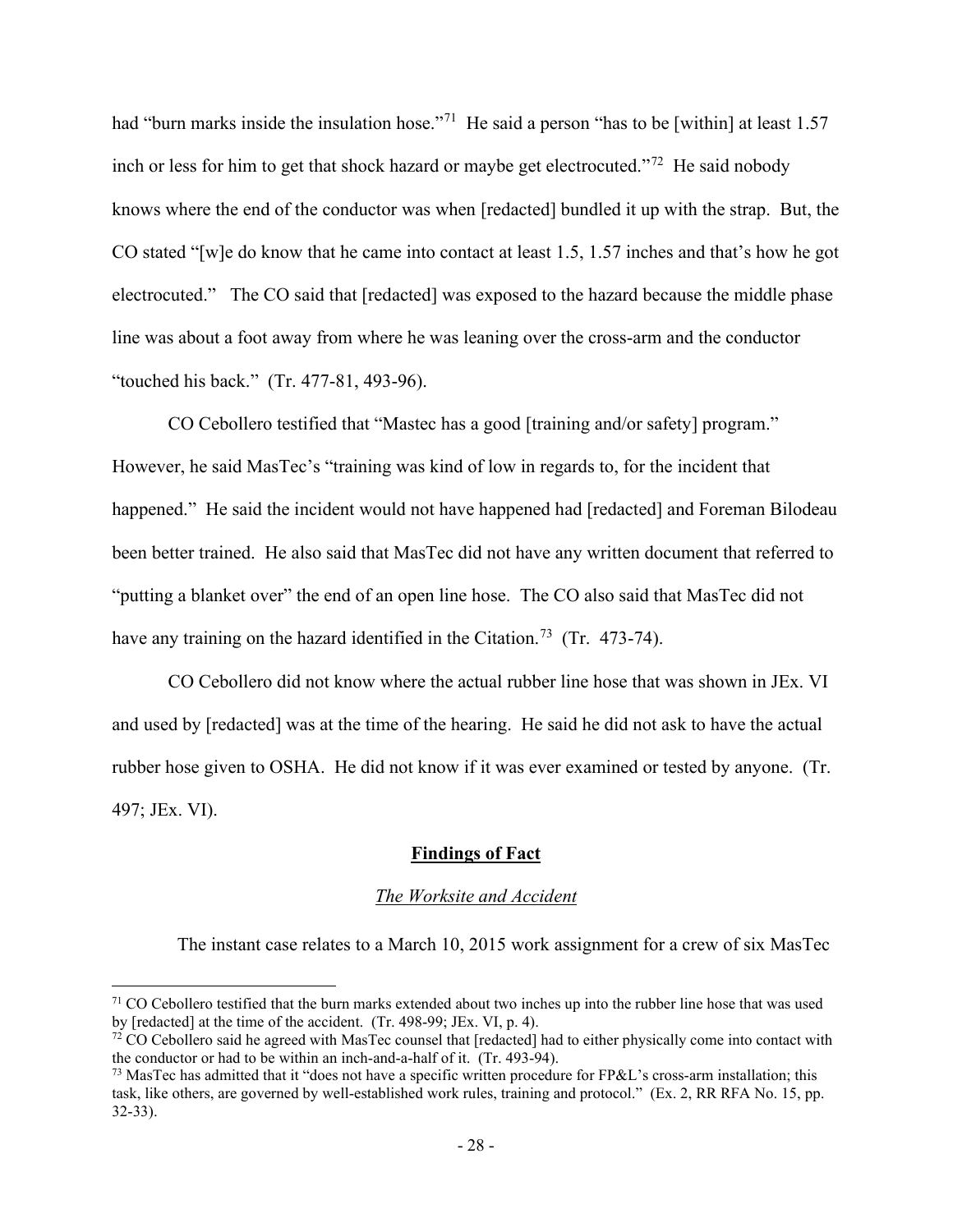had "burn marks inside the insulation hose."[71] He said a person "has to be [within] at least 1.57 inch or less for him to get that shock hazard or maybe get electrocuted."[72] He said nobody knows where the end of the conductor was when [redacted] bundled it up with the strap. But, the CO stated "[w]e do know that he came into contact at least 1.5, 1.57 inches and that's how he got electrocuted." The CO said that [redacted] was exposed to the hazard because the middle phase line was about a foot away from where he was leaning over the cross-arm and the conductor "touched his back." (Tr. 477-81, 493-96).

CO Cebollero testified that "Mastec has a good [training and/or safety] program." However, he said MasTec's "training was kind of low in regards to, for the incident that happened." He said the incident would not have happened had [redacted] and Foreman Bilodeau been better trained. He also said that MasTec did not have any written document that referred to "putting a blanket over" the end of an open line hose. The CO also said that MasTec did not have any training on the hazard identified in the Citation.[73] (Tr. 473-74).

CO Cebollero did not know where the actual rubber line hose that was shown in JEx. VI and used by [redacted] was at the time of the hearing. He said he did not ask to have the actual rubber hose given to OSHA. He did not know if it was ever examined or tested by anyone. (Tr. 497; JEx. VI).

## Findings of Fact

### *The Worksite and Accident*

The instant case relates to a March 10, 2015 work assignment for a crew of six MasTec

---

[71] CO Cebollero testified that the burn marks extended about two inches up into the rubber line hose that was used by [redacted] at the time of the accident. (Tr. 498-99; JEx. VI, p. 4).

[72] CO Cebollero said he agreed with MasTec counsel that [redacted] had to either physically come into contact with the conductor or had to be within an inch-and-a-half of it. (Tr. 493-94).

[73] MasTec has admitted that it "does not have a specific written procedure for FP&L's cross-arm installation; this task, like others, are governed by well-established work rules, training and protocol." (Ex. 2, RR RFA No. 15, pp. 32-33).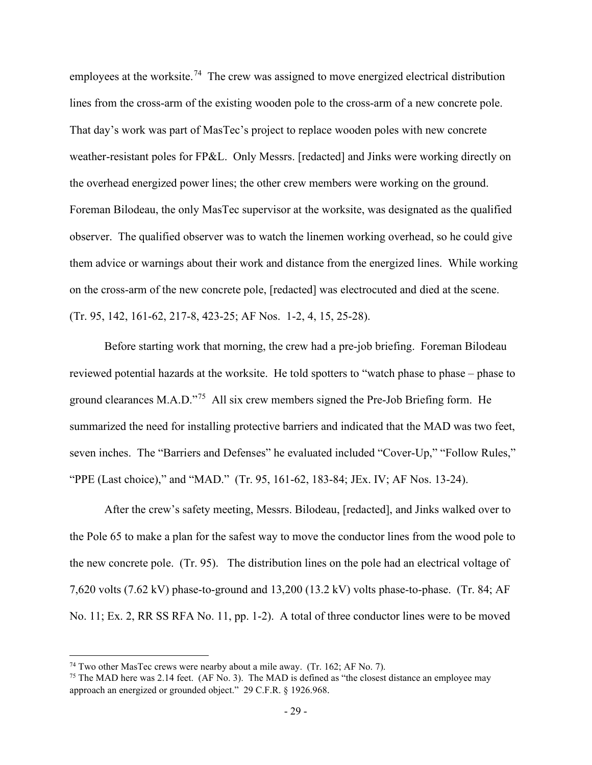employees at the worksite.[74] The crew was assigned to move energized electrical distribution lines from the cross-arm of the existing wooden pole to the cross-arm of a new concrete pole. That day's work was part of MasTec's project to replace wooden poles with new concrete weather-resistant poles for FP&L. Only Messrs. [redacted] and Jinks were working directly on the overhead energized power lines; the other crew members were working on the ground. Foreman Bilodeau, the only MasTec supervisor at the worksite, was designated as the qualified observer. The qualified observer was to watch the linemen working overhead, so he could give them advice or warnings about their work and distance from the energized lines. While working on the cross-arm of the new concrete pole, [redacted] was electrocuted and died at the scene. (Tr. 95, 142, 161-62, 217-8, 423-25; AF Nos. 1-2, 4, 15, 25-28).

Before starting work that morning, the crew had a pre-job briefing. Foreman Bilodeau reviewed potential hazards at the worksite. He told spotters to "watch phase to phase – phase to ground clearances M.A.D."[75] All six crew members signed the Pre-Job Briefing form. He summarized the need for installing protective barriers and indicated that the MAD was two feet, seven inches. The "Barriers and Defenses" he evaluated included "Cover-Up," "Follow Rules," "PPE (Last choice)," and "MAD." (Tr. 95, 161-62, 183-84; JEx. IV; AF Nos. 13-24).

After the crew's safety meeting, Messrs. Bilodeau, [redacted], and Jinks walked over to the Pole 65 to make a plan for the safest way to move the conductor lines from the wood pole to the new concrete pole. (Tr. 95). The distribution lines on the pole had an electrical voltage of 7,620 volts (7.62 kV) phase-to-ground and 13,200 (13.2 kV) volts phase-to-phase. (Tr. 84; AF No. 11; Ex. 2, RR SS RFA No. 11, pp. 1-2). A total of three conductor lines were to be moved

---

[74] Two other MasTec crews were nearby about a mile away. (Tr. 162; AF No. 7).

[75] The MAD here was 2.14 feet. (AF No. 3). The MAD is defined as "the closest distance an employee may approach an energized or grounded object." 29 C.F.R. § 1926.968.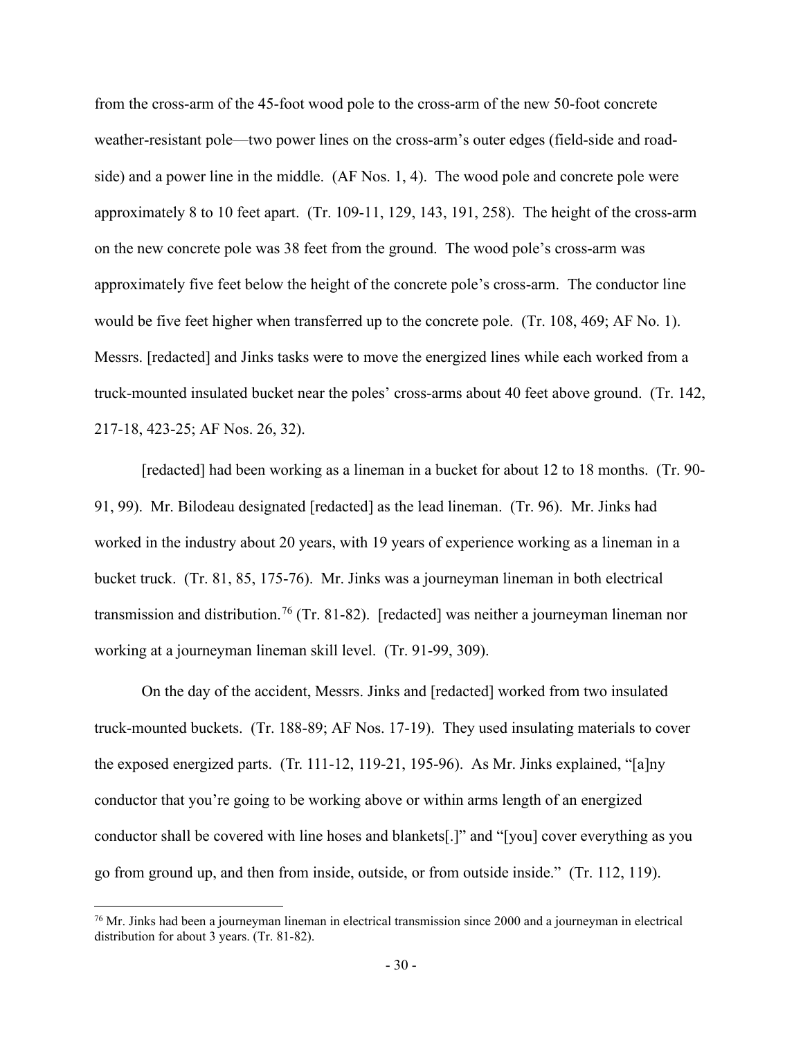from the cross-arm of the 45-foot wood pole to the cross-arm of the new 50-foot concrete weather-resistant pole—two power lines on the cross-arm's outer edges (field-side and road-side) and a power line in the middle. (AF Nos. 1, 4). The wood pole and concrete pole were approximately 8 to 10 feet apart. (Tr. 109-11, 129, 143, 191, 258). The height of the cross-arm on the new concrete pole was 38 feet from the ground. The wood pole's cross-arm was approximately five feet below the height of the concrete pole's cross-arm. The conductor line would be five feet higher when transferred up to the concrete pole. (Tr. 108, 469; AF No. 1). Messrs. [redacted] and Jinks tasks were to move the energized lines while each worked from a truck-mounted insulated bucket near the poles' cross-arms about 40 feet above ground. (Tr. 142, 217-18, 423-25; AF Nos. 26, 32).

[redacted] had been working as a lineman in a bucket for about 12 to 18 months. (Tr. 90-91, 99). Mr. Bilodeau designated [redacted] as the lead lineman. (Tr. 96). Mr. Jinks had worked in the industry about 20 years, with 19 years of experience working as a lineman in a bucket truck. (Tr. 81, 85, 175-76). Mr. Jinks was a journeyman lineman in both electrical transmission and distribution.[76] (Tr. 81-82). [redacted] was neither a journeyman lineman nor working at a journeyman lineman skill level. (Tr. 91-99, 309).

On the day of the accident, Messrs. Jinks and [redacted] worked from two insulated truck-mounted buckets. (Tr. 188-89; AF Nos. 17-19). They used insulating materials to cover the exposed energized parts. (Tr. 111-12, 119-21, 195-96). As Mr. Jinks explained, "[a]ny conductor that you're going to be working above or within arms length of an energized conductor shall be covered with line hoses and blankets[.]" and "[you] cover everything as you go from ground up, and then from inside, outside, or from outside inside." (Tr. 112, 119).

---

[76] Mr. Jinks had been a journeyman lineman in electrical transmission since 2000 and a journeyman in electrical distribution for about 3 years. (Tr. 81-82).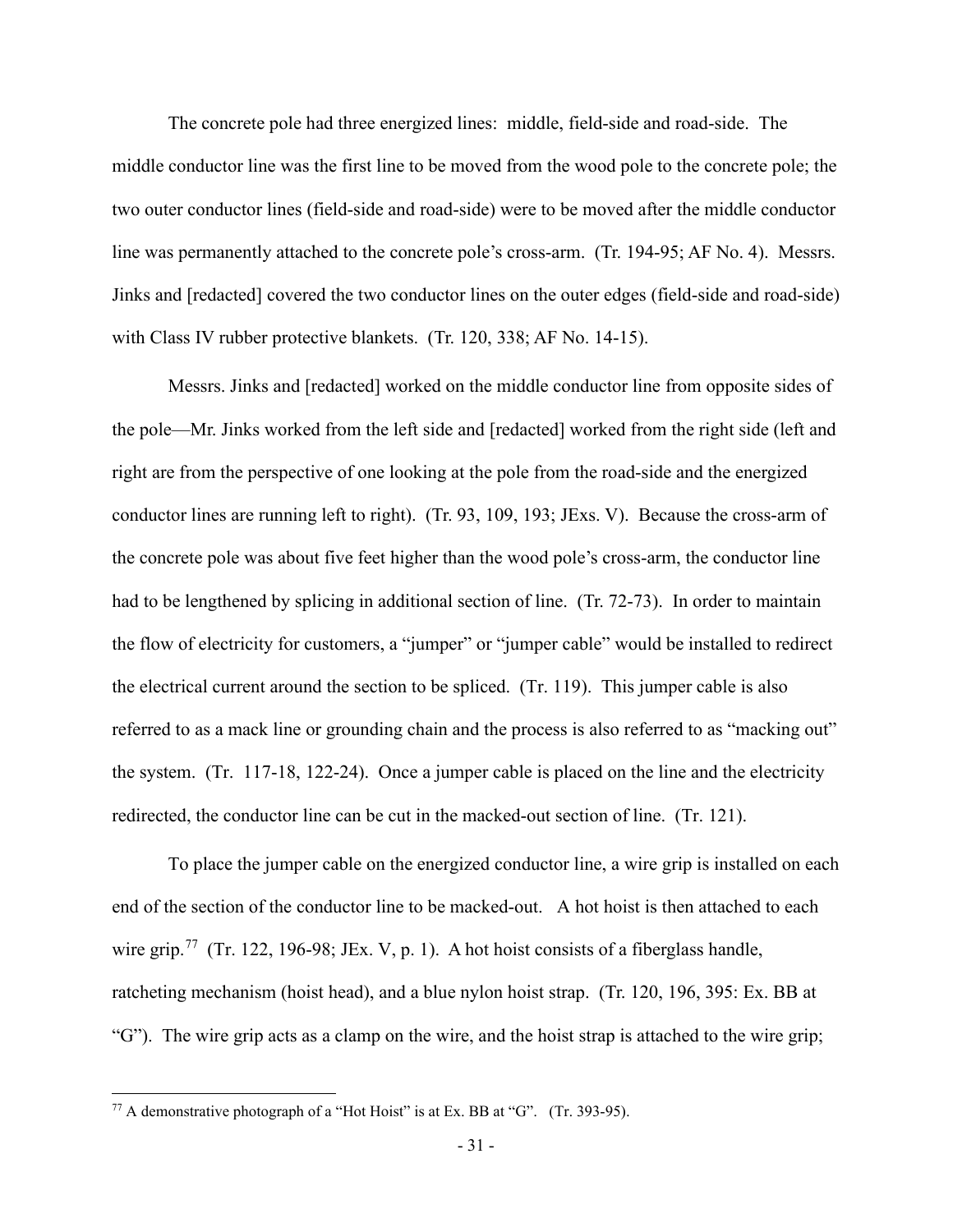The concrete pole had three energized lines: middle, field-side and road-side. The middle conductor line was the first line to be moved from the wood pole to the concrete pole; the two outer conductor lines (field-side and road-side) were to be moved after the middle conductor line was permanently attached to the concrete pole's cross-arm. (Tr. 194-95; AF No. 4). Messrs. Jinks and [redacted] covered the two conductor lines on the outer edges (field-side and road-side) with Class IV rubber protective blankets. (Tr. 120, 338; AF No. 14-15).

Messrs. Jinks and [redacted] worked on the middle conductor line from opposite sides of the pole—Mr. Jinks worked from the left side and [redacted] worked from the right side (left and right are from the perspective of one looking at the pole from the road-side and the energized conductor lines are running left to right). (Tr. 93, 109, 193; JExs. V). Because the cross-arm of the concrete pole was about five feet higher than the wood pole's cross-arm, the conductor line had to be lengthened by splicing in additional section of line. (Tr. 72-73). In order to maintain the flow of electricity for customers, a "jumper" or "jumper cable" would be installed to redirect the electrical current around the section to be spliced. (Tr. 119). This jumper cable is also referred to as a mack line or grounding chain and the process is also referred to as "macking out" the system. (Tr. 117-18, 122-24). Once a jumper cable is placed on the line and the electricity redirected, the conductor line can be cut in the macked-out section of line. (Tr. 121).

To place the jumper cable on the energized conductor line, a wire grip is installed on each end of the section of the conductor line to be macked-out. A hot hoist is then attached to each wire grip.[77] (Tr. 122, 196-98; JEx. V, p. 1). A hot hoist consists of a fiberglass handle, ratcheting mechanism (hoist head), and a blue nylon hoist strap. (Tr. 120, 196, 395: Ex. BB at "G"). The wire grip acts as a clamp on the wire, and the hoist strap is attached to the wire grip;

[77] A demonstrative photograph of a "Hot Hoist" is at Ex. BB at "G". (Tr. 393-95).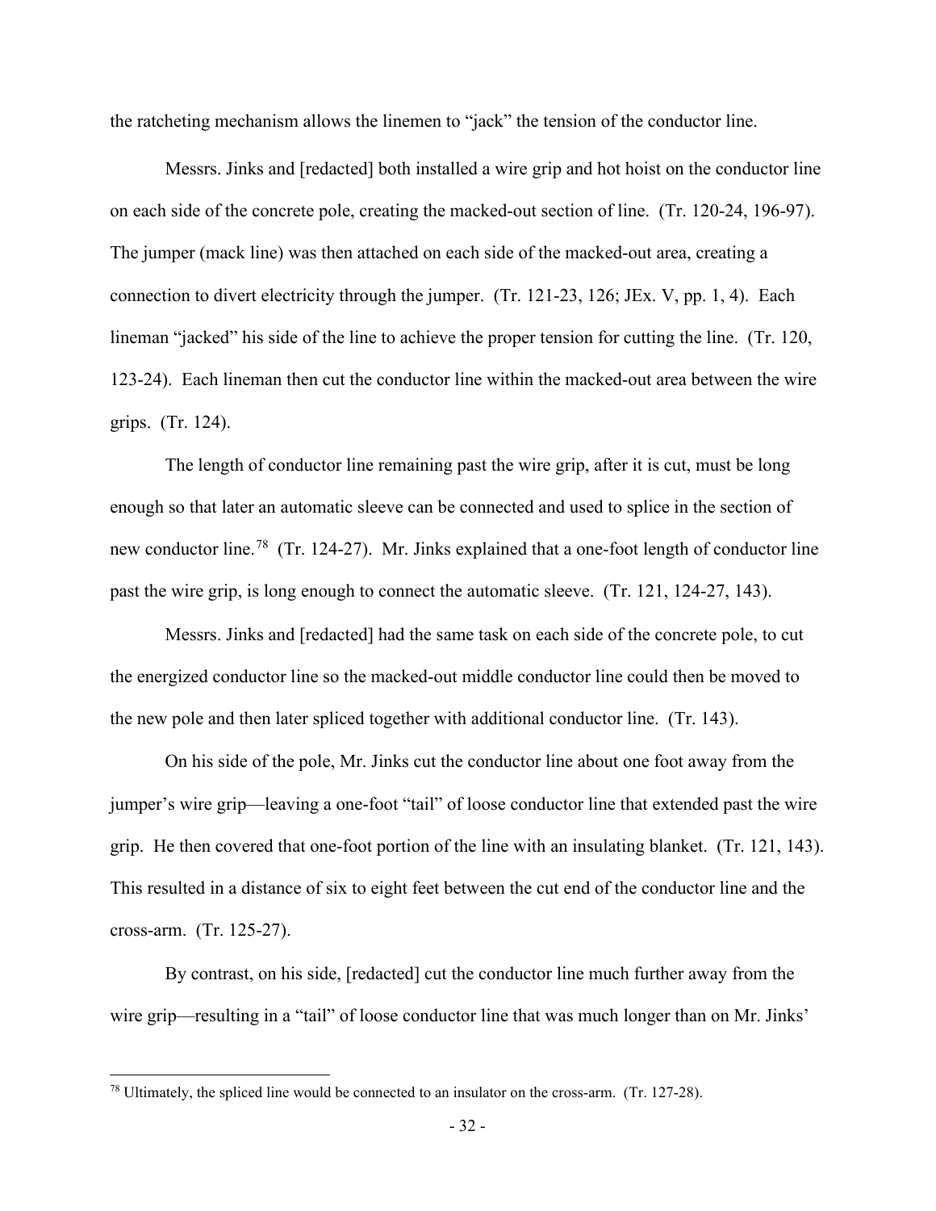the ratcheting mechanism allows the linemen to "jack" the tension of the conductor line.

Messrs. Jinks and [redacted] both installed a wire grip and hot hoist on the conductor line on each side of the concrete pole, creating the macked-out section of line. (Tr. 120-24, 196-97). The jumper (mack line) was then attached on each side of the macked-out area, creating a connection to divert electricity through the jumper. (Tr. 121-23, 126; JEx. V, pp. 1, 4). Each lineman "jacked" his side of the line to achieve the proper tension for cutting the line. (Tr. 120, 123-24). Each lineman then cut the conductor line within the macked-out area between the wire grips. (Tr. 124).

The length of conductor line remaining past the wire grip, after it is cut, must be long enough so that later an automatic sleeve can be connected and used to splice in the section of new conductor line.[78] (Tr. 124-27). Mr. Jinks explained that a one-foot length of conductor line past the wire grip, is long enough to connect the automatic sleeve. (Tr. 121, 124-27, 143).

Messrs. Jinks and [redacted] had the same task on each side of the concrete pole, to cut the energized conductor line so the macked-out middle conductor line could then be moved to the new pole and then later spliced together with additional conductor line. (Tr. 143).

On his side of the pole, Mr. Jinks cut the conductor line about one foot away from the jumper's wire grip—leaving a one-foot "tail" of loose conductor line that extended past the wire grip. He then covered that one-foot portion of the line with an insulating blanket. (Tr. 121, 143). This resulted in a distance of six to eight feet between the cut end of the conductor line and the cross-arm. (Tr. 125-27).

By contrast, on his side, [redacted] cut the conductor line much further away from the wire grip—resulting in a "tail" of loose conductor line that was much longer than on Mr. Jinks'

[78] Ultimately, the spliced line would be connected to an insulator on the cross-arm. (Tr. 127-28).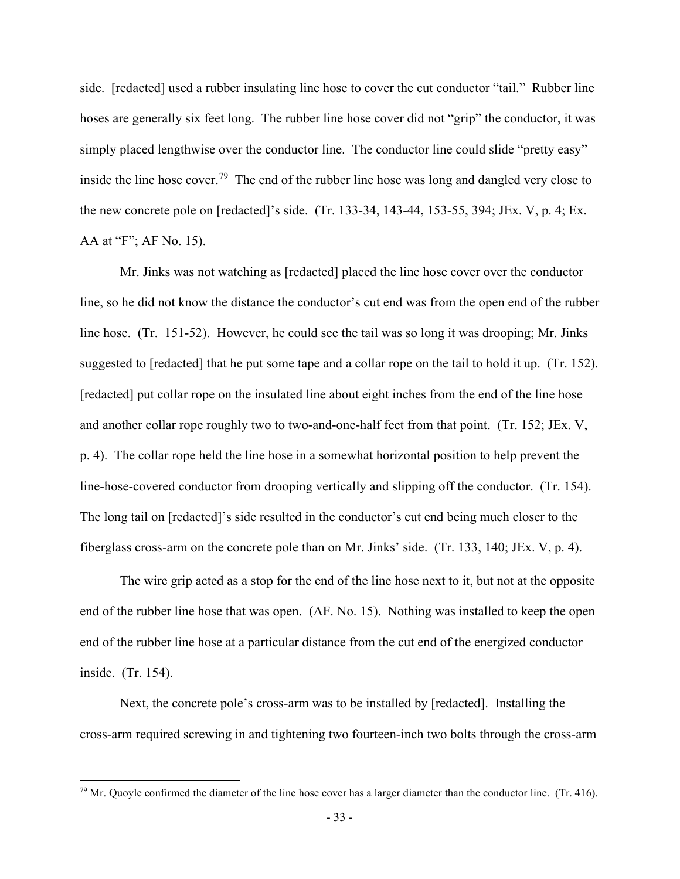side. [redacted] used a rubber insulating line hose to cover the cut conductor "tail." Rubber line hoses are generally six feet long. The rubber line hose cover did not "grip" the conductor, it was simply placed lengthwise over the conductor line. The conductor line could slide "pretty easy" inside the line hose cover.[79] The end of the rubber line hose was long and dangled very close to the new concrete pole on [redacted]'s side. (Tr. 133-34, 143-44, 153-55, 394; JEx. V, p. 4; Ex. AA at "F"; AF No. 15).

Mr. Jinks was not watching as [redacted] placed the line hose cover over the conductor line, so he did not know the distance the conductor's cut end was from the open end of the rubber line hose. (Tr. 151-52). However, he could see the tail was so long it was drooping; Mr. Jinks suggested to [redacted] that he put some tape and a collar rope on the tail to hold it up. (Tr. 152). [redacted] put collar rope on the insulated line about eight inches from the end of the line hose and another collar rope roughly two to two-and-one-half feet from that point. (Tr. 152; JEx. V, p. 4). The collar rope held the line hose in a somewhat horizontal position to help prevent the line-hose-covered conductor from drooping vertically and slipping off the conductor. (Tr. 154). The long tail on [redacted]'s side resulted in the conductor's cut end being much closer to the fiberglass cross-arm on the concrete pole than on Mr. Jinks' side. (Tr. 133, 140; JEx. V, p. 4).

The wire grip acted as a stop for the end of the line hose next to it, but not at the opposite end of the rubber line hose that was open. (AF. No. 15). Nothing was installed to keep the open end of the rubber line hose at a particular distance from the cut end of the energized conductor inside. (Tr. 154).

Next, the concrete pole's cross-arm was to be installed by [redacted]. Installing the cross-arm required screwing in and tightening two fourteen-inch two bolts through the cross-arm

---

[79] Mr. Quoyle confirmed the diameter of the line hose cover has a larger diameter than the conductor line. (Tr. 416).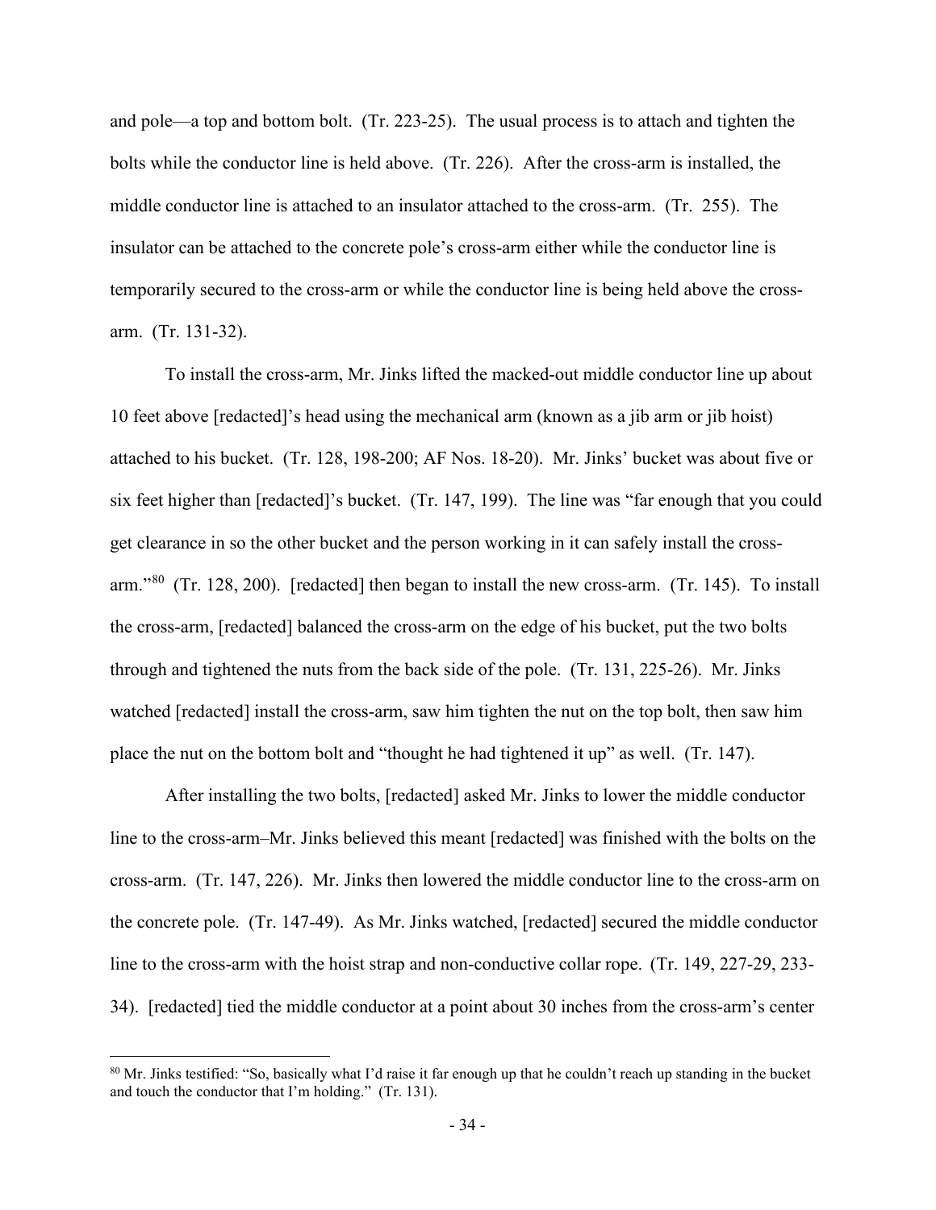and pole—a top and bottom bolt. (Tr. 223-25). The usual process is to attach and tighten the bolts while the conductor line is held above. (Tr. 226). After the cross-arm is installed, the middle conductor line is attached to an insulator attached to the cross-arm. (Tr. 255). The insulator can be attached to the concrete pole's cross-arm either while the conductor line is temporarily secured to the cross-arm or while the conductor line is being held above the cross-arm. (Tr. 131-32).

To install the cross-arm, Mr. Jinks lifted the macked-out middle conductor line up about 10 feet above [redacted]'s head using the mechanical arm (known as a jib arm or jib hoist) attached to his bucket. (Tr. 128, 198-200; AF Nos. 18-20). Mr. Jinks' bucket was about five or six feet higher than [redacted]'s bucket. (Tr. 147, 199). The line was "far enough that you could get clearance in so the other bucket and the person working in it can safely install the cross-arm."[80] (Tr. 128, 200). [redacted] then began to install the new cross-arm. (Tr. 145). To install the cross-arm, [redacted] balanced the cross-arm on the edge of his bucket, put the two bolts through and tightened the nuts from the back side of the pole. (Tr. 131, 225-26). Mr. Jinks watched [redacted] install the cross-arm, saw him tighten the nut on the top bolt, then saw him place the nut on the bottom bolt and "thought he had tightened it up" as well. (Tr. 147).

After installing the two bolts, [redacted] asked Mr. Jinks to lower the middle conductor line to the cross-arm–Mr. Jinks believed this meant [redacted] was finished with the bolts on the cross-arm. (Tr. 147, 226). Mr. Jinks then lowered the middle conductor line to the cross-arm on the concrete pole. (Tr. 147-49). As Mr. Jinks watched, [redacted] secured the middle conductor line to the cross-arm with the hoist strap and non-conductive collar rope. (Tr. 149, 227-29, 233-34). [redacted] tied the middle conductor at a point about 30 inches from the cross-arm's center

[80] Mr. Jinks testified: "So, basically what I'd raise it far enough up that he couldn't reach up standing in the bucket and touch the conductor that I'm holding." (Tr. 131).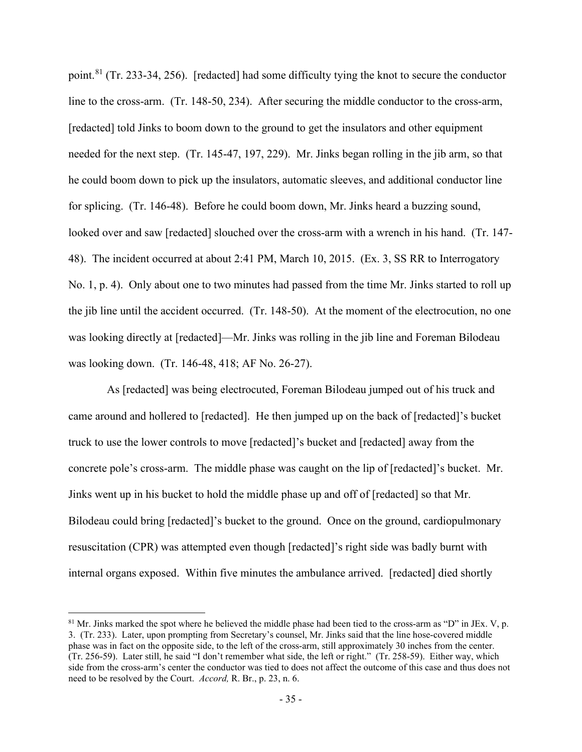point.[81] (Tr. 233-34, 256). [redacted] had some difficulty tying the knot to secure the conductor line to the cross-arm. (Tr. 148-50, 234). After securing the middle conductor to the cross-arm, [redacted] told Jinks to boom down to the ground to get the insulators and other equipment needed for the next step. (Tr. 145-47, 197, 229). Mr. Jinks began rolling in the jib arm, so that he could boom down to pick up the insulators, automatic sleeves, and additional conductor line for splicing. (Tr. 146-48). Before he could boom down, Mr. Jinks heard a buzzing sound, looked over and saw [redacted] slouched over the cross-arm with a wrench in his hand. (Tr. 147-48). The incident occurred at about 2:41 PM, March 10, 2015. (Ex. 3, SS RR to Interrogatory No. 1, p. 4). Only about one to two minutes had passed from the time Mr. Jinks started to roll up the jib line until the accident occurred. (Tr. 148-50). At the moment of the electrocution, no one was looking directly at [redacted]—Mr. Jinks was rolling in the jib line and Foreman Bilodeau was looking down. (Tr. 146-48, 418; AF No. 26-27).

As [redacted] was being electrocuted, Foreman Bilodeau jumped out of his truck and came around and hollered to [redacted]. He then jumped up on the back of [redacted]'s bucket truck to use the lower controls to move [redacted]'s bucket and [redacted] away from the concrete pole's cross-arm. The middle phase was caught on the lip of [redacted]'s bucket. Mr. Jinks went up in his bucket to hold the middle phase up and off of [redacted] so that Mr. Bilodeau could bring [redacted]'s bucket to the ground. Once on the ground, cardiopulmonary resuscitation (CPR) was attempted even though [redacted]'s right side was badly burnt with internal organs exposed. Within five minutes the ambulance arrived. [redacted] died shortly

[81] Mr. Jinks marked the spot where he believed the middle phase had been tied to the cross-arm as "D" in JEx. V, p. 3. (Tr. 233). Later, upon prompting from Secretary's counsel, Mr. Jinks said that the line hose-covered middle phase was in fact on the opposite side, to the left of the cross-arm, still approximately 30 inches from the center. (Tr. 256-59). Later still, he said "I don't remember what side, the left or right." (Tr. 258-59). Either way, which side from the cross-arm's center the conductor was tied to does not affect the outcome of this case and thus does not need to be resolved by the Court. *Accord,* R. Br., p. 23, n. 6.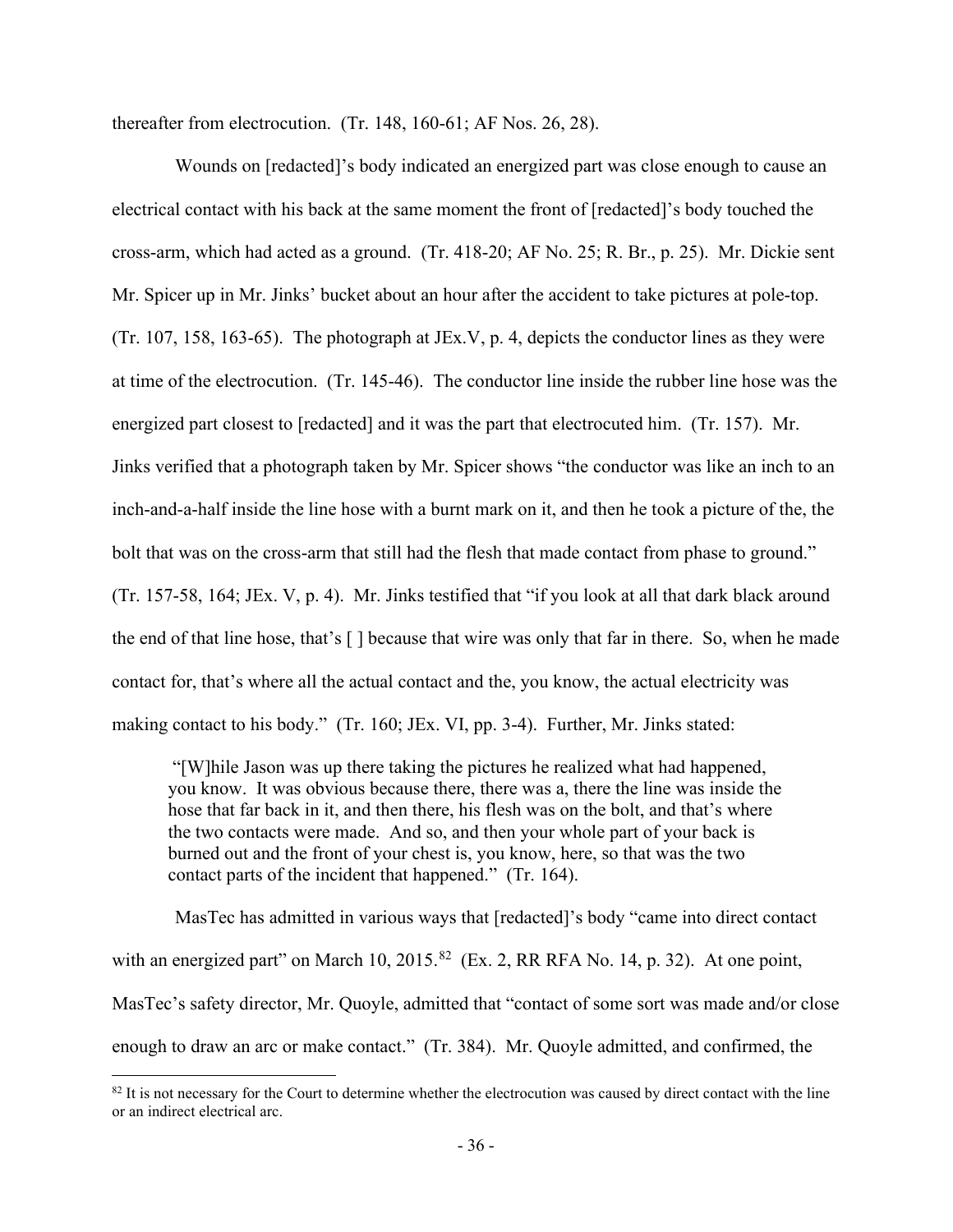thereafter from electrocution. (Tr. 148, 160-61; AF Nos. 26, 28).

Wounds on [redacted]'s body indicated an energized part was close enough to cause an electrical contact with his back at the same moment the front of [redacted]'s body touched the cross-arm, which had acted as a ground. (Tr. 418-20; AF No. 25; R. Br., p. 25). Mr. Dickie sent Mr. Spicer up in Mr. Jinks' bucket about an hour after the accident to take pictures at pole-top. (Tr. 107, 158, 163-65). The photograph at JEx.V, p. 4, depicts the conductor lines as they were at time of the electrocution. (Tr. 145-46). The conductor line inside the rubber line hose was the energized part closest to [redacted] and it was the part that electrocuted him. (Tr. 157). Mr. Jinks verified that a photograph taken by Mr. Spicer shows "the conductor was like an inch to an inch-and-a-half inside the line hose with a burnt mark on it, and then he took a picture of the, the bolt that was on the cross-arm that still had the flesh that made contact from phase to ground." (Tr. 157-58, 164; JEx. V, p. 4). Mr. Jinks testified that "if you look at all that dark black around the end of that line hose, that's [ ] because that wire was only that far in there. So, when he made contact for, that's where all the actual contact and the, you know, the actual electricity was making contact to his body." (Tr. 160; JEx. VI, pp. 3-4). Further, Mr. Jinks stated:

> "[W]hile Jason was up there taking the pictures he realized what had happened, you know. It was obvious because there, there was a, there the line was inside the hose that far back in it, and then there, his flesh was on the bolt, and that's where the two contacts were made. And so, and then your whole part of your back is burned out and the front of your chest is, you know, here, so that was the two contact parts of the incident that happened." (Tr. 164).

MasTec has admitted in various ways that [redacted]'s body "came into direct contact with an energized part" on March 10, 2015.[82] (Ex. 2, RR RFA No. 14, p. 32). At one point, MasTec's safety director, Mr. Quoyle, admitted that "contact of some sort was made and/or close enough to draw an arc or make contact." (Tr. 384). Mr. Quoyle admitted, and confirmed, the

[82] It is not necessary for the Court to determine whether the electrocution was caused by direct contact with the line or an indirect electrical arc.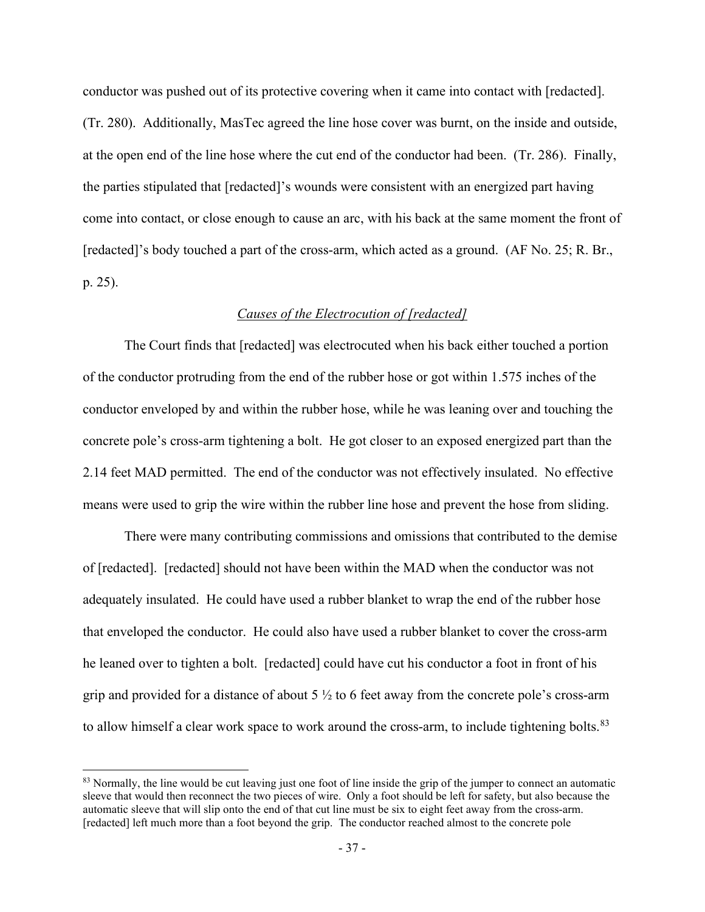conductor was pushed out of its protective covering when it came into contact with [redacted]. (Tr. 280). Additionally, MasTec agreed the line hose cover was burnt, on the inside and outside, at the open end of the line hose where the cut end of the conductor had been. (Tr. 286). Finally, the parties stipulated that [redacted]'s wounds were consistent with an energized part having come into contact, or close enough to cause an arc, with his back at the same moment the front of [redacted]'s body touched a part of the cross-arm, which acted as a ground. (AF No. 25; R. Br., p. 25).

*Causes of the Electrocution of [redacted]*

The Court finds that [redacted] was electrocuted when his back either touched a portion of the conductor protruding from the end of the rubber hose or got within 1.575 inches of the conductor enveloped by and within the rubber hose, while he was leaning over and touching the concrete pole's cross-arm tightening a bolt. He got closer to an exposed energized part than the 2.14 feet MAD permitted. The end of the conductor was not effectively insulated. No effective means were used to grip the wire within the rubber line hose and prevent the hose from sliding.

There were many contributing commissions and omissions that contributed to the demise of [redacted]. [redacted] should not have been within the MAD when the conductor was not adequately insulated. He could have used a rubber blanket to wrap the end of the rubber hose that enveloped the conductor. He could also have used a rubber blanket to cover the cross-arm he leaned over to tighten a bolt. [redacted] could have cut his conductor a foot in front of his grip and provided for a distance of about 5 ½ to 6 feet away from the concrete pole's cross-arm to allow himself a clear work space to work around the cross-arm, to include tightening bolts.[83]

[83] Normally, the line would be cut leaving just one foot of line inside the grip of the jumper to connect an automatic sleeve that would then reconnect the two pieces of wire. Only a foot should be left for safety, but also because the automatic sleeve that will slip onto the end of that cut line must be six to eight feet away from the cross-arm. [redacted] left much more than a foot beyond the grip. The conductor reached almost to the concrete pole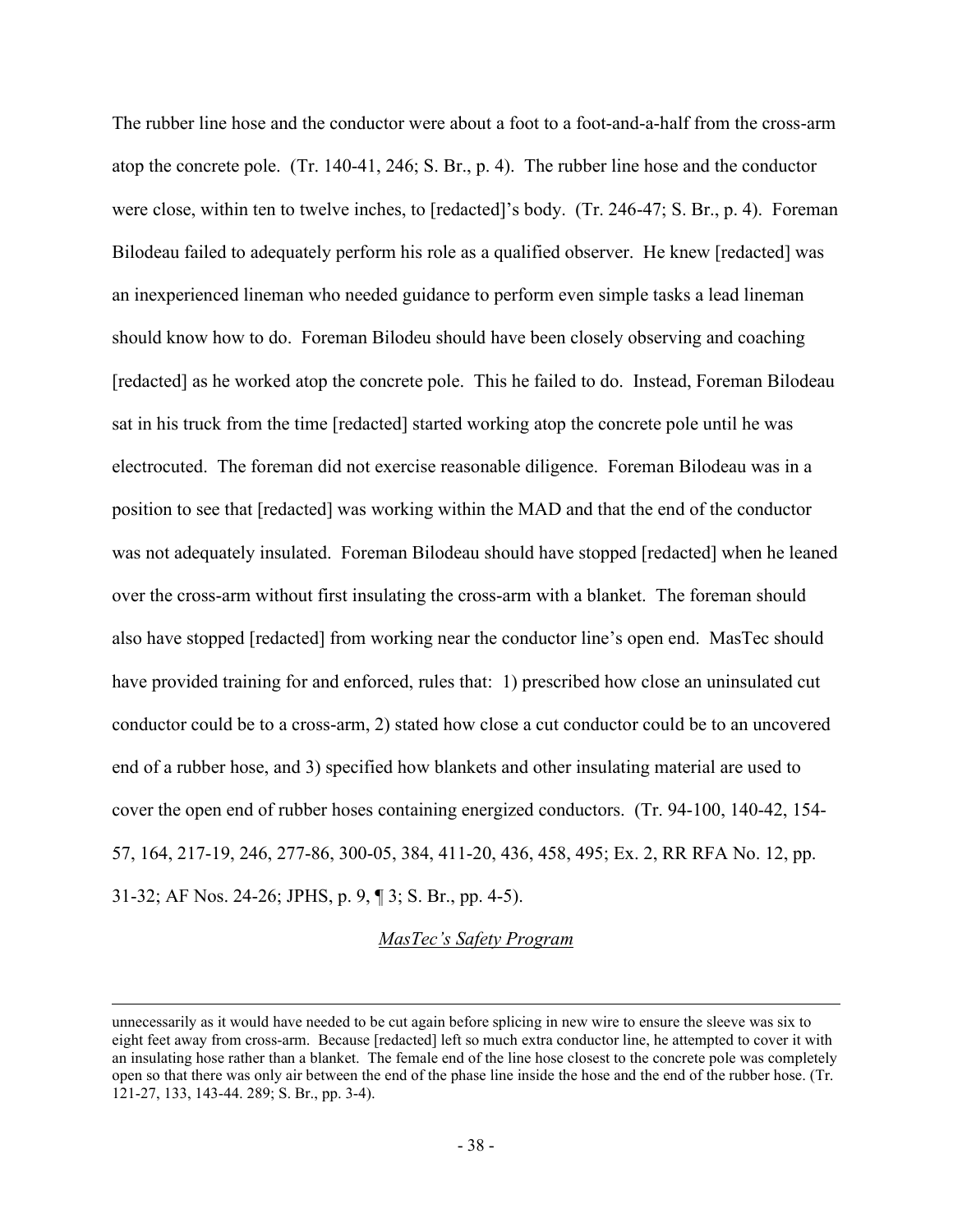The rubber line hose and the conductor were about a foot to a foot-and-a-half from the cross-arm atop the concrete pole. (Tr. 140-41, 246; S. Br., p. 4). The rubber line hose and the conductor were close, within ten to twelve inches, to [redacted]'s body. (Tr. 246-47; S. Br., p. 4). Foreman Bilodeau failed to adequately perform his role as a qualified observer. He knew [redacted] was an inexperienced lineman who needed guidance to perform even simple tasks a lead lineman should know how to do. Foreman Bilodeu should have been closely observing and coaching [redacted] as he worked atop the concrete pole. This he failed to do. Instead, Foreman Bilodeau sat in his truck from the time [redacted] started working atop the concrete pole until he was electrocuted. The foreman did not exercise reasonable diligence. Foreman Bilodeau was in a position to see that [redacted] was working within the MAD and that the end of the conductor was not adequately insulated. Foreman Bilodeau should have stopped [redacted] when he leaned over the cross-arm without first insulating the cross-arm with a blanket. The foreman should also have stopped [redacted] from working near the conductor line's open end. MasTec should have provided training for and enforced, rules that: 1) prescribed how close an uninsulated cut conductor could be to a cross-arm, 2) stated how close a cut conductor could be to an uncovered end of a rubber hose, and 3) specified how blankets and other insulating material are used to cover the open end of rubber hoses containing energized conductors. (Tr. 94-100, 140-42, 154-57, 164, 217-19, 246, 277-86, 300-05, 384, 411-20, 436, 458, 495; Ex. 2, RR RFA No. 12, pp. 31-32; AF Nos. 24-26; JPHS, p. 9, ¶ 3; S. Br., pp. 4-5).

*MasTec's Safety Program*

---

unnecessarily as it would have needed to be cut again before splicing in new wire to ensure the sleeve was six to eight feet away from cross-arm. Because [redacted] left so much extra conductor line, he attempted to cover it with an insulating hose rather than a blanket. The female end of the line hose closest to the concrete pole was completely open so that there was only air between the end of the phase line inside the hose and the end of the rubber hose. (Tr. 121-27, 133, 143-44. 289; S. Br., pp. 3-4).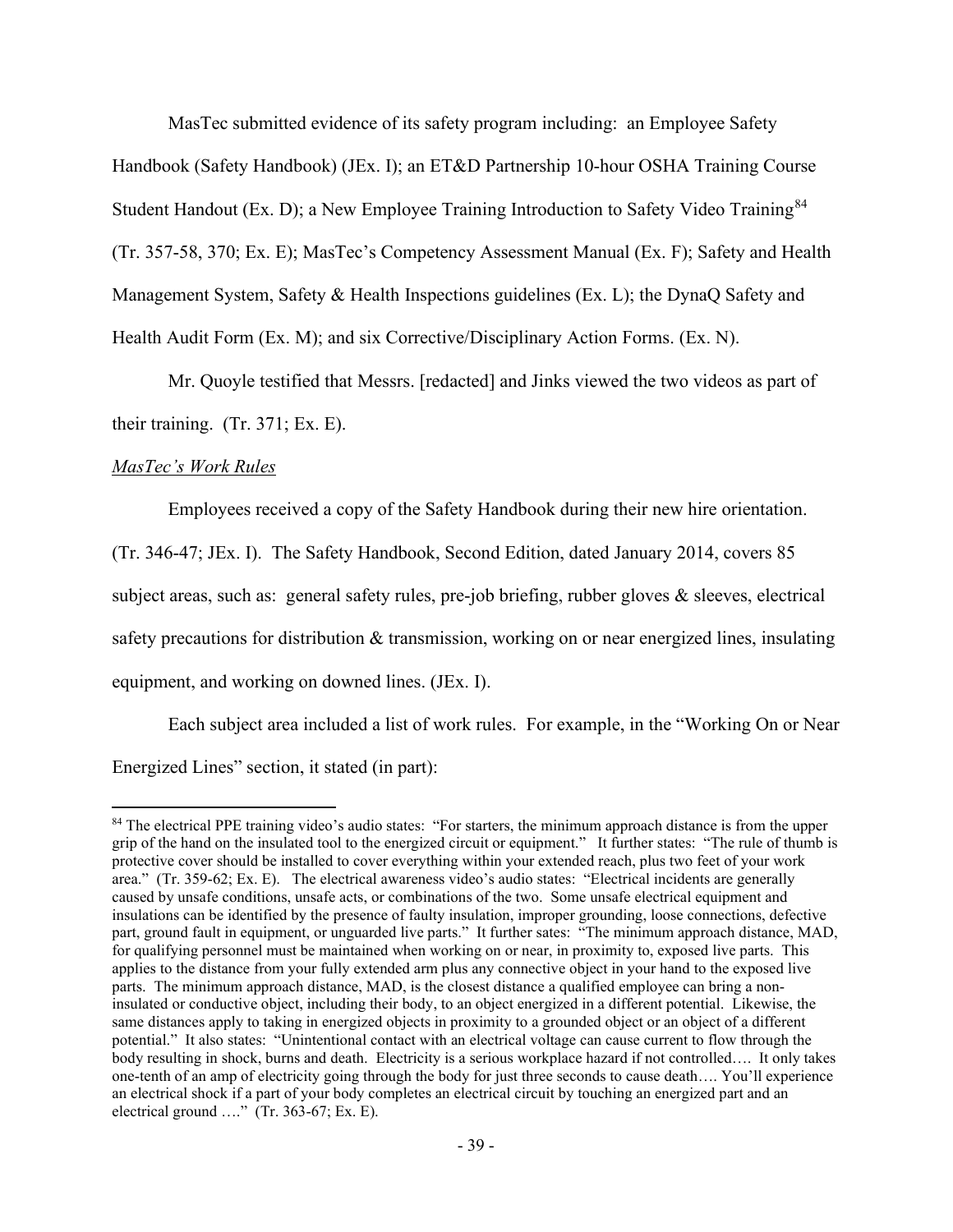MasTec submitted evidence of its safety program including: an Employee Safety Handbook (Safety Handbook) (JEx. I); an ET&D Partnership 10-hour OSHA Training Course Student Handout (Ex. D); a New Employee Training Introduction to Safety Video Training[84] (Tr. 357-58, 370; Ex. E); MasTec's Competency Assessment Manual (Ex. F); Safety and Health Management System, Safety & Health Inspections guidelines (Ex. L); the DynaQ Safety and Health Audit Form (Ex. M); and six Corrective/Disciplinary Action Forms. (Ex. N).

Mr. Quoyle testified that Messrs. [redacted] and Jinks viewed the two videos as part of their training. (Tr. 371; Ex. E).

*MasTec's Work Rules*

Employees received a copy of the Safety Handbook during their new hire orientation. (Tr. 346-47; JEx. I). The Safety Handbook, Second Edition, dated January 2014, covers 85 subject areas, such as: general safety rules, pre-job briefing, rubber gloves & sleeves, electrical safety precautions for distribution & transmission, working on or near energized lines, insulating equipment, and working on downed lines. (JEx. I).

Each subject area included a list of work rules. For example, in the "Working On or Near Energized Lines" section, it stated (in part):

---

[84] The electrical PPE training video's audio states: "For starters, the minimum approach distance is from the upper grip of the hand on the insulated tool to the energized circuit or equipment." It further states: "The rule of thumb is protective cover should be installed to cover everything within your extended reach, plus two feet of your work area." (Tr. 359-62; Ex. E). The electrical awareness video's audio states: "Electrical incidents are generally caused by unsafe conditions, unsafe acts, or combinations of the two. Some unsafe electrical equipment and insulations can be identified by the presence of faulty insulation, improper grounding, loose connections, defective part, ground fault in equipment, or unguarded live parts." It further sates: "The minimum approach distance, MAD, for qualifying personnel must be maintained when working on or near, in proximity to, exposed live parts. This applies to the distance from your fully extended arm plus any connective object in your hand to the exposed live parts. The minimum approach distance, MAD, is the closest distance a qualified employee can bring a non-insulated or conductive object, including their body, to an object energized in a different potential. Likewise, the same distances apply to taking in energized objects in proximity to a grounded object or an object of a different potential." It also states: "Unintentional contact with an electrical voltage can cause current to flow through the body resulting in shock, burns and death. Electricity is a serious workplace hazard if not controlled…. It only takes one-tenth of an amp of electricity going through the body for just three seconds to cause death…. You'll experience an electrical shock if a part of your body completes an electrical circuit by touching an energized part and an electrical ground …." (Tr. 363-67; Ex. E).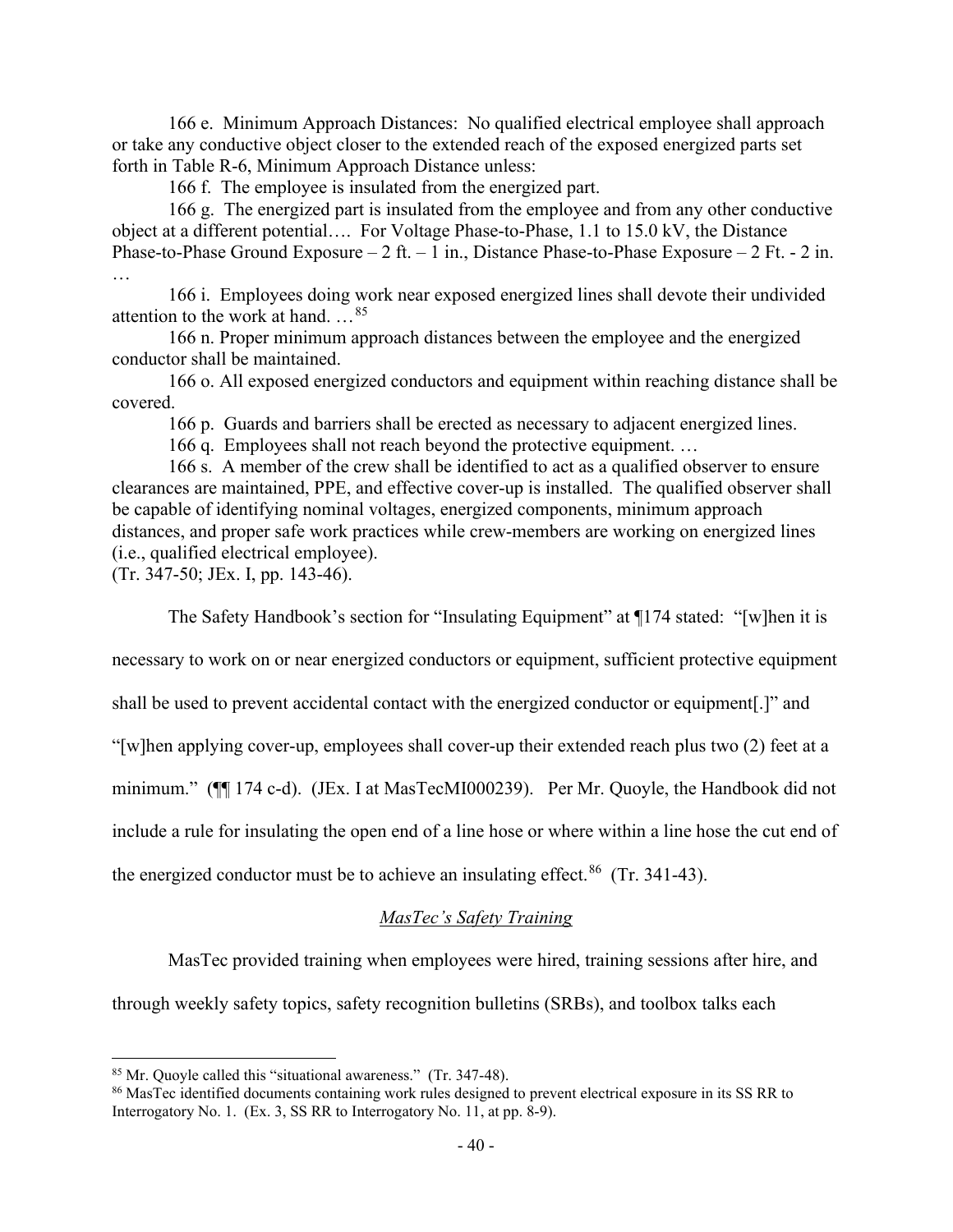166 e. Minimum Approach Distances: No qualified electrical employee shall approach or take any conductive object closer to the extended reach of the exposed energized parts set forth in Table R-6, Minimum Approach Distance unless:

166 f. The employee is insulated from the energized part.

166 g. The energized part is insulated from the employee and from any other conductive object at a different potential…. For Voltage Phase-to-Phase, 1.1 to 15.0 kV, the Distance Phase-to-Phase Ground Exposure – 2 ft. – 1 in., Distance Phase-to-Phase Exposure – 2 Ft. - 2 in. …

166 i. Employees doing work near exposed energized lines shall devote their undivided attention to the work at hand. …[85]

166 n. Proper minimum approach distances between the employee and the energized conductor shall be maintained.

166 o. All exposed energized conductors and equipment within reaching distance shall be covered.

166 p. Guards and barriers shall be erected as necessary to adjacent energized lines.

166 q. Employees shall not reach beyond the protective equipment. …

166 s. A member of the crew shall be identified to act as a qualified observer to ensure clearances are maintained, PPE, and effective cover-up is installed. The qualified observer shall be capable of identifying nominal voltages, energized components, minimum approach distances, and proper safe work practices while crew-members are working on energized lines (i.e., qualified electrical employee).

(Tr. 347-50; JEx. I, pp. 143-46).

The Safety Handbook's section for "Insulating Equipment" at ¶174 stated: "[w]hen it is necessary to work on or near energized conductors or equipment, sufficient protective equipment shall be used to prevent accidental contact with the energized conductor or equipment[.]" and "[w]hen applying cover-up, employees shall cover-up their extended reach plus two (2) feet at a minimum." (¶¶ 174 c-d). (JEx. I at MasTecMI000239). Per Mr. Quoyle, the Handbook did not include a rule for insulating the open end of a line hose or where within a line hose the cut end of the energized conductor must be to achieve an insulating effect.[86] (Tr. 341-43).

## *MasTec's Safety Training*

MasTec provided training when employees were hired, training sessions after hire, and through weekly safety topics, safety recognition bulletins (SRBs), and toolbox talks each

[85] Mr. Quoyle called this "situational awareness." (Tr. 347-48).

[86] MasTec identified documents containing work rules designed to prevent electrical exposure in its SS RR to Interrogatory No. 1. (Ex. 3, SS RR to Interrogatory No. 11, at pp. 8-9).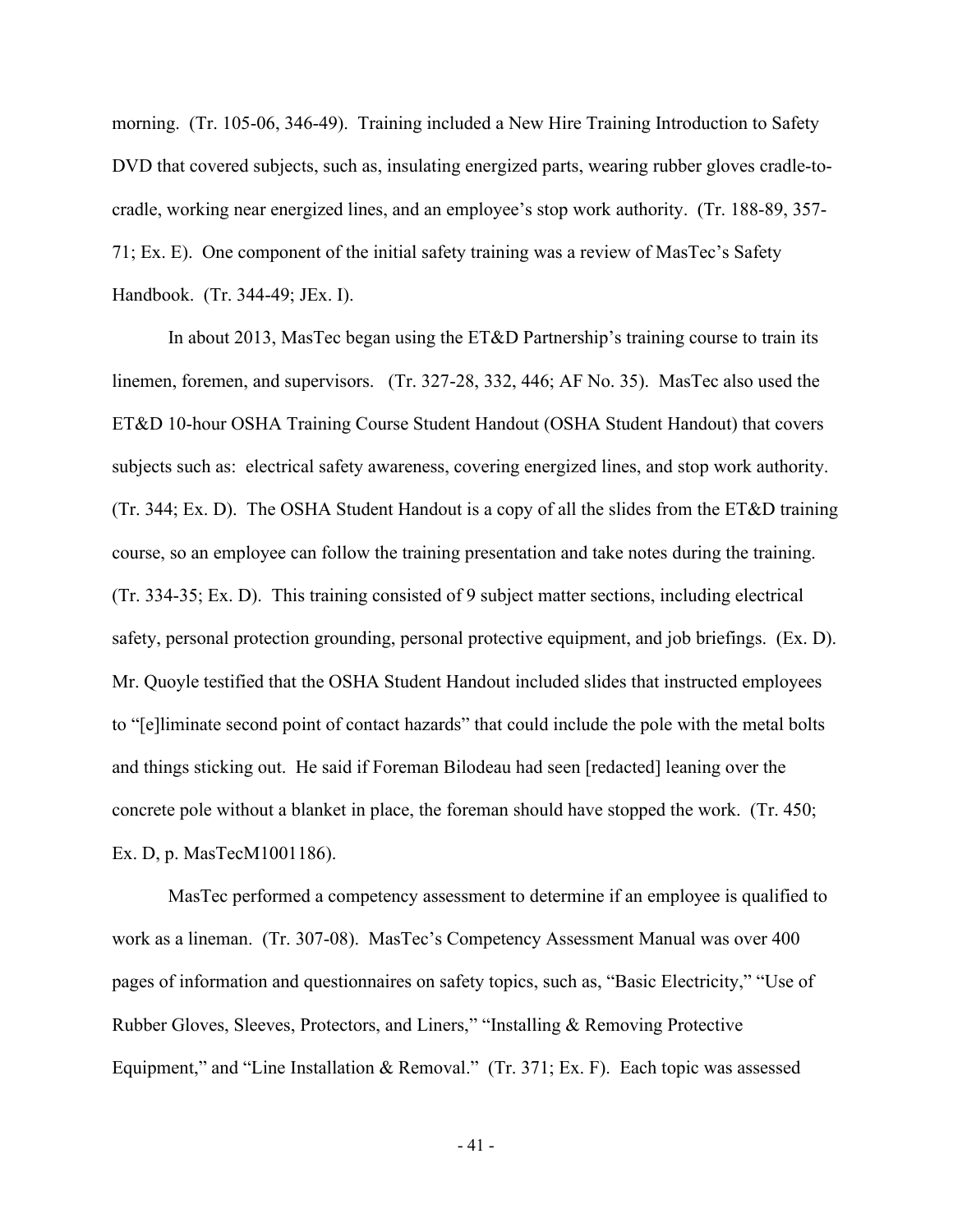morning. (Tr. 105-06, 346-49). Training included a New Hire Training Introduction to Safety DVD that covered subjects, such as, insulating energized parts, wearing rubber gloves cradle-to-cradle, working near energized lines, and an employee's stop work authority. (Tr. 188-89, 357-71; Ex. E). One component of the initial safety training was a review of MasTec's Safety Handbook. (Tr. 344-49; JEx. I).

In about 2013, MasTec began using the ET&D Partnership's training course to train its linemen, foremen, and supervisors. (Tr. 327-28, 332, 446; AF No. 35). MasTec also used the ET&D 10-hour OSHA Training Course Student Handout (OSHA Student Handout) that covers subjects such as: electrical safety awareness, covering energized lines, and stop work authority. (Tr. 344; Ex. D). The OSHA Student Handout is a copy of all the slides from the ET&D training course, so an employee can follow the training presentation and take notes during the training. (Tr. 334-35; Ex. D). This training consisted of 9 subject matter sections, including electrical safety, personal protection grounding, personal protective equipment, and job briefings. (Ex. D). Mr. Quoyle testified that the OSHA Student Handout included slides that instructed employees to "[e]liminate second point of contact hazards" that could include the pole with the metal bolts and things sticking out. He said if Foreman Bilodeau had seen [redacted] leaning over the concrete pole without a blanket in place, the foreman should have stopped the work. (Tr. 450; Ex. D, p. MasTecM1001186).

MasTec performed a competency assessment to determine if an employee is qualified to work as a lineman. (Tr. 307-08). MasTec's Competency Assessment Manual was over 400 pages of information and questionnaires on safety topics, such as, "Basic Electricity," "Use of Rubber Gloves, Sleeves, Protectors, and Liners," "Installing & Removing Protective Equipment," and "Line Installation & Removal." (Tr. 371; Ex. F). Each topic was assessed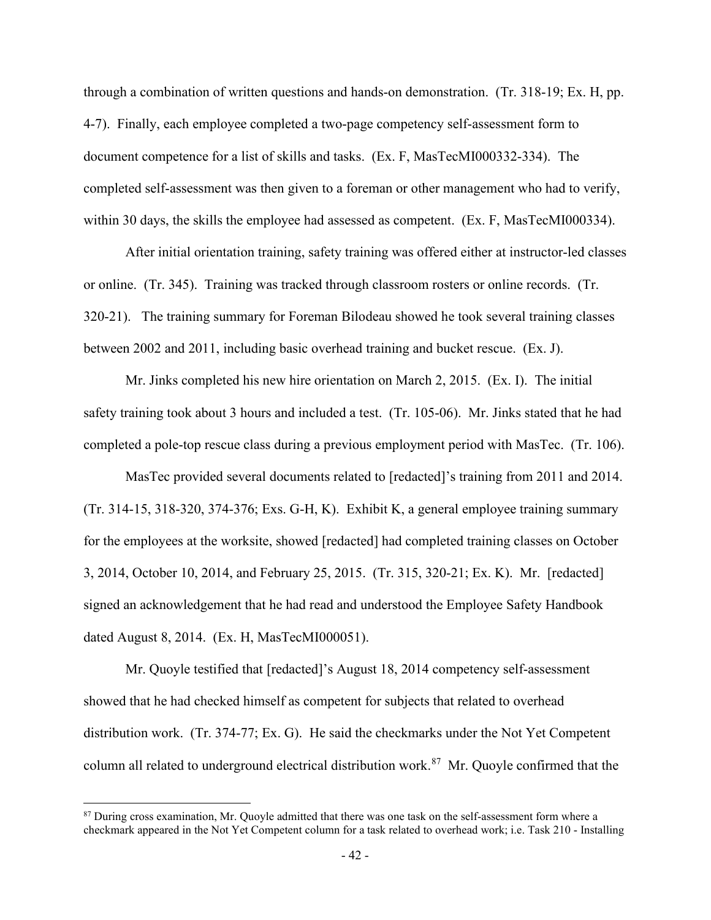through a combination of written questions and hands-on demonstration. (Tr. 318-19; Ex. H, pp. 4-7). Finally, each employee completed a two-page competency self-assessment form to document competence for a list of skills and tasks. (Ex. F, MasTecMI000332-334). The completed self-assessment was then given to a foreman or other management who had to verify, within 30 days, the skills the employee had assessed as competent. (Ex. F, MasTecMI000334).

After initial orientation training, safety training was offered either at instructor-led classes or online. (Tr. 345). Training was tracked through classroom rosters or online records. (Tr. 320-21). The training summary for Foreman Bilodeau showed he took several training classes between 2002 and 2011, including basic overhead training and bucket rescue. (Ex. J).

Mr. Jinks completed his new hire orientation on March 2, 2015. (Ex. I). The initial safety training took about 3 hours and included a test. (Tr. 105-06). Mr. Jinks stated that he had completed a pole-top rescue class during a previous employment period with MasTec. (Tr. 106).

MasTec provided several documents related to [redacted]'s training from 2011 and 2014. (Tr. 314-15, 318-320, 374-376; Exs. G-H, K). Exhibit K, a general employee training summary for the employees at the worksite, showed [redacted] had completed training classes on October 3, 2014, October 10, 2014, and February 25, 2015. (Tr. 315, 320-21; Ex. K). Mr. [redacted] signed an acknowledgement that he had read and understood the Employee Safety Handbook dated August 8, 2014. (Ex. H, MasTecMI000051).

Mr. Quoyle testified that [redacted]'s August 18, 2014 competency self-assessment showed that he had checked himself as competent for subjects that related to overhead distribution work. (Tr. 374-77; Ex. G). He said the checkmarks under the Not Yet Competent column all related to underground electrical distribution work.[87] Mr. Quoyle confirmed that the

---

[87] During cross examination, Mr. Quoyle admitted that there was one task on the self-assessment form where a checkmark appeared in the Not Yet Competent column for a task related to overhead work; i.e. Task 210 - Installing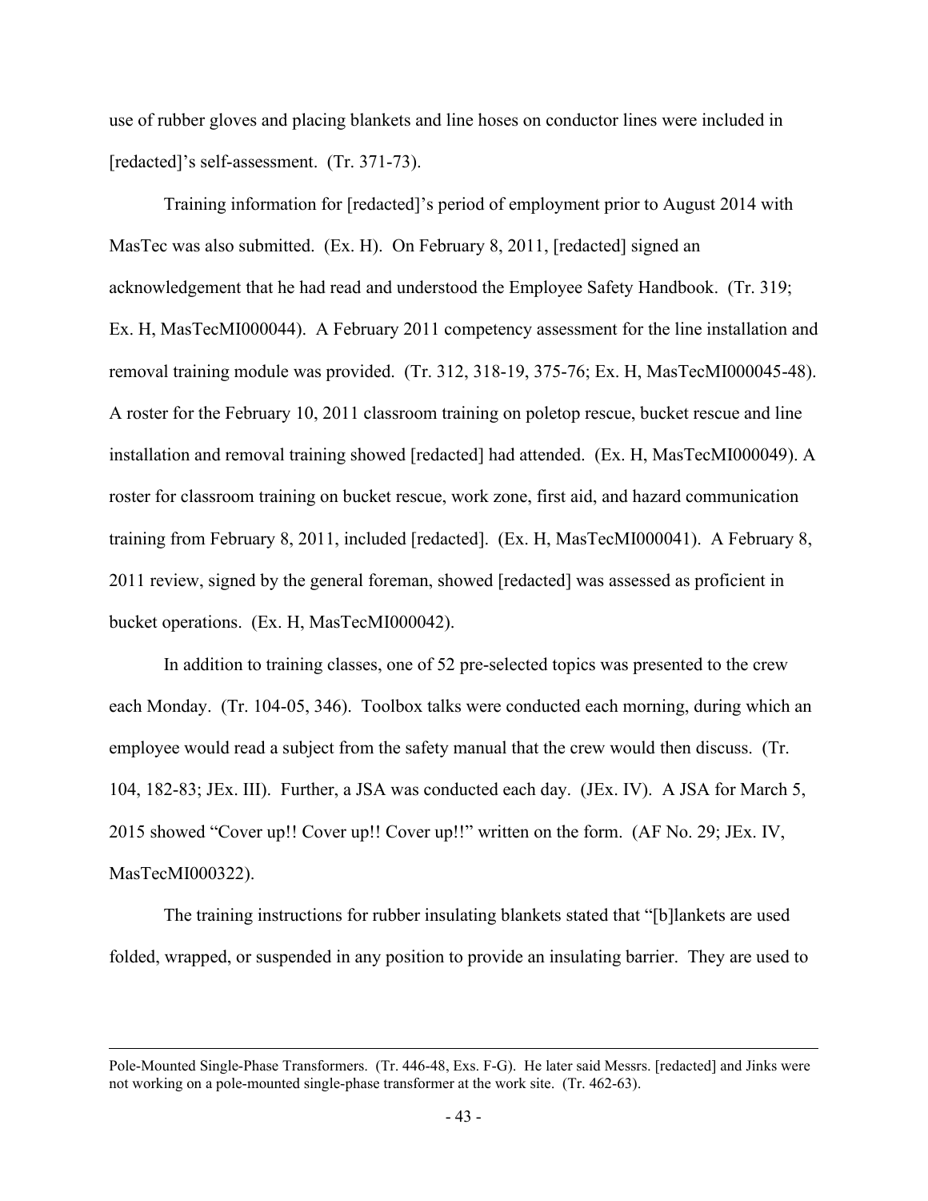use of rubber gloves and placing blankets and line hoses on conductor lines were included in [redacted]'s self-assessment. (Tr. 371-73).

Training information for [redacted]'s period of employment prior to August 2014 with MasTec was also submitted. (Ex. H). On February 8, 2011, [redacted] signed an acknowledgement that he had read and understood the Employee Safety Handbook. (Tr. 319; Ex. H, MasTecMI000044). A February 2011 competency assessment for the line installation and removal training module was provided. (Tr. 312, 318-19, 375-76; Ex. H, MasTecMI000045-48). A roster for the February 10, 2011 classroom training on poletop rescue, bucket rescue and line installation and removal training showed [redacted] had attended. (Ex. H, MasTecMI000049). A roster for classroom training on bucket rescue, work zone, first aid, and hazard communication training from February 8, 2011, included [redacted]. (Ex. H, MasTecMI000041). A February 8, 2011 review, signed by the general foreman, showed [redacted] was assessed as proficient in bucket operations. (Ex. H, MasTecMI000042).

In addition to training classes, one of 52 pre-selected topics was presented to the crew each Monday. (Tr. 104-05, 346). Toolbox talks were conducted each morning, during which an employee would read a subject from the safety manual that the crew would then discuss. (Tr. 104, 182-83; JEx. III). Further, a JSA was conducted each day. (JEx. IV). A JSA for March 5, 2015 showed "Cover up!! Cover up!! Cover up!!" written on the form. (AF No. 29; JEx. IV, MasTecMI000322).

The training instructions for rubber insulating blankets stated that "[b]lankets are used folded, wrapped, or suspended in any position to provide an insulating barrier. They are used to

---

Pole-Mounted Single-Phase Transformers. (Tr. 446-48, Exs. F-G). He later said Messrs. [redacted] and Jinks were not working on a pole-mounted single-phase transformer at the work site. (Tr. 462-63).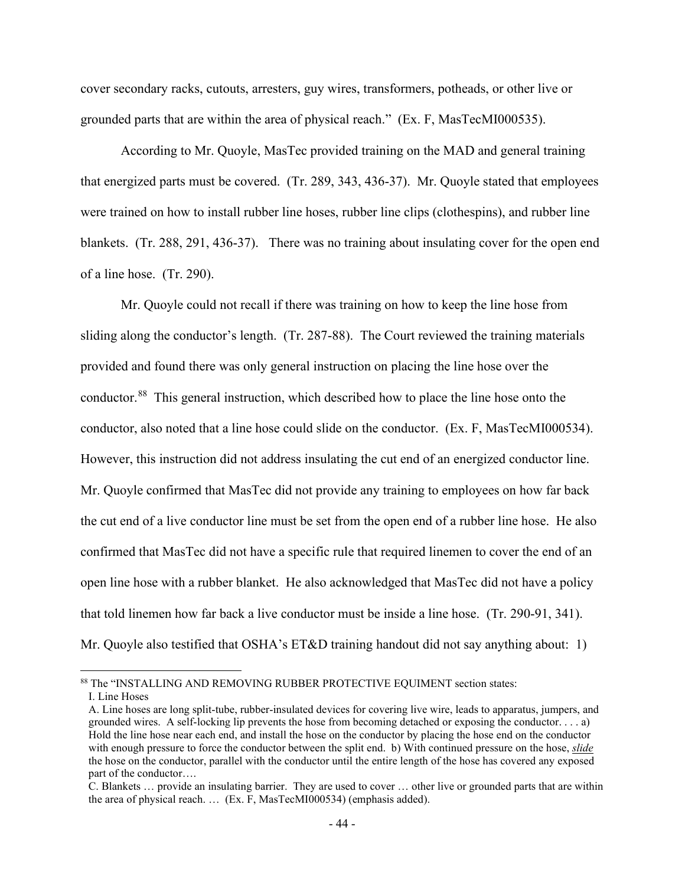cover secondary racks, cutouts, arresters, guy wires, transformers, potheads, or other live or grounded parts that are within the area of physical reach." (Ex. F, MasTecMI000535).

According to Mr. Quoyle, MasTec provided training on the MAD and general training that energized parts must be covered. (Tr. 289, 343, 436-37). Mr. Quoyle stated that employees were trained on how to install rubber line hoses, rubber line clips (clothespins), and rubber line blankets. (Tr. 288, 291, 436-37). There was no training about insulating cover for the open end of a line hose. (Tr. 290).

Mr. Quoyle could not recall if there was training on how to keep the line hose from sliding along the conductor's length. (Tr. 287-88). The Court reviewed the training materials provided and found there was only general instruction on placing the line hose over the conductor.[88] This general instruction, which described how to place the line hose onto the conductor, also noted that a line hose could slide on the conductor. (Ex. F, MasTecMI000534). However, this instruction did not address insulating the cut end of an energized conductor line. Mr. Quoyle confirmed that MasTec did not provide any training to employees on how far back the cut end of a live conductor line must be set from the open end of a rubber line hose. He also confirmed that MasTec did not have a specific rule that required linemen to cover the end of an open line hose with a rubber blanket. He also acknowledged that MasTec did not have a policy that told linemen how far back a live conductor must be inside a line hose. (Tr. 290-91, 341). Mr. Quoyle also testified that OSHA's ET&D training handout did not say anything about: 1)

---

[88] The "INSTALLING AND REMOVING RUBBER PROTECTIVE EQUIMENT section states:

I. Line Hoses

A. Line hoses are long split-tube, rubber-insulated devices for covering live wire, leads to apparatus, jumpers, and grounded wires. A self-locking lip prevents the hose from becoming detached or exposing the conductor. . . . a) Hold the line hose near each end, and install the hose on the conductor by placing the hose end on the conductor with enough pressure to force the conductor between the split end. b) With continued pressure on the hose, ***slide*** the hose on the conductor, parallel with the conductor until the entire length of the hose has covered any exposed part of the conductor….

C. Blankets … provide an insulating barrier. They are used to cover … other live or grounded parts that are within the area of physical reach. … (Ex. F, MasTecMI000534) (emphasis added).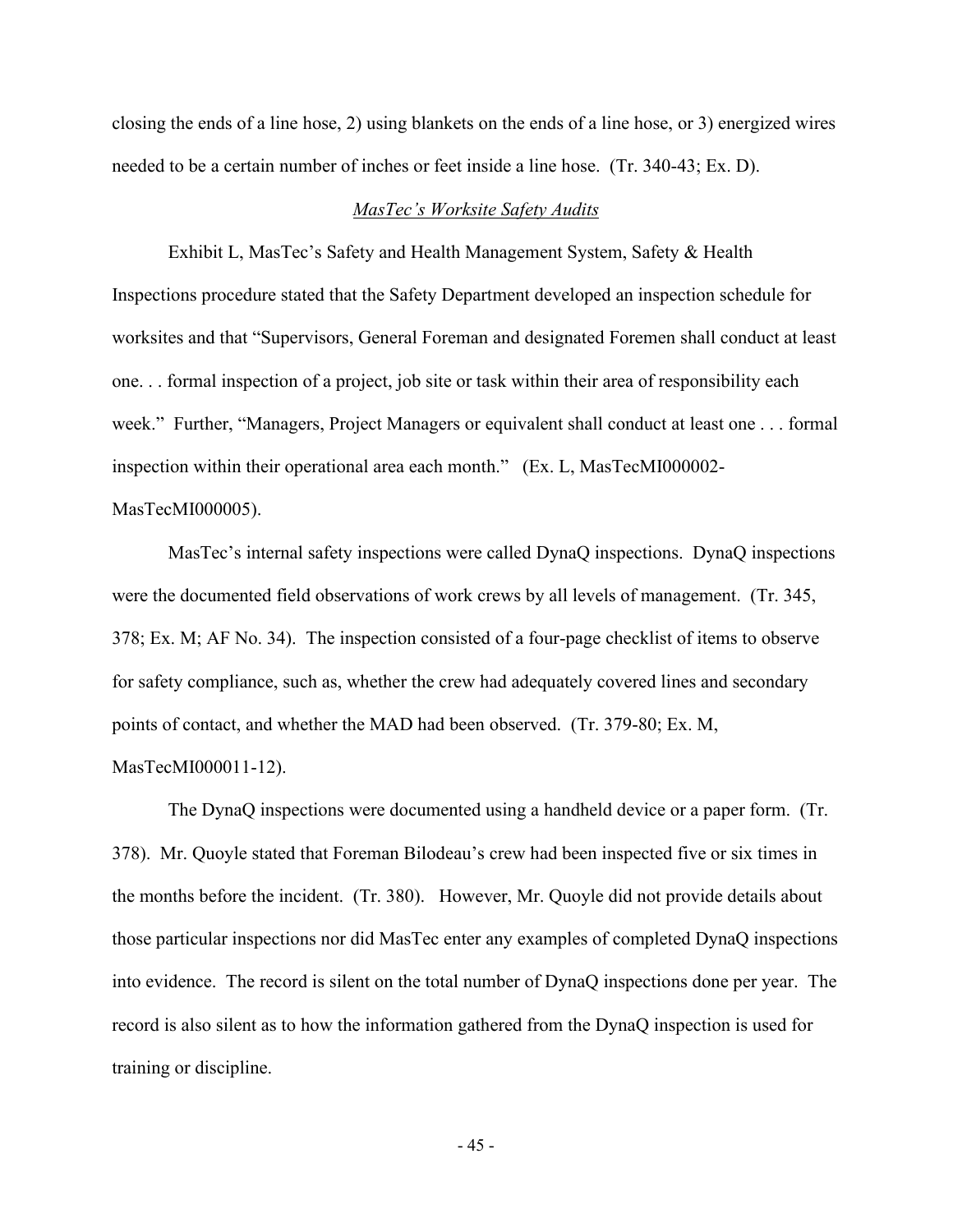closing the ends of a line hose, 2) using blankets on the ends of a line hose, or 3) energized wires needed to be a certain number of inches or feet inside a line hose. (Tr. 340-43; Ex. D).

*MasTec's Worksite Safety Audits*

Exhibit L, MasTec's Safety and Health Management System, Safety & Health Inspections procedure stated that the Safety Department developed an inspection schedule for worksites and that "Supervisors, General Foreman and designated Foremen shall conduct at least one. . . formal inspection of a project, job site or task within their area of responsibility each week." Further, "Managers, Project Managers or equivalent shall conduct at least one . . . formal inspection within their operational area each month." (Ex. L, MasTecMI000002-MasTecMI000005).

MasTec's internal safety inspections were called DynaQ inspections. DynaQ inspections were the documented field observations of work crews by all levels of management. (Tr. 345, 378; Ex. M; AF No. 34). The inspection consisted of a four-page checklist of items to observe for safety compliance, such as, whether the crew had adequately covered lines and secondary points of contact, and whether the MAD had been observed. (Tr. 379-80; Ex. M, MasTecMI000011-12).

The DynaQ inspections were documented using a handheld device or a paper form. (Tr. 378). Mr. Quoyle stated that Foreman Bilodeau's crew had been inspected five or six times in the months before the incident. (Tr. 380). However, Mr. Quoyle did not provide details about those particular inspections nor did MasTec enter any examples of completed DynaQ inspections into evidence. The record is silent on the total number of DynaQ inspections done per year. The record is also silent as to how the information gathered from the DynaQ inspection is used for training or discipline.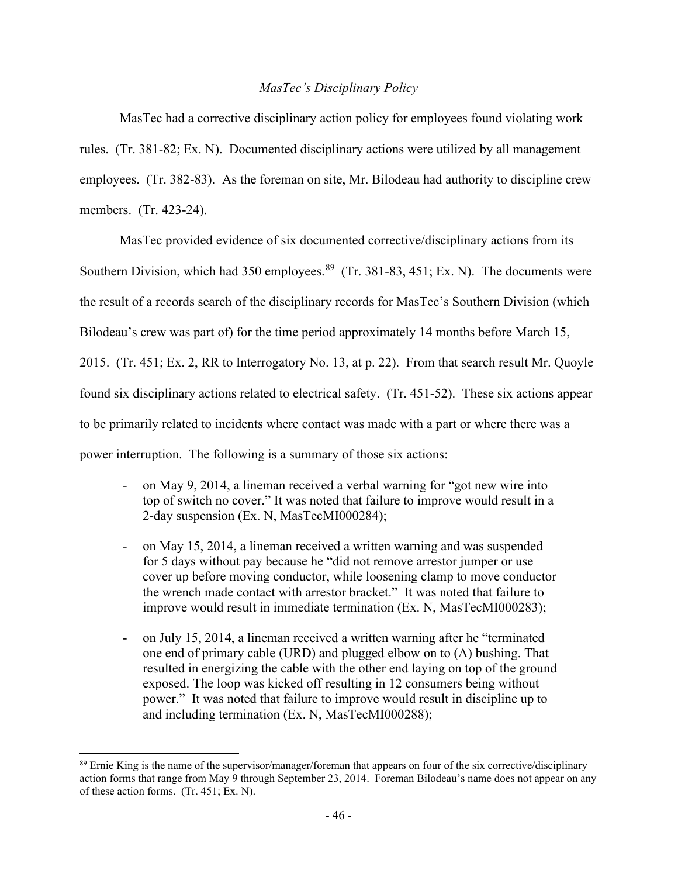*MasTec's Disciplinary Policy*

MasTec had a corrective disciplinary action policy for employees found violating work rules. (Tr. 381-82; Ex. N). Documented disciplinary actions were utilized by all management employees. (Tr. 382-83). As the foreman on site, Mr. Bilodeau had authority to discipline crew members. (Tr. 423-24).

MasTec provided evidence of six documented corrective/disciplinary actions from its Southern Division, which had 350 employees.[89] (Tr. 381-83, 451; Ex. N). The documents were the result of a records search of the disciplinary records for MasTec's Southern Division (which Bilodeau's crew was part of) for the time period approximately 14 months before March 15, 2015. (Tr. 451; Ex. 2, RR to Interrogatory No. 13, at p. 22). From that search result Mr. Quoyle found six disciplinary actions related to electrical safety. (Tr. 451-52). These six actions appear to be primarily related to incidents where contact was made with a part or where there was a power interruption. The following is a summary of those six actions:

- on May 9, 2014, a lineman received a verbal warning for "got new wire into top of switch no cover." It was noted that failure to improve would result in a 2-day suspension (Ex. N, MasTecMI000284);
- on May 15, 2014, a lineman received a written warning and was suspended for 5 days without pay because he "did not remove arrestor jumper or use cover up before moving conductor, while loosening clamp to move conductor the wrench made contact with arrestor bracket." It was noted that failure to improve would result in immediate termination (Ex. N, MasTecMI000283);
- on July 15, 2014, a lineman received a written warning after he "terminated one end of primary cable (URD) and plugged elbow on to (A) bushing. That resulted in energizing the cable with the other end laying on top of the ground exposed. The loop was kicked off resulting in 12 consumers being without power." It was noted that failure to improve would result in discipline up to and including termination (Ex. N, MasTecMI000288);

[89] Ernie King is the name of the supervisor/manager/foreman that appears on four of the six corrective/disciplinary action forms that range from May 9 through September 23, 2014. Foreman Bilodeau's name does not appear on any of these action forms. (Tr. 451; Ex. N).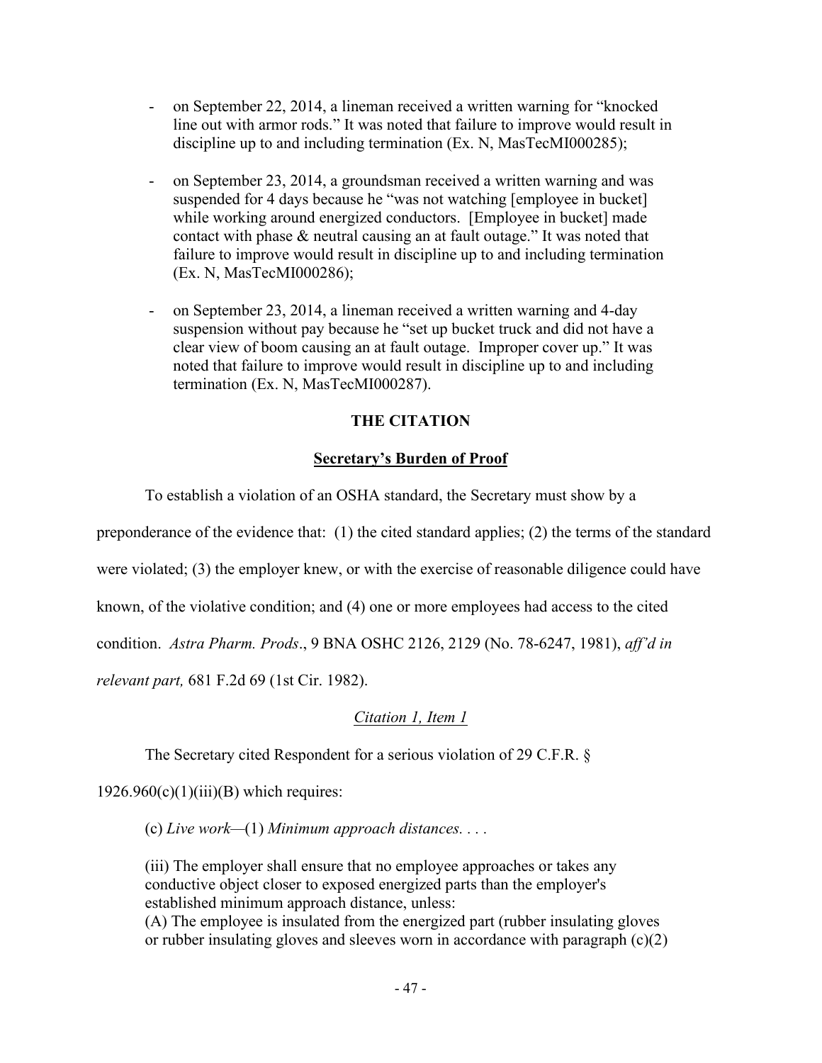- on September 22, 2014, a lineman received a written warning for "knocked line out with armor rods." It was noted that failure to improve would result in discipline up to and including termination (Ex. N, MasTecMI000285);

- on September 23, 2014, a groundsman received a written warning and was suspended for 4 days because he "was not watching [employee in bucket] while working around energized conductors. [Employee in bucket] made contact with phase & neutral causing an at fault outage." It was noted that failure to improve would result in discipline up to and including termination (Ex. N, MasTecMI000286);

- on September 23, 2014, a lineman received a written warning and 4-day suspension without pay because he "set up bucket truck and did not have a clear view of boom causing an at fault outage. Improper cover up." It was noted that failure to improve would result in discipline up to and including termination (Ex. N, MasTecMI000287).

## THE CITATION

### Secretary's Burden of Proof

To establish a violation of an OSHA standard, the Secretary must show by a preponderance of the evidence that: (1) the cited standard applies; (2) the terms of the standard were violated; (3) the employer knew, or with the exercise of reasonable diligence could have known, of the violative condition; and (4) one or more employees had access to the cited condition. *Astra Pharm. Prods*., 9 BNA OSHC 2126, 2129 (No. 78-6247, 1981), *aff'd in relevant part,* 681 F.2d 69 (1st Cir. 1982).

*Citation 1, Item 1*

The Secretary cited Respondent for a serious violation of 29 C.F.R. § 1926.960(c)(1)(iii)(B) which requires:

> (c) *Live work*—(1) *Minimum approach distances. . . .*
>
> (iii) The employer shall ensure that no employee approaches or takes any conductive object closer to exposed energized parts than the employer's established minimum approach distance, unless:
> (A) The employee is insulated from the energized part (rubber insulating gloves or rubber insulating gloves and sleeves worn in accordance with paragraph (c)(2)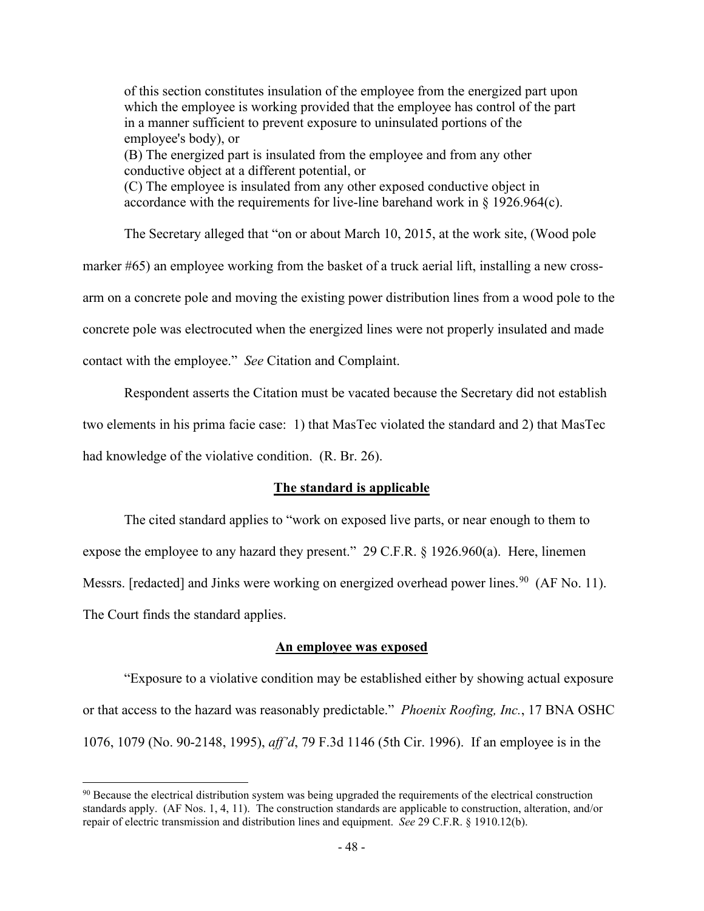of this section constitutes insulation of the employee from the energized part upon which the employee is working provided that the employee has control of the part in a manner sufficient to prevent exposure to uninsulated portions of the employee's body), or

(B) The energized part is insulated from the employee and from any other conductive object at a different potential, or

(C) The employee is insulated from any other exposed conductive object in accordance with the requirements for live-line barehand work in § 1926.964(c).

The Secretary alleged that "on or about March 10, 2015, at the work site, (Wood pole marker #65) an employee working from the basket of a truck aerial lift, installing a new cross-arm on a concrete pole and moving the existing power distribution lines from a wood pole to the concrete pole was electrocuted when the energized lines were not properly insulated and made contact with the employee." *See* Citation and Complaint.

Respondent asserts the Citation must be vacated because the Secretary did not establish two elements in his prima facie case: 1) that MasTec violated the standard and 2) that MasTec had knowledge of the violative condition. (R. Br. 26).

**The standard is applicable**

The cited standard applies to "work on exposed live parts, or near enough to them to expose the employee to any hazard they present." 29 C.F.R. § 1926.960(a). Here, linemen Messrs. [redacted] and Jinks were working on energized overhead power lines.[90] (AF No. 11). The Court finds the standard applies.

**An employee was exposed**

"Exposure to a violative condition may be established either by showing actual exposure or that access to the hazard was reasonably predictable." *Phoenix Roofing, Inc.*, 17 BNA OSHC 1076, 1079 (No. 90-2148, 1995), *aff'd*, 79 F.3d 1146 (5th Cir. 1996). If an employee is in the

[90] Because the electrical distribution system was being upgraded the requirements of the electrical construction standards apply. (AF Nos. 1, 4, 11). The construction standards are applicable to construction, alteration, and/or repair of electric transmission and distribution lines and equipment. *See* 29 C.F.R. § 1910.12(b).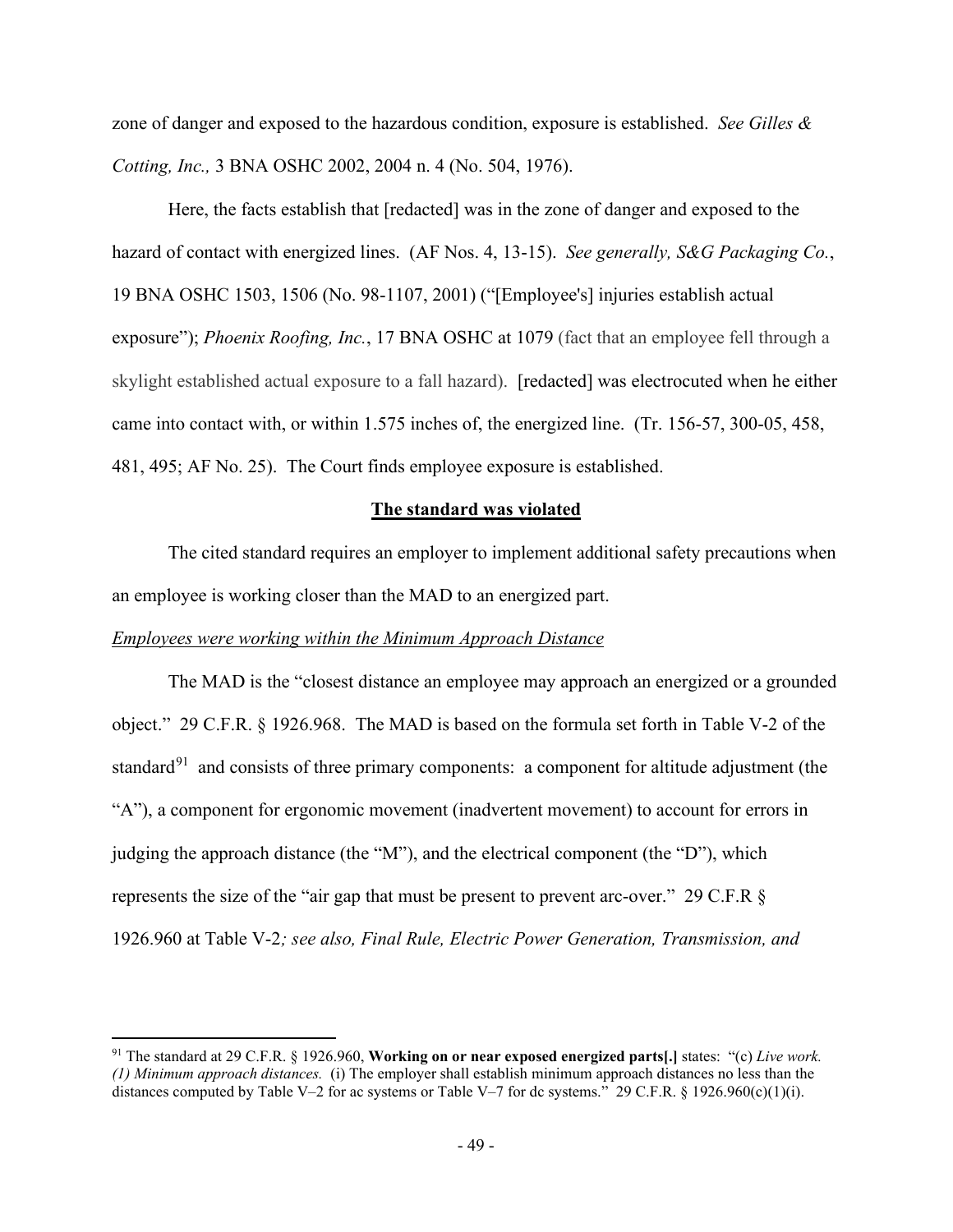zone of danger and exposed to the hazardous condition, exposure is established. *See Gilles & Cotting, Inc.,* 3 BNA OSHC 2002, 2004 n. 4 (No. 504, 1976).

Here, the facts establish that [redacted] was in the zone of danger and exposed to the hazard of contact with energized lines. (AF Nos. 4, 13-15). *See generally, S&G Packaging Co.*, 19 BNA OSHC 1503, 1506 (No. 98-1107, 2001) ("[Employee's] injuries establish actual exposure"); *Phoenix Roofing, Inc.*, 17 BNA OSHC at 1079 (fact that an employee fell through a skylight established actual exposure to a fall hazard). [redacted] was electrocuted when he either came into contact with, or within 1.575 inches of, the energized line. (Tr. 156-57, 300-05, 458, 481, 495; AF No. 25). The Court finds employee exposure is established.

**<u>The standard was violated</u>**

The cited standard requires an employer to implement additional safety precautions when an employee is working closer than the MAD to an energized part.

*<u>Employees were working within the Minimum Approach Distance</u>*

The MAD is the "closest distance an employee may approach an energized or a grounded object." 29 C.F.R. § 1926.968. The MAD is based on the formula set forth in Table V-2 of the standard[91] and consists of three primary components: a component for altitude adjustment (the "A"), a component for ergonomic movement (inadvertent movement) to account for errors in judging the approach distance (the "M"), and the electrical component (the "D"), which represents the size of the "air gap that must be present to prevent arc-over." 29 C.F.R § 1926.960 at Table V-2*; see also, Final Rule, Electric Power Generation, Transmission, and*

---

[91] The standard at 29 C.F.R. § 1926.960, **Working on or near exposed energized parts[.]** states: "(c) *Live work. (1) Minimum approach distances.* (i) The employer shall establish minimum approach distances no less than the distances computed by Table V–2 for ac systems or Table V–7 for dc systems." 29 C.F.R. § 1926.960(c)(1)(i).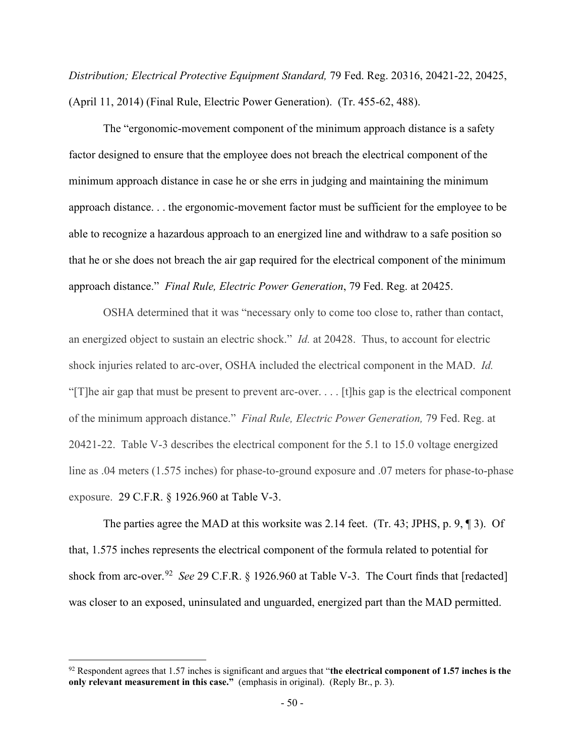*Distribution; Electrical Protective Equipment Standard,* 79 Fed. Reg. 20316, 20421-22, 20425, (April 11, 2014) (Final Rule, Electric Power Generation). (Tr. 455-62, 488).

The "ergonomic-movement component of the minimum approach distance is a safety factor designed to ensure that the employee does not breach the electrical component of the minimum approach distance in case he or she errs in judging and maintaining the minimum approach distance. . . the ergonomic-movement factor must be sufficient for the employee to be able to recognize a hazardous approach to an energized line and withdraw to a safe position so that he or she does not breach the air gap required for the electrical component of the minimum approach distance." *Final Rule, Electric Power Generation*, 79 Fed. Reg. at 20425.

OSHA determined that it was "necessary only to come too close to, rather than contact, an energized object to sustain an electric shock." *Id.* at 20428. Thus, to account for electric shock injuries related to arc-over, OSHA included the electrical component in the MAD. *Id.* "[T]he air gap that must be present to prevent arc-over. . . . [t]his gap is the electrical component of the minimum approach distance." *Final Rule, Electric Power Generation,* 79 Fed. Reg. at 20421-22. Table V-3 describes the electrical component for the 5.1 to 15.0 voltage energized line as .04 meters (1.575 inches) for phase-to-ground exposure and .07 meters for phase-to-phase exposure. 29 C.F.R. § 1926.960 at Table V-3.

The parties agree the MAD at this worksite was 2.14 feet. (Tr. 43; JPHS, p. 9, ¶ 3). Of that, 1.575 inches represents the electrical component of the formula related to potential for shock from arc-over.[92] *See* 29 C.F.R. § 1926.960 at Table V-3. The Court finds that [redacted] was closer to an exposed, uninsulated and unguarded, energized part than the MAD permitted.

---

[92] Respondent agrees that 1.57 inches is significant and argues that "**the electrical component of 1.57 inches is the only relevant measurement in this case."** (emphasis in original). (Reply Br., p. 3).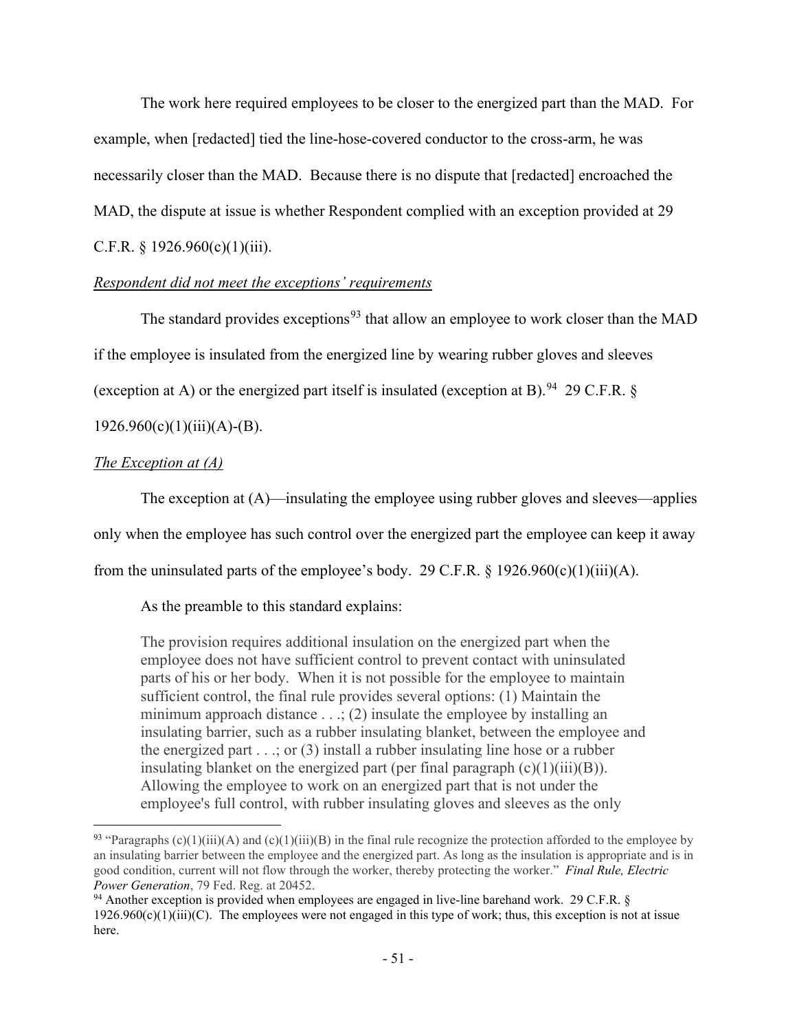The work here required employees to be closer to the energized part than the MAD. For example, when [redacted] tied the line-hose-covered conductor to the cross-arm, he was necessarily closer than the MAD. Because there is no dispute that [redacted] encroached the MAD, the dispute at issue is whether Respondent complied with an exception provided at 29 C.F.R. § 1926.960(c)(1)(iii).

*Respondent did not meet the exceptions' requirements*

The standard provides exceptions[93] that allow an employee to work closer than the MAD if the employee is insulated from the energized line by wearing rubber gloves and sleeves (exception at A) or the energized part itself is insulated (exception at B).[94] 29 C.F.R. § 1926.960(c)(1)(iii)(A)-(B).

*The Exception at (A)*

The exception at (A)—insulating the employee using rubber gloves and sleeves—applies only when the employee has such control over the energized part the employee can keep it away from the uninsulated parts of the employee's body. 29 C.F.R. § 1926.960(c)(1)(iii)(A).

As the preamble to this standard explains:

> The provision requires additional insulation on the energized part when the employee does not have sufficient control to prevent contact with uninsulated parts of his or her body. When it is not possible for the employee to maintain sufficient control, the final rule provides several options: (1) Maintain the minimum approach distance . . .; (2) insulate the employee by installing an insulating barrier, such as a rubber insulating blanket, between the employee and the energized part . . .; or (3) install a rubber insulating line hose or a rubber insulating blanket on the energized part (per final paragraph (c)(1)(iii)(B)). Allowing the employee to work on an energized part that is not under the employee's full control, with rubber insulating gloves and sleeves as the only

[93] "Paragraphs (c)(1)(iii)(A) and (c)(1)(iii)(B) in the final rule recognize the protection afforded to the employee by an insulating barrier between the employee and the energized part. As long as the insulation is appropriate and is in good condition, current will not flow through the worker, thereby protecting the worker." *Final Rule, Electric Power Generation*, 79 Fed. Reg. at 20452.

[94] Another exception is provided when employees are engaged in live-line barehand work. 29 C.F.R. § 1926.960(c)(1)(iii)(C). The employees were not engaged in this type of work; thus, this exception is not at issue here.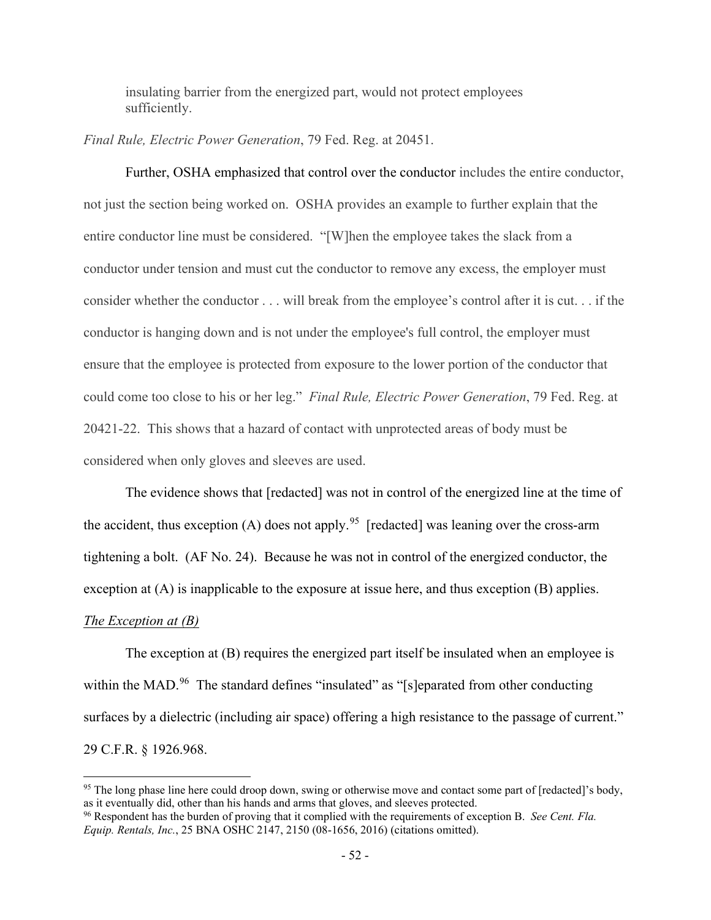> insulating barrier from the energized part, would not protect employees sufficiently.

*Final Rule, Electric Power Generation*, 79 Fed. Reg. at 20451.

Further, OSHA emphasized that control over the conductor includes the entire conductor, not just the section being worked on. OSHA provides an example to further explain that the entire conductor line must be considered. "[W]hen the employee takes the slack from a conductor under tension and must cut the conductor to remove any excess, the employer must consider whether the conductor . . . will break from the employee's control after it is cut. . . if the conductor is hanging down and is not under the employee's full control, the employer must ensure that the employee is protected from exposure to the lower portion of the conductor that could come too close to his or her leg." *Final Rule, Electric Power Generation*, 79 Fed. Reg. at 20421-22. This shows that a hazard of contact with unprotected areas of body must be considered when only gloves and sleeves are used.

The evidence shows that [redacted] was not in control of the energized line at the time of the accident, thus exception (A) does not apply.[95] [redacted] was leaning over the cross-arm tightening a bolt. (AF No. 24). Because he was not in control of the energized conductor, the exception at (A) is inapplicable to the exposure at issue here, and thus exception (B) applies.

*The Exception at (B)*

The exception at (B) requires the energized part itself be insulated when an employee is within the MAD.[96] The standard defines "insulated" as "[s]eparated from other conducting surfaces by a dielectric (including air space) offering a high resistance to the passage of current." 29 C.F.R. § 1926.968.

---

[95] The long phase line here could droop down, swing or otherwise move and contact some part of [redacted]'s body, as it eventually did, other than his hands and arms that gloves, and sleeves protected.

[96] Respondent has the burden of proving that it complied with the requirements of exception B. *See Cent. Fla. Equip. Rentals, Inc.*, 25 BNA OSHC 2147, 2150 (08-1656, 2016) (citations omitted).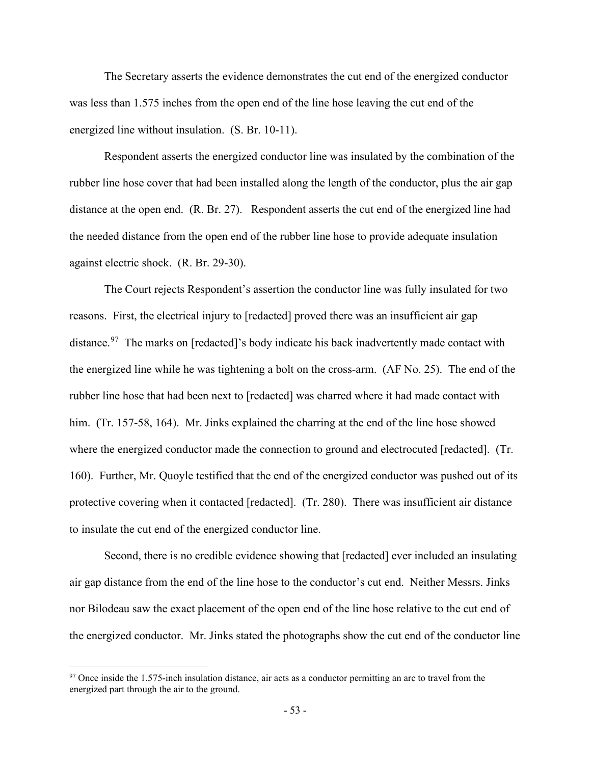The Secretary asserts the evidence demonstrates the cut end of the energized conductor was less than 1.575 inches from the open end of the line hose leaving the cut end of the energized line without insulation. (S. Br. 10-11).

Respondent asserts the energized conductor line was insulated by the combination of the rubber line hose cover that had been installed along the length of the conductor, plus the air gap distance at the open end. (R. Br. 27). Respondent asserts the cut end of the energized line had the needed distance from the open end of the rubber line hose to provide adequate insulation against electric shock. (R. Br. 29-30).

The Court rejects Respondent's assertion the conductor line was fully insulated for two reasons. First, the electrical injury to [redacted] proved there was an insufficient air gap distance.[97] The marks on [redacted]'s body indicate his back inadvertently made contact with the energized line while he was tightening a bolt on the cross-arm. (AF No. 25). The end of the rubber line hose that had been next to [redacted] was charred where it had made contact with him. (Tr. 157-58, 164). Mr. Jinks explained the charring at the end of the line hose showed where the energized conductor made the connection to ground and electrocuted [redacted]. (Tr. 160). Further, Mr. Quoyle testified that the end of the energized conductor was pushed out of its protective covering when it contacted [redacted]. (Tr. 280). There was insufficient air distance to insulate the cut end of the energized conductor line.

Second, there is no credible evidence showing that [redacted] ever included an insulating air gap distance from the end of the line hose to the conductor's cut end. Neither Messrs. Jinks nor Bilodeau saw the exact placement of the open end of the line hose relative to the cut end of the energized conductor. Mr. Jinks stated the photographs show the cut end of the conductor line

[97] Once inside the 1.575-inch insulation distance, air acts as a conductor permitting an arc to travel from the energized part through the air to the ground.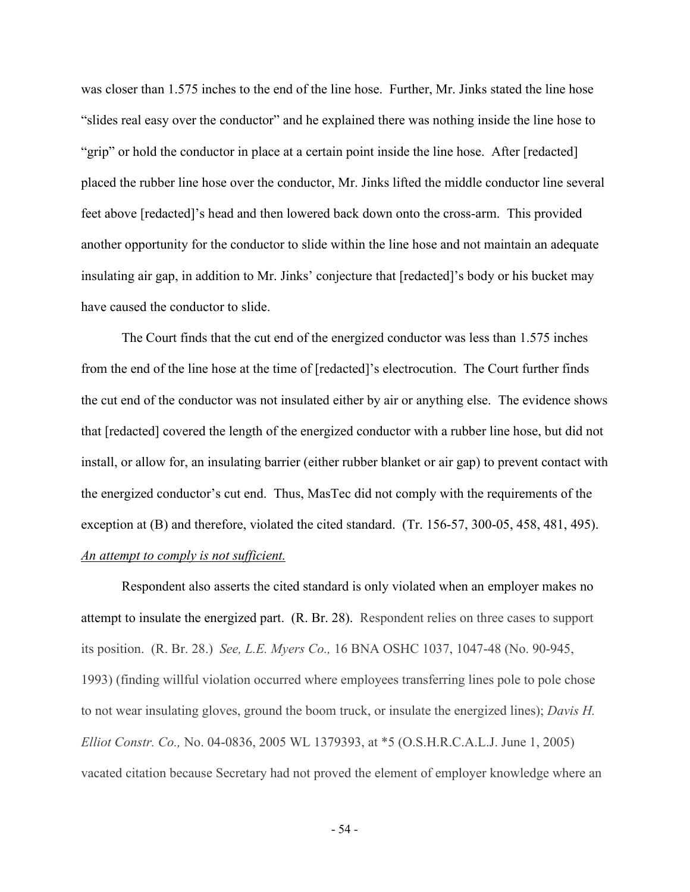was closer than 1.575 inches to the end of the line hose. Further, Mr. Jinks stated the line hose "slides real easy over the conductor" and he explained there was nothing inside the line hose to "grip" or hold the conductor in place at a certain point inside the line hose. After [redacted] placed the rubber line hose over the conductor, Mr. Jinks lifted the middle conductor line several feet above [redacted]'s head and then lowered back down onto the cross-arm. This provided another opportunity for the conductor to slide within the line hose and not maintain an adequate insulating air gap, in addition to Mr. Jinks' conjecture that [redacted]'s body or his bucket may have caused the conductor to slide.

The Court finds that the cut end of the energized conductor was less than 1.575 inches from the end of the line hose at the time of [redacted]'s electrocution. The Court further finds the cut end of the conductor was not insulated either by air or anything else. The evidence shows that [redacted] covered the length of the energized conductor with a rubber line hose, but did not install, or allow for, an insulating barrier (either rubber blanket or air gap) to prevent contact with the energized conductor's cut end. Thus, MasTec did not comply with the requirements of the exception at (B) and therefore, violated the cited standard. (Tr. 156-57, 300-05, 458, 481, 495).

***An attempt to comply is not sufficient.***

Respondent also asserts the cited standard is only violated when an employer makes no attempt to insulate the energized part. (R. Br. 28). Respondent relies on three cases to support its position. (R. Br. 28.) *See, L.E. Myers Co.,* 16 BNA OSHC 1037, 1047-48 (No. 90-945, 1993) (finding willful violation occurred where employees transferring lines pole to pole chose to not wear insulating gloves, ground the boom truck, or insulate the energized lines); *Davis H. Elliot Constr. Co.,* No. 04-0836, 2005 WL 1379393, at *5 (O.S.H.R.C.A.L.J. June 1, 2005) vacated citation because Secretary had not proved the element of employer knowledge where an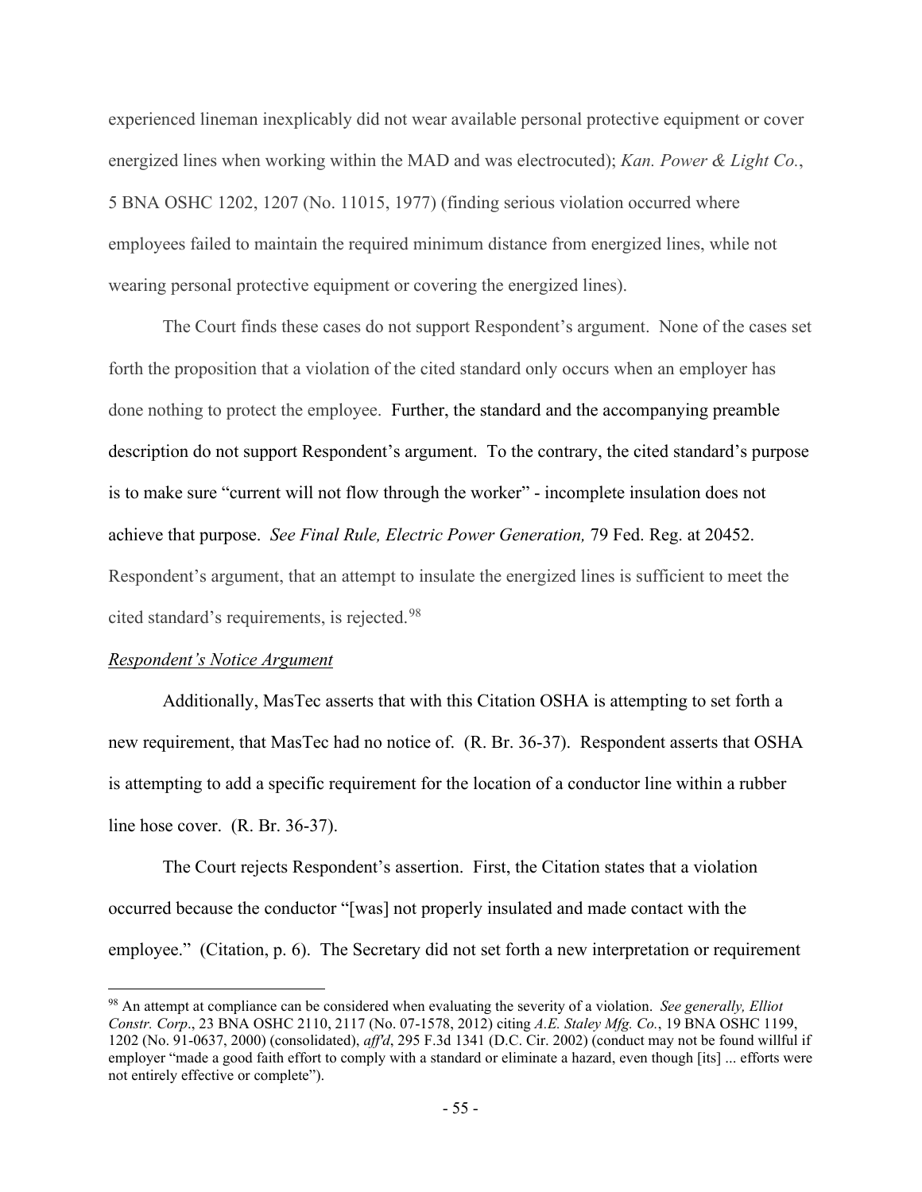experienced lineman inexplicably did not wear available personal protective equipment or cover energized lines when working within the MAD and was electrocuted); *Kan. Power & Light Co.*, 5 BNA OSHC 1202, 1207 (No. 11015, 1977) (finding serious violation occurred where employees failed to maintain the required minimum distance from energized lines, while not wearing personal protective equipment or covering the energized lines).

The Court finds these cases do not support Respondent's argument. None of the cases set forth the proposition that a violation of the cited standard only occurs when an employer has done nothing to protect the employee. Further, the standard and the accompanying preamble description do not support Respondent's argument. To the contrary, the cited standard's purpose is to make sure "current will not flow through the worker" - incomplete insulation does not achieve that purpose. *See Final Rule, Electric Power Generation,* 79 Fed. Reg. at 20452. Respondent's argument, that an attempt to insulate the energized lines is sufficient to meet the cited standard's requirements, is rejected.[98]

*Respondent's Notice Argument*

Additionally, MasTec asserts that with this Citation OSHA is attempting to set forth a new requirement, that MasTec had no notice of. (R. Br. 36-37). Respondent asserts that OSHA is attempting to add a specific requirement for the location of a conductor line within a rubber line hose cover. (R. Br. 36-37).

The Court rejects Respondent's assertion. First, the Citation states that a violation occurred because the conductor "[was] not properly insulated and made contact with the employee." (Citation, p. 6). The Secretary did not set forth a new interpretation or requirement

[98] An attempt at compliance can be considered when evaluating the severity of a violation. *See generally, Elliot Constr. Corp*., 23 BNA OSHC 2110, 2117 (No. 07-1578, 2012) citing *A.E. Staley Mfg. Co.*, 19 BNA OSHC 1199, 1202 (No. 91-0637, 2000) (consolidated), *aff'd*, 295 F.3d 1341 (D.C. Cir. 2002) (conduct may not be found willful if employer "made a good faith effort to comply with a standard or eliminate a hazard, even though [its] ... efforts were not entirely effective or complete").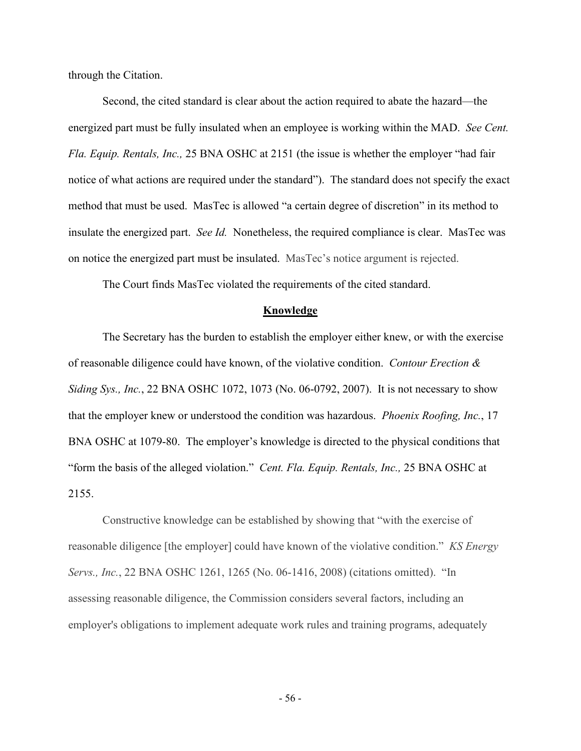through the Citation.

Second, the cited standard is clear about the action required to abate the hazard—the energized part must be fully insulated when an employee is working within the MAD. *See Cent. Fla. Equip. Rentals, Inc.,* 25 BNA OSHC at 2151 (the issue is whether the employer "had fair notice of what actions are required under the standard"). The standard does not specify the exact method that must be used. MasTec is allowed "a certain degree of discretion" in its method to insulate the energized part. *See Id.* Nonetheless, the required compliance is clear. MasTec was on notice the energized part must be insulated. MasTec's notice argument is rejected.

The Court finds MasTec violated the requirements of the cited standard.

## **Knowledge**

The Secretary has the burden to establish the employer either knew, or with the exercise of reasonable diligence could have known, of the violative condition. *Contour Erection & Siding Sys., Inc.*, 22 BNA OSHC 1072, 1073 (No. 06-0792, 2007). It is not necessary to show that the employer knew or understood the condition was hazardous. *Phoenix Roofing, Inc.*, 17 BNA OSHC at 1079-80. The employer's knowledge is directed to the physical conditions that "form the basis of the alleged violation." *Cent. Fla. Equip. Rentals, Inc.,* 25 BNA OSHC at 2155.

Constructive knowledge can be established by showing that "with the exercise of reasonable diligence [the employer] could have known of the violative condition." *KS Energy Servs., Inc.*, 22 BNA OSHC 1261, 1265 (No. 06-1416, 2008) (citations omitted). "In assessing reasonable diligence, the Commission considers several factors, including an employer's obligations to implement adequate work rules and training programs, adequately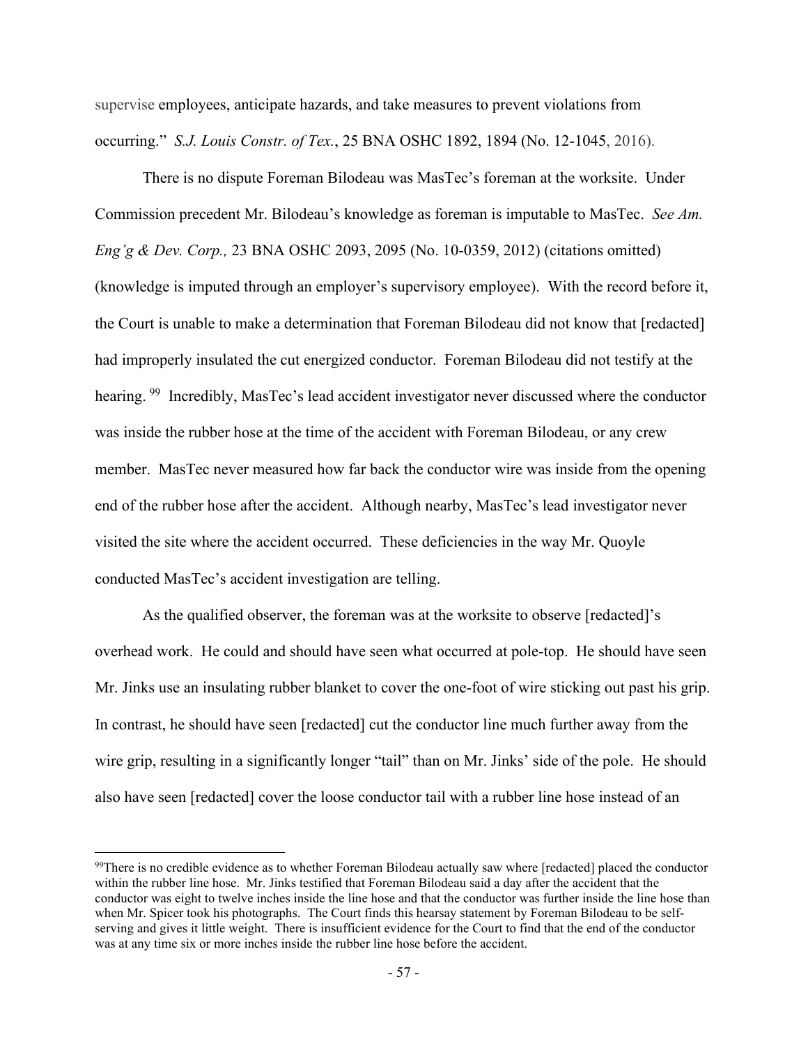supervise employees, anticipate hazards, and take measures to prevent violations from occurring." *S.J. Louis Constr. of Tex.*, 25 BNA OSHC 1892, 1894 (No. 12-1045, 2016).

There is no dispute Foreman Bilodeau was MasTec's foreman at the worksite. Under Commission precedent Mr. Bilodeau's knowledge as foreman is imputable to MasTec. *See Am. Eng'g & Dev. Corp.,* 23 BNA OSHC 2093, 2095 (No. 10-0359, 2012) (citations omitted) (knowledge is imputed through an employer's supervisory employee). With the record before it, the Court is unable to make a determination that Foreman Bilodeau did not know that [redacted] had improperly insulated the cut energized conductor. Foreman Bilodeau did not testify at the hearing. [99] Incredibly, MasTec's lead accident investigator never discussed where the conductor was inside the rubber hose at the time of the accident with Foreman Bilodeau, or any crew member. MasTec never measured how far back the conductor wire was inside from the opening end of the rubber hose after the accident. Although nearby, MasTec's lead investigator never visited the site where the accident occurred. These deficiencies in the way Mr. Quoyle conducted MasTec's accident investigation are telling.

As the qualified observer, the foreman was at the worksite to observe [redacted]'s overhead work. He could and should have seen what occurred at pole-top. He should have seen Mr. Jinks use an insulating rubber blanket to cover the one-foot of wire sticking out past his grip. In contrast, he should have seen [redacted] cut the conductor line much further away from the wire grip, resulting in a significantly longer "tail" than on Mr. Jinks' side of the pole. He should also have seen [redacted] cover the loose conductor tail with a rubber line hose instead of an

---

[99] There is no credible evidence as to whether Foreman Bilodeau actually saw where [redacted] placed the conductor within the rubber line hose. Mr. Jinks testified that Foreman Bilodeau said a day after the accident that the conductor was eight to twelve inches inside the line hose and that the conductor was further inside the line hose than when Mr. Spicer took his photographs. The Court finds this hearsay statement by Foreman Bilodeau to be self-serving and gives it little weight. There is insufficient evidence for the Court to find that the end of the conductor was at any time six or more inches inside the rubber line hose before the accident.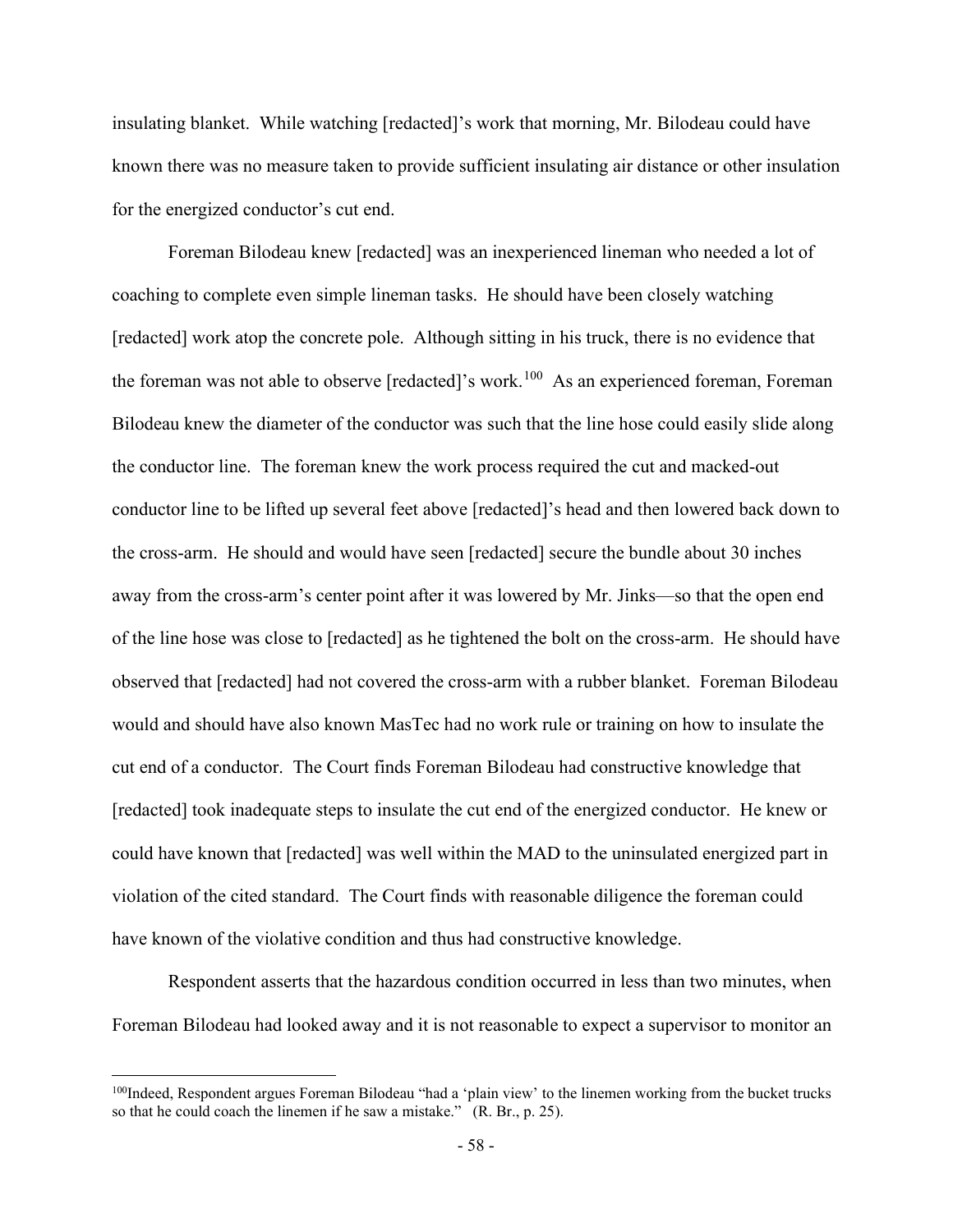insulating blanket. While watching [redacted]'s work that morning, Mr. Bilodeau could have known there was no measure taken to provide sufficient insulating air distance or other insulation for the energized conductor's cut end.

Foreman Bilodeau knew [redacted] was an inexperienced lineman who needed a lot of coaching to complete even simple lineman tasks. He should have been closely watching [redacted] work atop the concrete pole. Although sitting in his truck, there is no evidence that the foreman was not able to observe [redacted]'s work.[100] As an experienced foreman, Foreman Bilodeau knew the diameter of the conductor was such that the line hose could easily slide along the conductor line. The foreman knew the work process required the cut and macked-out conductor line to be lifted up several feet above [redacted]'s head and then lowered back down to the cross-arm. He should and would have seen [redacted] secure the bundle about 30 inches away from the cross-arm's center point after it was lowered by Mr. Jinks—so that the open end of the line hose was close to [redacted] as he tightened the bolt on the cross-arm. He should have observed that [redacted] had not covered the cross-arm with a rubber blanket. Foreman Bilodeau would and should have also known MasTec had no work rule or training on how to insulate the cut end of a conductor. The Court finds Foreman Bilodeau had constructive knowledge that [redacted] took inadequate steps to insulate the cut end of the energized conductor. He knew or could have known that [redacted] was well within the MAD to the uninsulated energized part in violation of the cited standard. The Court finds with reasonable diligence the foreman could have known of the violative condition and thus had constructive knowledge.

Respondent asserts that the hazardous condition occurred in less than two minutes, when Foreman Bilodeau had looked away and it is not reasonable to expect a supervisor to monitor an

[100] Indeed, Respondent argues Foreman Bilodeau "had a 'plain view' to the linemen working from the bucket trucks so that he could coach the linemen if he saw a mistake." (R. Br., p. 25).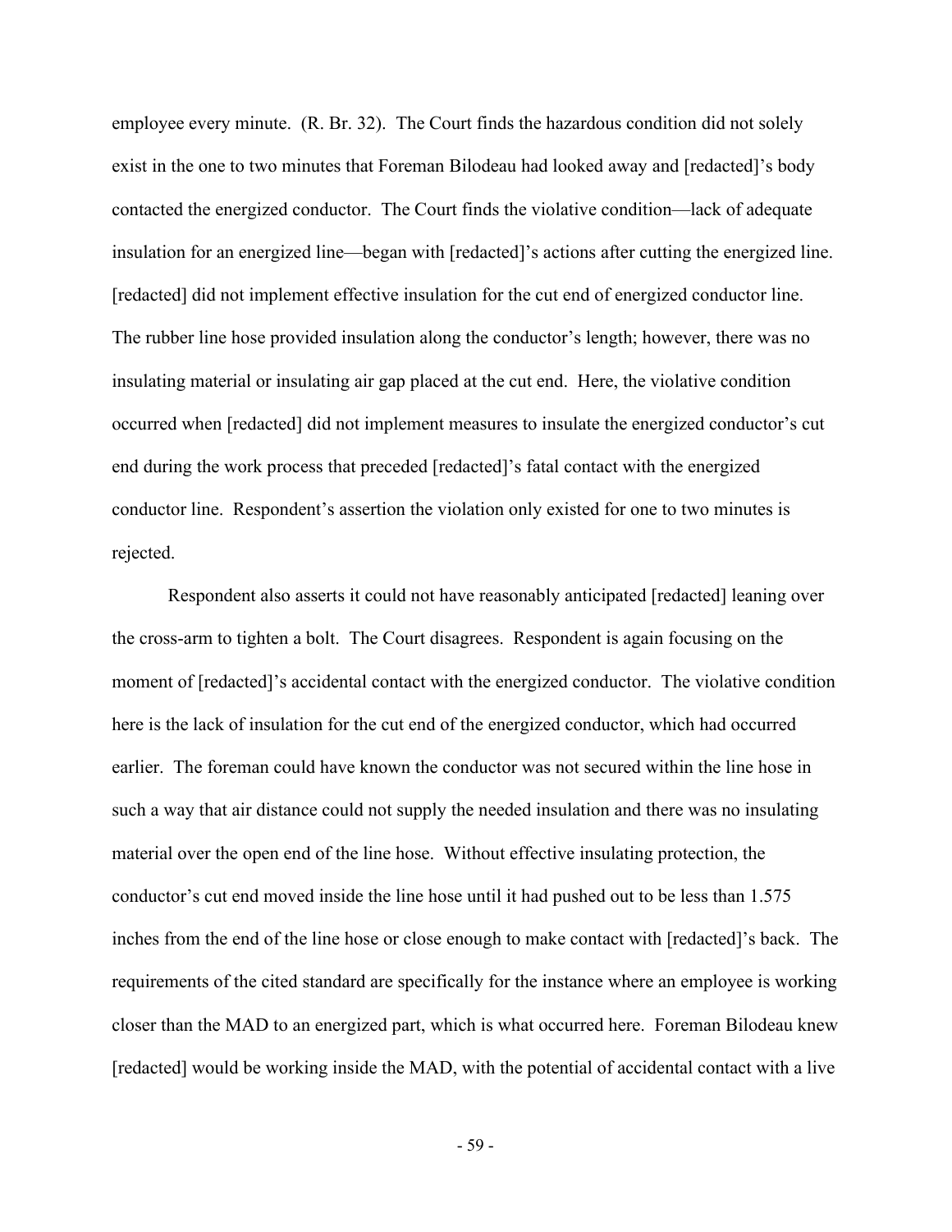employee every minute. (R. Br. 32). The Court finds the hazardous condition did not solely exist in the one to two minutes that Foreman Bilodeau had looked away and [redacted]'s body contacted the energized conductor. The Court finds the violative condition—lack of adequate insulation for an energized line—began with [redacted]'s actions after cutting the energized line. [redacted] did not implement effective insulation for the cut end of energized conductor line. The rubber line hose provided insulation along the conductor's length; however, there was no insulating material or insulating air gap placed at the cut end. Here, the violative condition occurred when [redacted] did not implement measures to insulate the energized conductor's cut end during the work process that preceded [redacted]'s fatal contact with the energized conductor line. Respondent's assertion the violation only existed for one to two minutes is rejected.

Respondent also asserts it could not have reasonably anticipated [redacted] leaning over the cross-arm to tighten a bolt. The Court disagrees. Respondent is again focusing on the moment of [redacted]'s accidental contact with the energized conductor. The violative condition here is the lack of insulation for the cut end of the energized conductor, which had occurred earlier. The foreman could have known the conductor was not secured within the line hose in such a way that air distance could not supply the needed insulation and there was no insulating material over the open end of the line hose. Without effective insulating protection, the conductor's cut end moved inside the line hose until it had pushed out to be less than 1.575 inches from the end of the line hose or close enough to make contact with [redacted]'s back. The requirements of the cited standard are specifically for the instance where an employee is working closer than the MAD to an energized part, which is what occurred here. Foreman Bilodeau knew [redacted] would be working inside the MAD, with the potential of accidental contact with a live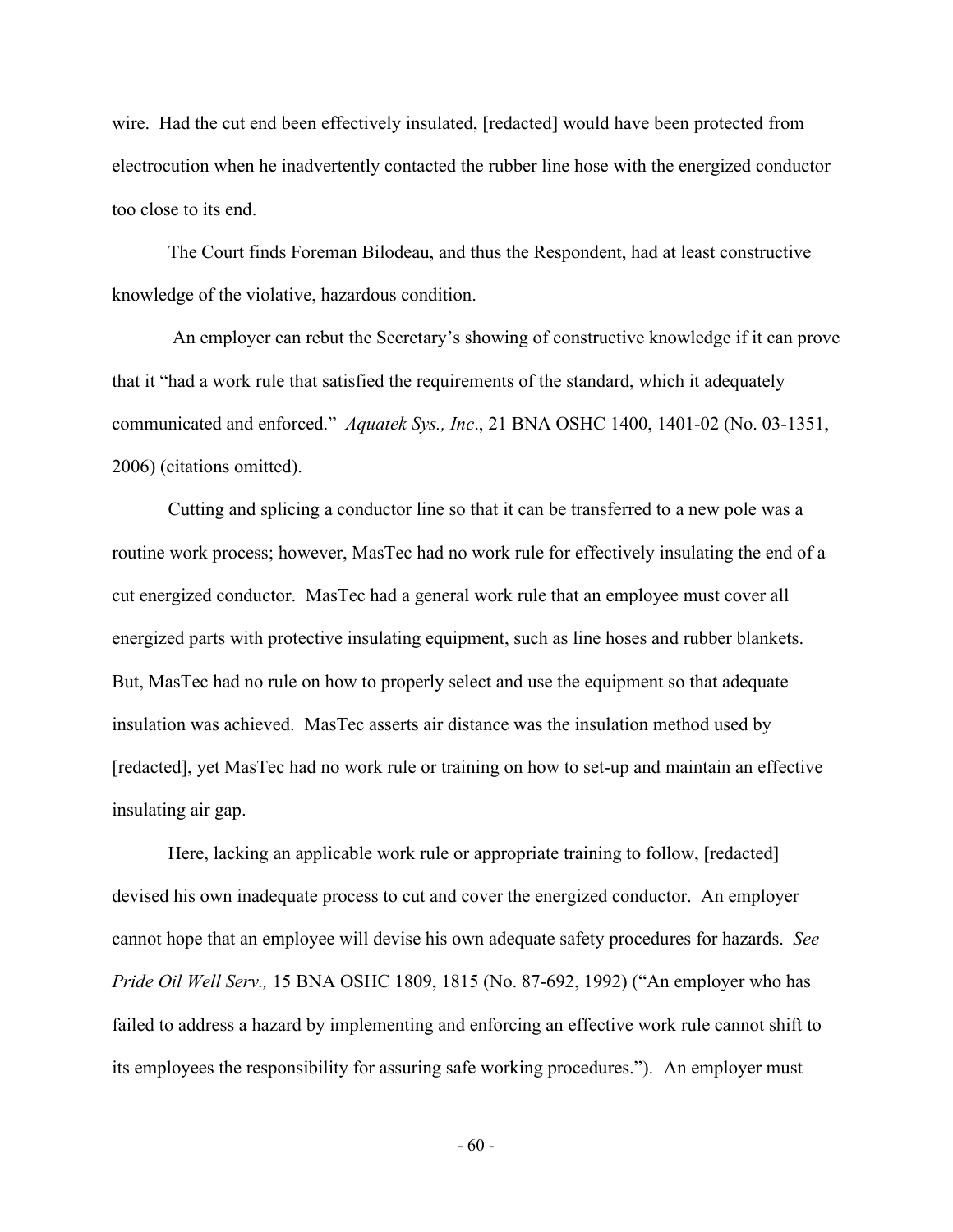wire. Had the cut end been effectively insulated, [redacted] would have been protected from electrocution when he inadvertently contacted the rubber line hose with the energized conductor too close to its end.

The Court finds Foreman Bilodeau, and thus the Respondent, had at least constructive knowledge of the violative, hazardous condition.

An employer can rebut the Secretary's showing of constructive knowledge if it can prove that it "had a work rule that satisfied the requirements of the standard, which it adequately communicated and enforced." *Aquatek Sys., Inc*., 21 BNA OSHC 1400, 1401-02 (No. 03-1351, 2006) (citations omitted).

Cutting and splicing a conductor line so that it can be transferred to a new pole was a routine work process; however, MasTec had no work rule for effectively insulating the end of a cut energized conductor. MasTec had a general work rule that an employee must cover all energized parts with protective insulating equipment, such as line hoses and rubber blankets. But, MasTec had no rule on how to properly select and use the equipment so that adequate insulation was achieved. MasTec asserts air distance was the insulation method used by [redacted], yet MasTec had no work rule or training on how to set-up and maintain an effective insulating air gap.

Here, lacking an applicable work rule or appropriate training to follow, [redacted] devised his own inadequate process to cut and cover the energized conductor. An employer cannot hope that an employee will devise his own adequate safety procedures for hazards. *See Pride Oil Well Serv.,* 15 BNA OSHC 1809, 1815 (No. 87-692, 1992) ("An employer who has failed to address a hazard by implementing and enforcing an effective work rule cannot shift to its employees the responsibility for assuring safe working procedures."). An employer must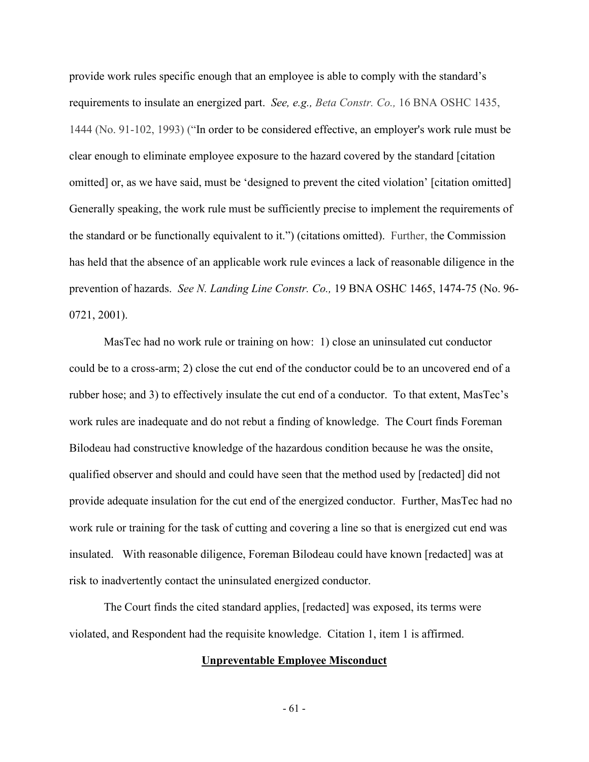provide work rules specific enough that an employee is able to comply with the standard's requirements to insulate an energized part. *See, e.g., Beta Constr. Co.,* 16 BNA OSHC 1435, 1444 (No. 91-102, 1993) ("In order to be considered effective, an employer's work rule must be clear enough to eliminate employee exposure to the hazard covered by the standard [citation omitted] or, as we have said, must be 'designed to prevent the cited violation' [citation omitted] Generally speaking, the work rule must be sufficiently precise to implement the requirements of the standard or be functionally equivalent to it.") (citations omitted). Further, the Commission has held that the absence of an applicable work rule evinces a lack of reasonable diligence in the prevention of hazards. *See N. Landing Line Constr. Co.,* 19 BNA OSHC 1465, 1474-75 (No. 96-0721, 2001).

MasTec had no work rule or training on how: 1) close an uninsulated cut conductor could be to a cross-arm; 2) close the cut end of the conductor could be to an uncovered end of a rubber hose; and 3) to effectively insulate the cut end of a conductor. To that extent, MasTec's work rules are inadequate and do not rebut a finding of knowledge. The Court finds Foreman Bilodeau had constructive knowledge of the hazardous condition because he was the onsite, qualified observer and should and could have seen that the method used by [redacted] did not provide adequate insulation for the cut end of the energized conductor. Further, MasTec had no work rule or training for the task of cutting and covering a line so that is energized cut end was insulated. With reasonable diligence, Foreman Bilodeau could have known [redacted] was at risk to inadvertently contact the uninsulated energized conductor.

The Court finds the cited standard applies, [redacted] was exposed, its terms were violated, and Respondent had the requisite knowledge. Citation 1, item 1 is affirmed.

## Unpreventable Employee Misconduct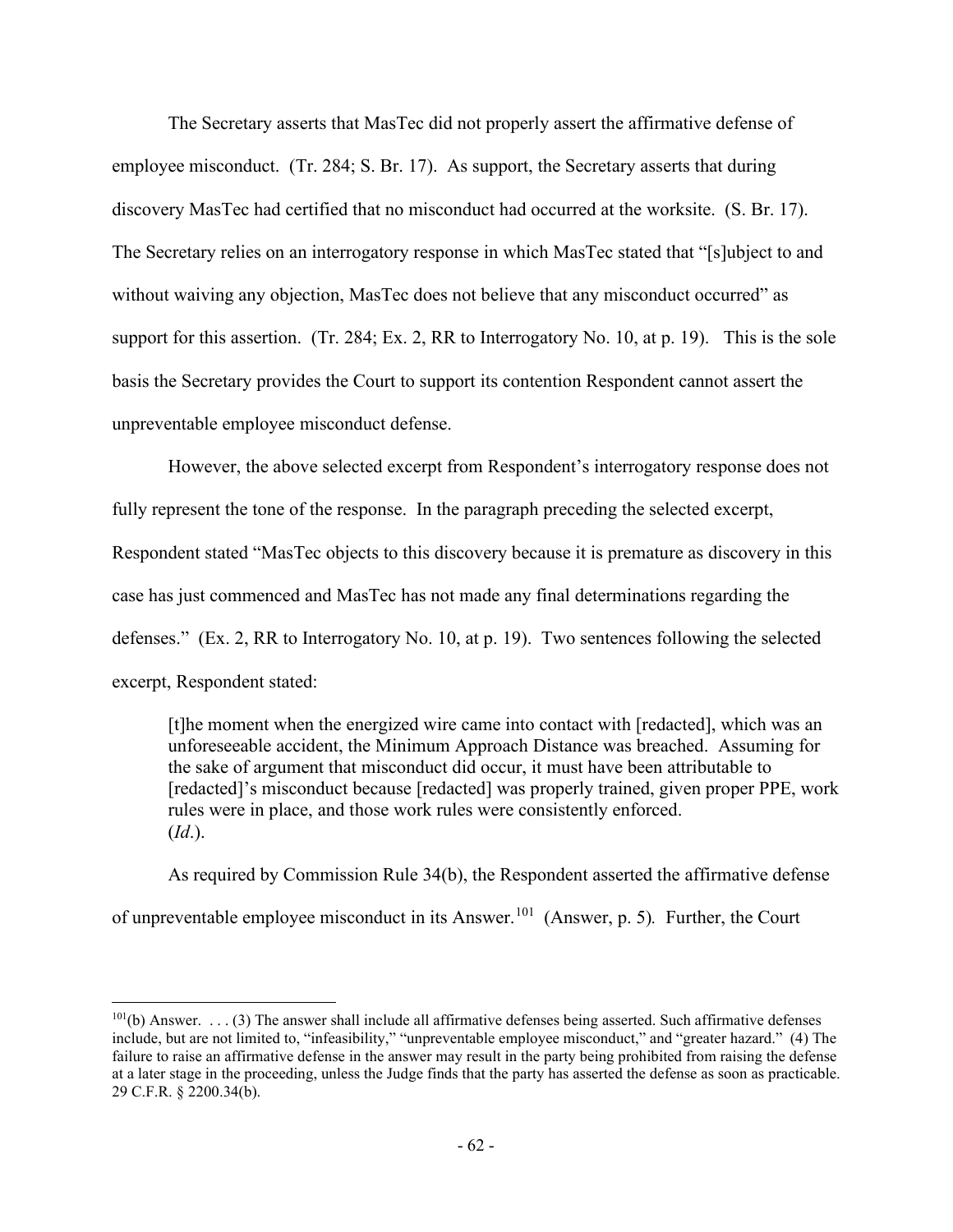The Secretary asserts that MasTec did not properly assert the affirmative defense of employee misconduct. (Tr. 284; S. Br. 17). As support, the Secretary asserts that during discovery MasTec had certified that no misconduct had occurred at the worksite. (S. Br. 17). The Secretary relies on an interrogatory response in which MasTec stated that "[s]ubject to and without waiving any objection, MasTec does not believe that any misconduct occurred" as support for this assertion. (Tr. 284; Ex. 2, RR to Interrogatory No. 10, at p. 19). This is the sole basis the Secretary provides the Court to support its contention Respondent cannot assert the unpreventable employee misconduct defense.

However, the above selected excerpt from Respondent's interrogatory response does not fully represent the tone of the response. In the paragraph preceding the selected excerpt, Respondent stated "MasTec objects to this discovery because it is premature as discovery in this case has just commenced and MasTec has not made any final determinations regarding the defenses." (Ex. 2, RR to Interrogatory No. 10, at p. 19). Two sentences following the selected excerpt, Respondent stated:

> [t]he moment when the energized wire came into contact with [redacted], which was an unforeseeable accident, the Minimum Approach Distance was breached. Assuming for the sake of argument that misconduct did occur, it must have been attributable to [redacted]'s misconduct because [redacted] was properly trained, given proper PPE, work rules were in place, and those work rules were consistently enforced. (*Id*.).

As required by Commission Rule 34(b), the Respondent asserted the affirmative defense of unpreventable employee misconduct in its Answer.[101] (Answer, p. 5). Further, the Court

---

[101](b) Answer. . . . (3) The answer shall include all affirmative defenses being asserted. Such affirmative defenses include, but are not limited to, "infeasibility," "unpreventable employee misconduct," and "greater hazard." (4) The failure to raise an affirmative defense in the answer may result in the party being prohibited from raising the defense at a later stage in the proceeding, unless the Judge finds that the party has asserted the defense as soon as practicable. 29 C.F.R. § 2200.34(b).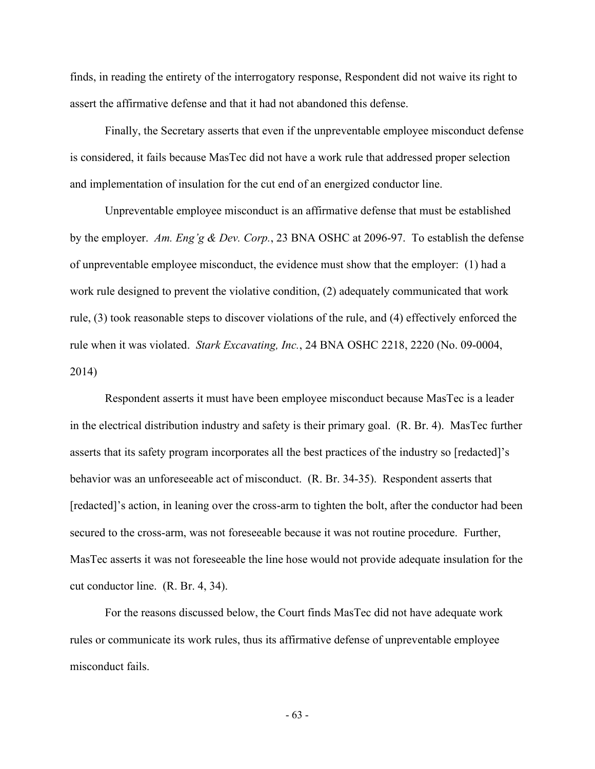finds, in reading the entirety of the interrogatory response, Respondent did not waive its right to assert the affirmative defense and that it had not abandoned this defense.

Finally, the Secretary asserts that even if the unpreventable employee misconduct defense is considered, it fails because MasTec did not have a work rule that addressed proper selection and implementation of insulation for the cut end of an energized conductor line.

Unpreventable employee misconduct is an affirmative defense that must be established by the employer. *Am. Eng'g & Dev. Corp.*, 23 BNA OSHC at 2096-97. To establish the defense of unpreventable employee misconduct, the evidence must show that the employer: (1) had a work rule designed to prevent the violative condition, (2) adequately communicated that work rule, (3) took reasonable steps to discover violations of the rule, and (4) effectively enforced the rule when it was violated. *Stark Excavating, Inc.*, 24 BNA OSHC 2218, 2220 (No. 09-0004, 2014)

Respondent asserts it must have been employee misconduct because MasTec is a leader in the electrical distribution industry and safety is their primary goal. (R. Br. 4). MasTec further asserts that its safety program incorporates all the best practices of the industry so [redacted]'s behavior was an unforeseeable act of misconduct. (R. Br. 34-35). Respondent asserts that [redacted]'s action, in leaning over the cross-arm to tighten the bolt, after the conductor had been secured to the cross-arm, was not foreseeable because it was not routine procedure. Further, MasTec asserts it was not foreseeable the line hose would not provide adequate insulation for the cut conductor line. (R. Br. 4, 34).

For the reasons discussed below, the Court finds MasTec did not have adequate work rules or communicate its work rules, thus its affirmative defense of unpreventable employee misconduct fails.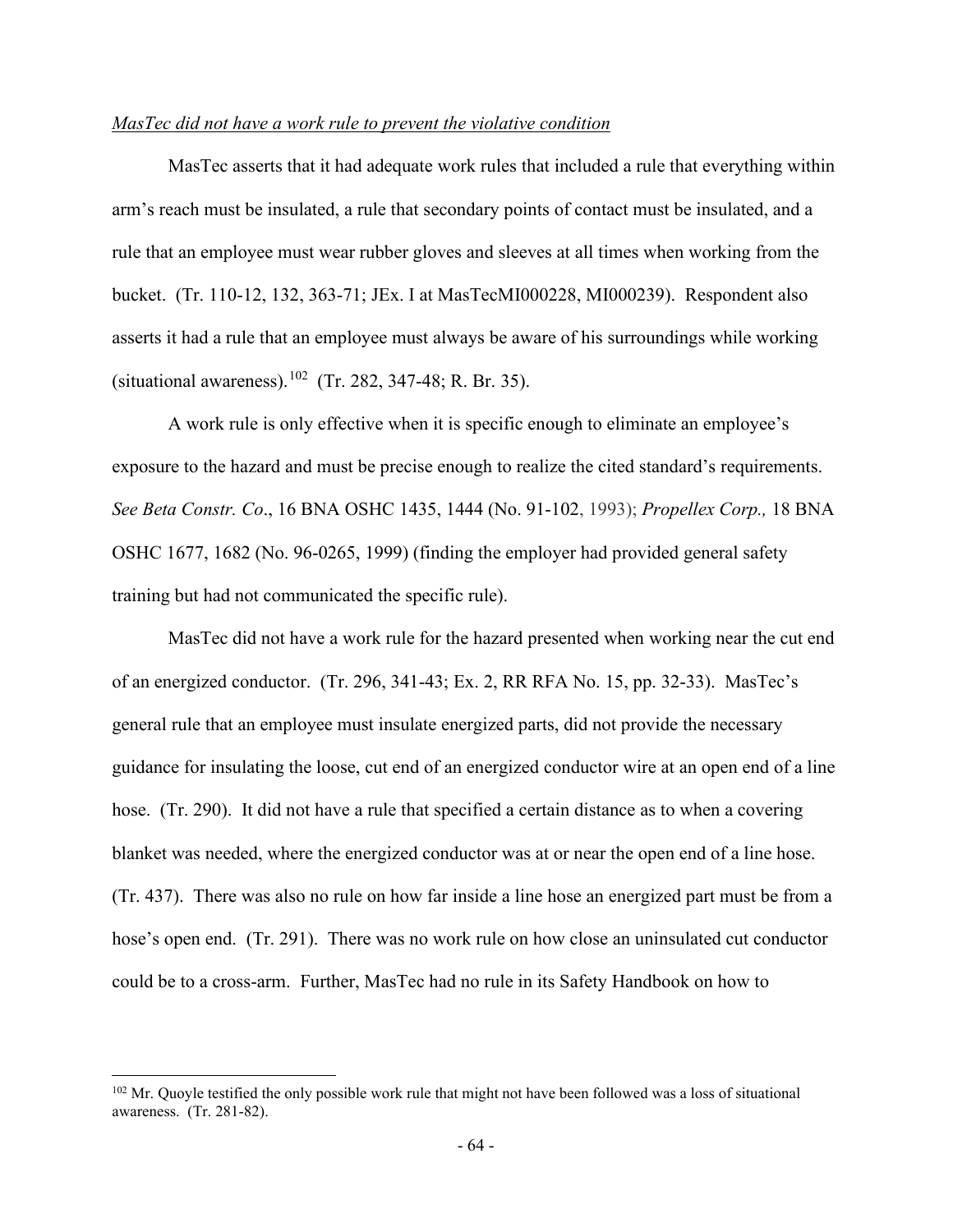*MasTec did not have a work rule to prevent the violative condition*

MasTec asserts that it had adequate work rules that included a rule that everything within arm's reach must be insulated, a rule that secondary points of contact must be insulated, and a rule that an employee must wear rubber gloves and sleeves at all times when working from the bucket. (Tr. 110-12, 132, 363-71; JEx. I at MasTecMI000228, MI000239). Respondent also asserts it had a rule that an employee must always be aware of his surroundings while working (situational awareness).[102] (Tr. 282, 347-48; R. Br. 35).

A work rule is only effective when it is specific enough to eliminate an employee's exposure to the hazard and must be precise enough to realize the cited standard's requirements. *See Beta Constr. Co*., 16 BNA OSHC 1435, 1444 (No. 91-102, 1993); *Propellex Corp.,* 18 BNA OSHC 1677, 1682 (No. 96-0265, 1999) (finding the employer had provided general safety training but had not communicated the specific rule).

MasTec did not have a work rule for the hazard presented when working near the cut end of an energized conductor. (Tr. 296, 341-43; Ex. 2, RR RFA No. 15, pp. 32-33). MasTec's general rule that an employee must insulate energized parts, did not provide the necessary guidance for insulating the loose, cut end of an energized conductor wire at an open end of a line hose. (Tr. 290). It did not have a rule that specified a certain distance as to when a covering blanket was needed, where the energized conductor was at or near the open end of a line hose. (Tr. 437). There was also no rule on how far inside a line hose an energized part must be from a hose's open end. (Tr. 291). There was no work rule on how close an uninsulated cut conductor could be to a cross-arm. Further, MasTec had no rule in its Safety Handbook on how to

[102] Mr. Quoyle testified the only possible work rule that might not have been followed was a loss of situational awareness. (Tr. 281-82).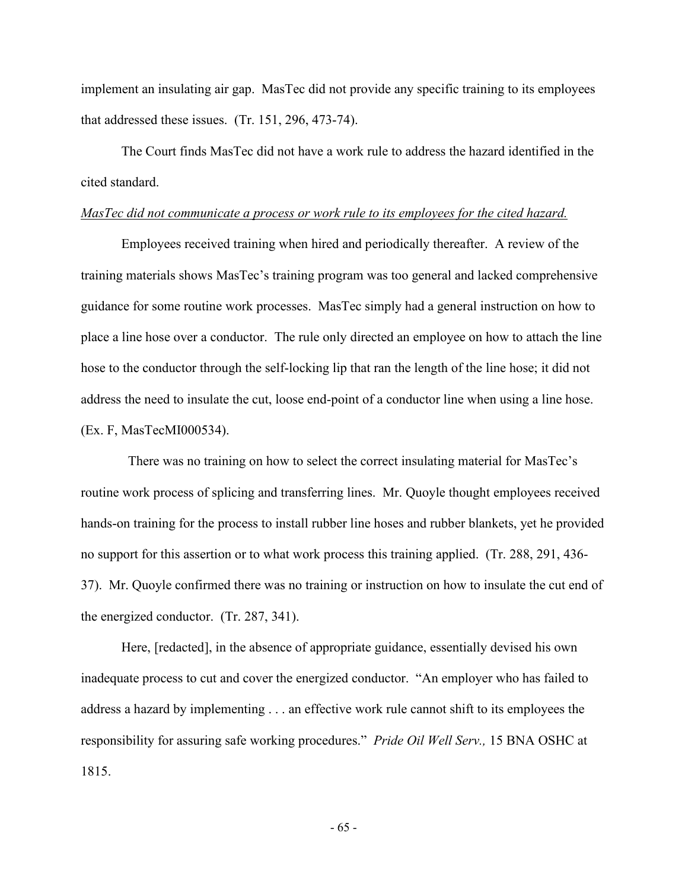implement an insulating air gap. MasTec did not provide any specific training to its employees that addressed these issues. (Tr. 151, 296, 473-74).

The Court finds MasTec did not have a work rule to address the hazard identified in the cited standard.

*MasTec did not communicate a process or work rule to its employees for the cited hazard.*

Employees received training when hired and periodically thereafter. A review of the training materials shows MasTec's training program was too general and lacked comprehensive guidance for some routine work processes. MasTec simply had a general instruction on how to place a line hose over a conductor. The rule only directed an employee on how to attach the line hose to the conductor through the self-locking lip that ran the length of the line hose; it did not address the need to insulate the cut, loose end-point of a conductor line when using a line hose. (Ex. F, MasTecMI000534).

There was no training on how to select the correct insulating material for MasTec's routine work process of splicing and transferring lines. Mr. Quoyle thought employees received hands-on training for the process to install rubber line hoses and rubber blankets, yet he provided no support for this assertion or to what work process this training applied. (Tr. 288, 291, 436-37). Mr. Quoyle confirmed there was no training or instruction on how to insulate the cut end of the energized conductor. (Tr. 287, 341).

Here, [redacted], in the absence of appropriate guidance, essentially devised his own inadequate process to cut and cover the energized conductor. "An employer who has failed to address a hazard by implementing . . . an effective work rule cannot shift to its employees the responsibility for assuring safe working procedures." *Pride Oil Well Serv.,* 15 BNA OSHC at 1815.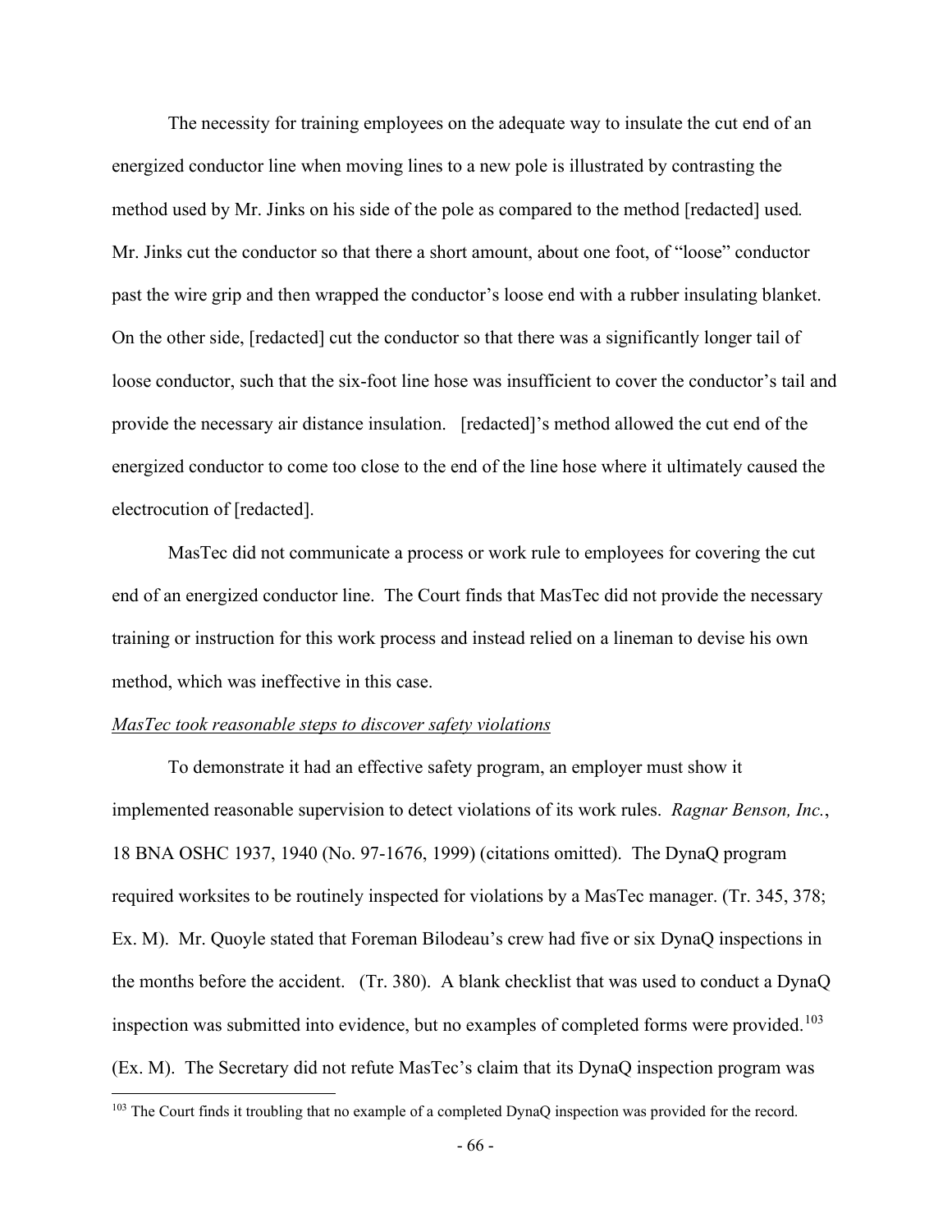The necessity for training employees on the adequate way to insulate the cut end of an energized conductor line when moving lines to a new pole is illustrated by contrasting the method used by Mr. Jinks on his side of the pole as compared to the method [redacted] used*.* Mr. Jinks cut the conductor so that there a short amount, about one foot, of "loose" conductor past the wire grip and then wrapped the conductor's loose end with a rubber insulating blanket. On the other side, [redacted] cut the conductor so that there was a significantly longer tail of loose conductor, such that the six-foot line hose was insufficient to cover the conductor's tail and provide the necessary air distance insulation. [redacted]'s method allowed the cut end of the energized conductor to come too close to the end of the line hose where it ultimately caused the electrocution of [redacted].

MasTec did not communicate a process or work rule to employees for covering the cut end of an energized conductor line. The Court finds that MasTec did not provide the necessary training or instruction for this work process and instead relied on a lineman to devise his own method, which was ineffective in this case.

*MasTec took reasonable steps to discover safety violations*

To demonstrate it had an effective safety program, an employer must show it implemented reasonable supervision to detect violations of its work rules. *Ragnar Benson, Inc.*, 18 BNA OSHC 1937, 1940 (No. 97-1676, 1999) (citations omitted). The DynaQ program required worksites to be routinely inspected for violations by a MasTec manager. (Tr. 345, 378; Ex. M). Mr. Quoyle stated that Foreman Bilodeau's crew had five or six DynaQ inspections in the months before the accident. (Tr. 380). A blank checklist that was used to conduct a DynaQ inspection was submitted into evidence, but no examples of completed forms were provided.[103] (Ex. M). The Secretary did not refute MasTec's claim that its DynaQ inspection program was

[103] The Court finds it troubling that no example of a completed DynaQ inspection was provided for the record.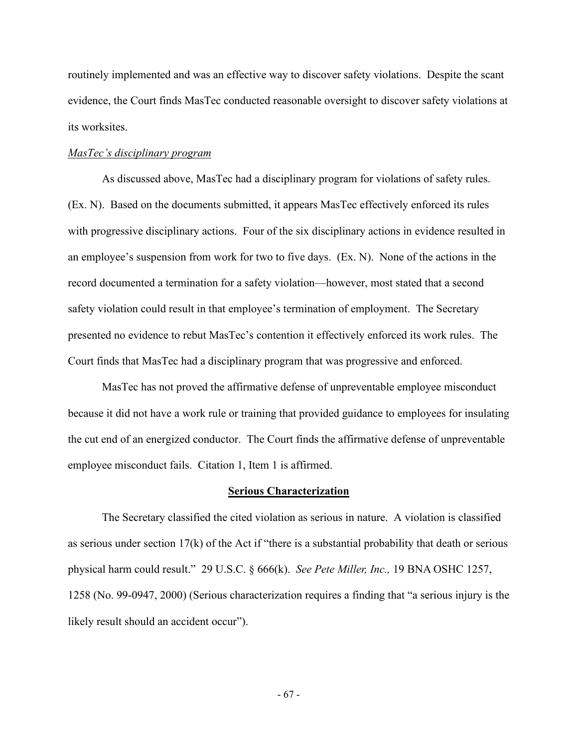routinely implemented and was an effective way to discover safety violations. Despite the scant evidence, the Court finds MasTec conducted reasonable oversight to discover safety violations at its worksites.

*MasTec's disciplinary program*

As discussed above, MasTec had a disciplinary program for violations of safety rules. (Ex. N). Based on the documents submitted, it appears MasTec effectively enforced its rules with progressive disciplinary actions. Four of the six disciplinary actions in evidence resulted in an employee's suspension from work for two to five days. (Ex. N). None of the actions in the record documented a termination for a safety violation—however, most stated that a second safety violation could result in that employee's termination of employment. The Secretary presented no evidence to rebut MasTec's contention it effectively enforced its work rules. The Court finds that MasTec had a disciplinary program that was progressive and enforced.

MasTec has not proved the affirmative defense of unpreventable employee misconduct because it did not have a work rule or training that provided guidance to employees for insulating the cut end of an energized conductor. The Court finds the affirmative defense of unpreventable employee misconduct fails. Citation 1, Item 1 is affirmed.

## Serious Characterization

The Secretary classified the cited violation as serious in nature. A violation is classified as serious under section 17(k) of the Act if "there is a substantial probability that death or serious physical harm could result." 29 U.S.C. § 666(k). *See Pete Miller, Inc.,* 19 BNA OSHC 1257, 1258 (No. 99-0947, 2000) (Serious characterization requires a finding that "a serious injury is the likely result should an accident occur").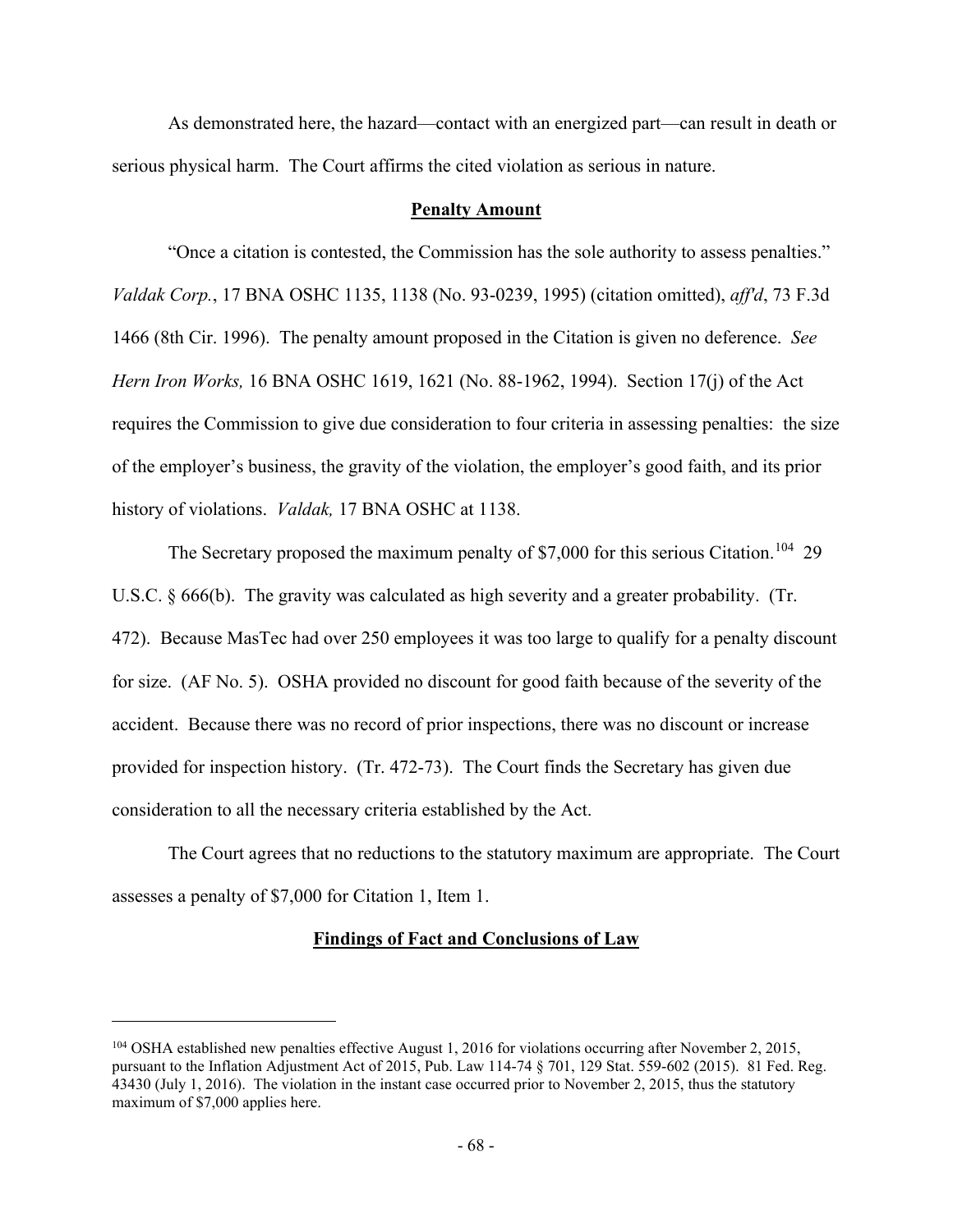As demonstrated here, the hazard—contact with an energized part—can result in death or serious physical harm. The Court affirms the cited violation as serious in nature.

## Penalty Amount

"Once a citation is contested, the Commission has the sole authority to assess penalties." *Valdak Corp.*, 17 BNA OSHC 1135, 1138 (No. 93-0239, 1995) (citation omitted), *aff'd*, 73 F.3d 1466 (8th Cir. 1996). The penalty amount proposed in the Citation is given no deference. *See Hern Iron Works,* 16 BNA OSHC 1619, 1621 (No. 88-1962, 1994). Section 17(j) of the Act requires the Commission to give due consideration to four criteria in assessing penalties: the size of the employer's business, the gravity of the violation, the employer's good faith, and its prior history of violations. *Valdak,* 17 BNA OSHC at 1138.

The Secretary proposed the maximum penalty of $7,000 for this serious Citation.[104] 29 U.S.C. § 666(b). The gravity was calculated as high severity and a greater probability. (Tr. 472). Because MasTec had over 250 employees it was too large to qualify for a penalty discount for size. (AF No. 5). OSHA provided no discount for good faith because of the severity of the accident. Because there was no record of prior inspections, there was no discount or increase provided for inspection history. (Tr. 472-73). The Court finds the Secretary has given due consideration to all the necessary criteria established by the Act.

The Court agrees that no reductions to the statutory maximum are appropriate. The Court assesses a penalty of $7,000 for Citation 1, Item 1.

## Findings of Fact and Conclusions of Law

---

[104] OSHA established new penalties effective August 1, 2016 for violations occurring after November 2, 2015, pursuant to the Inflation Adjustment Act of 2015, Pub. Law 114-74 § 701, 129 Stat. 559-602 (2015). 81 Fed. Reg. 43430 (July 1, 2016). The violation in the instant case occurred prior to November 2, 2015, thus the statutory maximum of $7,000 applies here.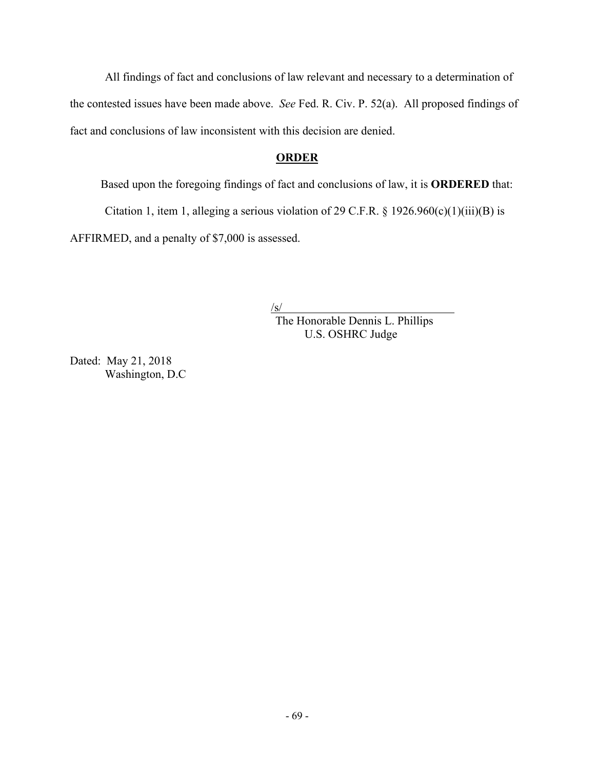All findings of fact and conclusions of law relevant and necessary to a determination of the contested issues have been made above. *See* Fed. R. Civ. P. 52(a). All proposed findings of fact and conclusions of law inconsistent with this decision are denied.

## ORDER

Based upon the foregoing findings of fact and conclusions of law, it is **ORDERED** that:

Citation 1, item 1, alleging a serious violation of 29 C.F.R. § 1926.960(c)(1)(iii)(B) is AFFIRMED, and a penalty of $7,000 is assessed.

/s/
The Honorable Dennis L. Phillips
U.S. OSHRC Judge

Dated: May 21, 2018
Washington, D.C